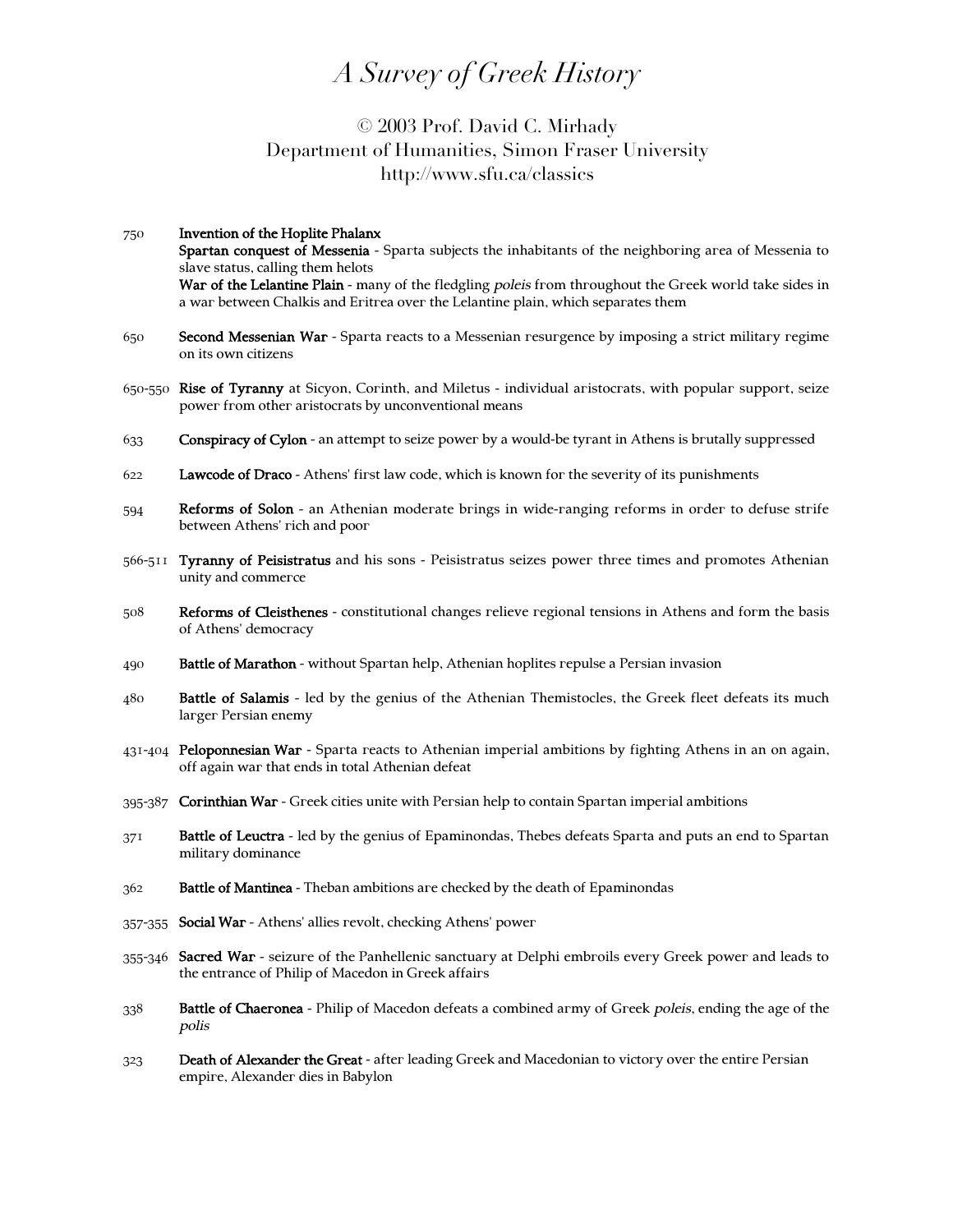# A Survey of Greek History

© 2003 Prof. David C. Mirhady
Department of Humanities, Simon Fraser University
http://www.sfu.ca/classics

750 **Invention of the Hoplite Phalanx**
**Spartan conquest of Messenia** - Sparta subjects the inhabitants of the neighboring area of Messenia to slave status, calling them helots
**War of the Lelantine Plain** - many of the fledgling *poleis* from throughout the Greek world take sides in a war between Chalkis and Eritrea over the Lelantine plain, which separates them

650 **Second Messenian War** - Sparta reacts to a Messenian resurgence by imposing a strict military regime on its own citizens

650-550 **Rise of Tyranny** at Sicyon, Corinth, and Miletus - individual aristocrats, with popular support, seize power from other aristocrats by unconventional means

633 **Conspiracy of Cylon** - an attempt to seize power by a would-be tyrant in Athens is brutally suppressed

622 **Lawcode of Draco** - Athens' first law code, which is known for the severity of its punishments

594 **Reforms of Solon** - an Athenian moderate brings in wide-ranging reforms in order to defuse strife between Athens' rich and poor

566-511 **Tyranny of Peisistratus** and his sons - Peisistratus seizes power three times and promotes Athenian unity and commerce

508 **Reforms of Cleisthenes** - constitutional changes relieve regional tensions in Athens and form the basis of Athens' democracy

490 **Battle of Marathon** - without Spartan help, Athenian hoplites repulse a Persian invasion

480 **Battle of Salamis** - led by the genius of the Athenian Themistocles, the Greek fleet defeats its much larger Persian enemy

431-404 **Peloponnesian War** - Sparta reacts to Athenian imperial ambitions by fighting Athens in an on again, off again war that ends in total Athenian defeat

395-387 **Corinthian War** - Greek cities unite with Persian help to contain Spartan imperial ambitions

371 **Battle of Leuctra** - led by the genius of Epaminondas, Thebes defeats Sparta and puts an end to Spartan military dominance

362 **Battle of Mantinea** - Theban ambitions are checked by the death of Epaminondas

357-355 **Social War** - Athens' allies revolt, checking Athens' power

355-346 **Sacred War** - seizure of the Panhellenic sanctuary at Delphi embroils every Greek power and leads to the entrance of Philip of Macedon in Greek affairs

338 **Battle of Chaeronea** - Philip of Macedon defeats a combined army of Greek *poleis*, ending the age of the *polis*

323 **Death of Alexander the Great** - after leading Greek and Macedonian to victory over the entire Persian empire, Alexander dies in Babylon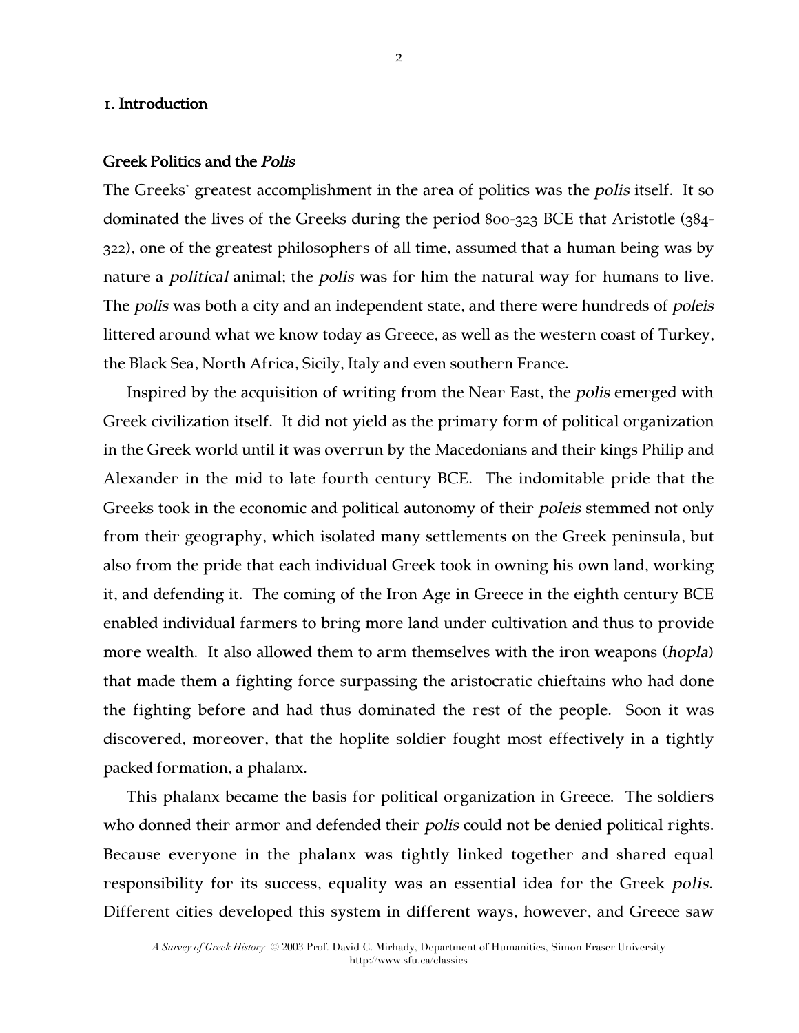## 1. Introduction

### Greek Politics and the *Polis*

The Greeks' greatest accomplishment in the area of politics was the *polis* itself. It so dominated the lives of the Greeks during the period 800-323 BCE that Aristotle (384-322), one of the greatest philosophers of all time, assumed that a human being was by nature a *political* animal; the *polis* was for him the natural way for humans to live. The *polis* was both a city and an independent state, and there were hundreds of *poleis* littered around what we know today as Greece, as well as the western coast of Turkey, the Black Sea, North Africa, Sicily, Italy and even southern France.

Inspired by the acquisition of writing from the Near East, the *polis* emerged with Greek civilization itself. It did not yield as the primary form of political organization in the Greek world until it was overrun by the Macedonians and their kings Philip and Alexander in the mid to late fourth century BCE. The indomitable pride that the Greeks took in the economic and political autonomy of their *poleis* stemmed not only from their geography, which isolated many settlements on the Greek peninsula, but also from the pride that each individual Greek took in owning his own land, working it, and defending it. The coming of the Iron Age in Greece in the eighth century BCE enabled individual farmers to bring more land under cultivation and thus to provide more wealth. It also allowed them to arm themselves with the iron weapons (*hopla*) that made them a fighting force surpassing the aristocratic chieftains who had done the fighting before and had thus dominated the rest of the people. Soon it was discovered, moreover, that the hoplite soldier fought most effectively in a tightly packed formation, a phalanx.

This phalanx became the basis for political organization in Greece. The soldiers who donned their armor and defended their *polis* could not be denied political rights. Because everyone in the phalanx was tightly linked together and shared equal responsibility for its success, equality was an essential idea for the Greek *polis*. Different cities developed this system in different ways, however, and Greece saw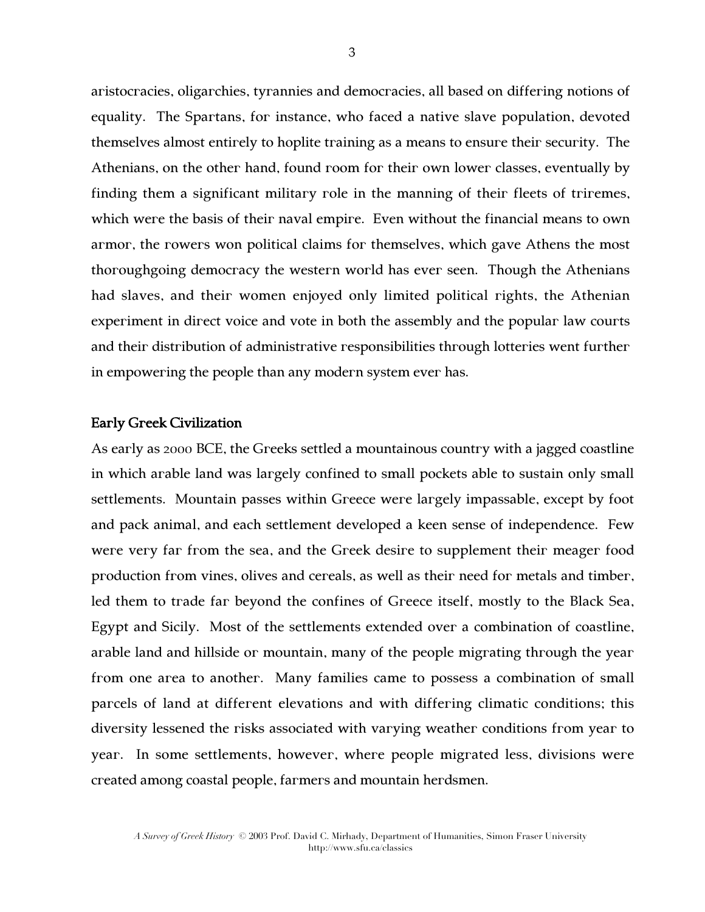aristocracies, oligarchies, tyrannies and democracies, all based on differing notions of equality. The Spartans, for instance, who faced a native slave population, devoted themselves almost entirely to hoplite training as a means to ensure their security. The Athenians, on the other hand, found room for their own lower classes, eventually by finding them a significant military role in the manning of their fleets of triremes, which were the basis of their naval empire. Even without the financial means to own armor, the rowers won political claims for themselves, which gave Athens the most thoroughgoing democracy the western world has ever seen. Though the Athenians had slaves, and their women enjoyed only limited political rights, the Athenian experiment in direct voice and vote in both the assembly and the popular law courts and their distribution of administrative responsibilities through lotteries went further in empowering the people than any modern system ever has.

## Early Greek Civilization

As early as 2000 BCE, the Greeks settled a mountainous country with a jagged coastline in which arable land was largely confined to small pockets able to sustain only small settlements. Mountain passes within Greece were largely impassable, except by foot and pack animal, and each settlement developed a keen sense of independence. Few were very far from the sea, and the Greek desire to supplement their meager food production from vines, olives and cereals, as well as their need for metals and timber, led them to trade far beyond the confines of Greece itself, mostly to the Black Sea, Egypt and Sicily. Most of the settlements extended over a combination of coastline, arable land and hillside or mountain, many of the people migrating through the year from one area to another. Many families came to possess a combination of small parcels of land at different elevations and with differing climatic conditions; this diversity lessened the risks associated with varying weather conditions from year to year. In some settlements, however, where people migrated less, divisions were created among coastal people, farmers and mountain herdsmen.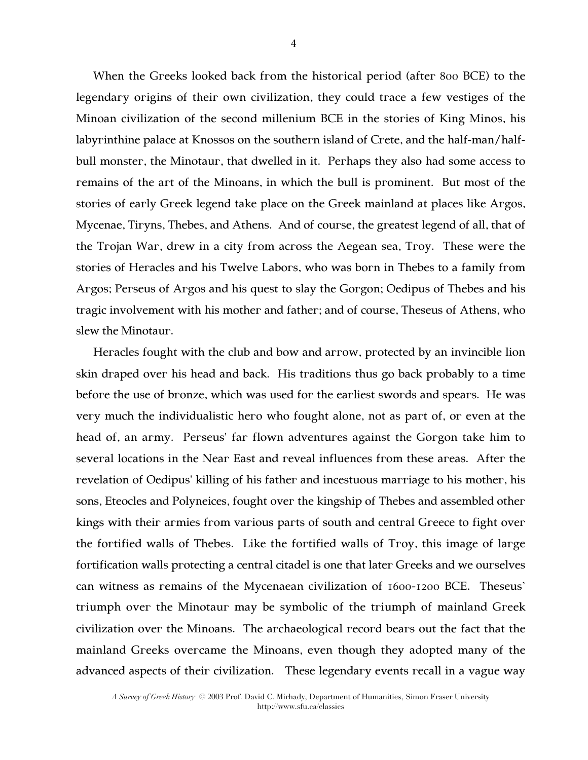When the Greeks looked back from the historical period (after 800 BCE) to the legendary origins of their own civilization, they could trace a few vestiges of the Minoan civilization of the second millenium BCE in the stories of King Minos, his labyrinthine palace at Knossos on the southern island of Crete, and the half-man/half-bull monster, the Minotaur, that dwelled in it. Perhaps they also had some access to remains of the art of the Minoans, in which the bull is prominent. But most of the stories of early Greek legend take place on the Greek mainland at places like Argos, Mycenae, Tiryns, Thebes, and Athens. And of course, the greatest legend of all, that of the Trojan War, drew in a city from across the Aegean sea, Troy. These were the stories of Heracles and his Twelve Labors, who was born in Thebes to a family from Argos; Perseus of Argos and his quest to slay the Gorgon; Oedipus of Thebes and his tragic involvement with his mother and father; and of course, Theseus of Athens, who slew the Minotaur.

Heracles fought with the club and bow and arrow, protected by an invincible lion skin draped over his head and back. His traditions thus go back probably to a time before the use of bronze, which was used for the earliest swords and spears. He was very much the individualistic hero who fought alone, not as part of, or even at the head of, an army. Perseus' far flown adventures against the Gorgon take him to several locations in the Near East and reveal influences from these areas. After the revelation of Oedipus' killing of his father and incestuous marriage to his mother, his sons, Eteocles and Polyneices, fought over the kingship of Thebes and assembled other kings with their armies from various parts of south and central Greece to fight over the fortified walls of Thebes. Like the fortified walls of Troy, this image of large fortification walls protecting a central citadel is one that later Greeks and we ourselves can witness as remains of the Mycenaean civilization of 1600-1200 BCE. Theseus' triumph over the Minotaur may be symbolic of the triumph of mainland Greek civilization over the Minoans. The archaeological record bears out the fact that the mainland Greeks overcame the Minoans, even though they adopted many of the advanced aspects of their civilization. These legendary events recall in a vague way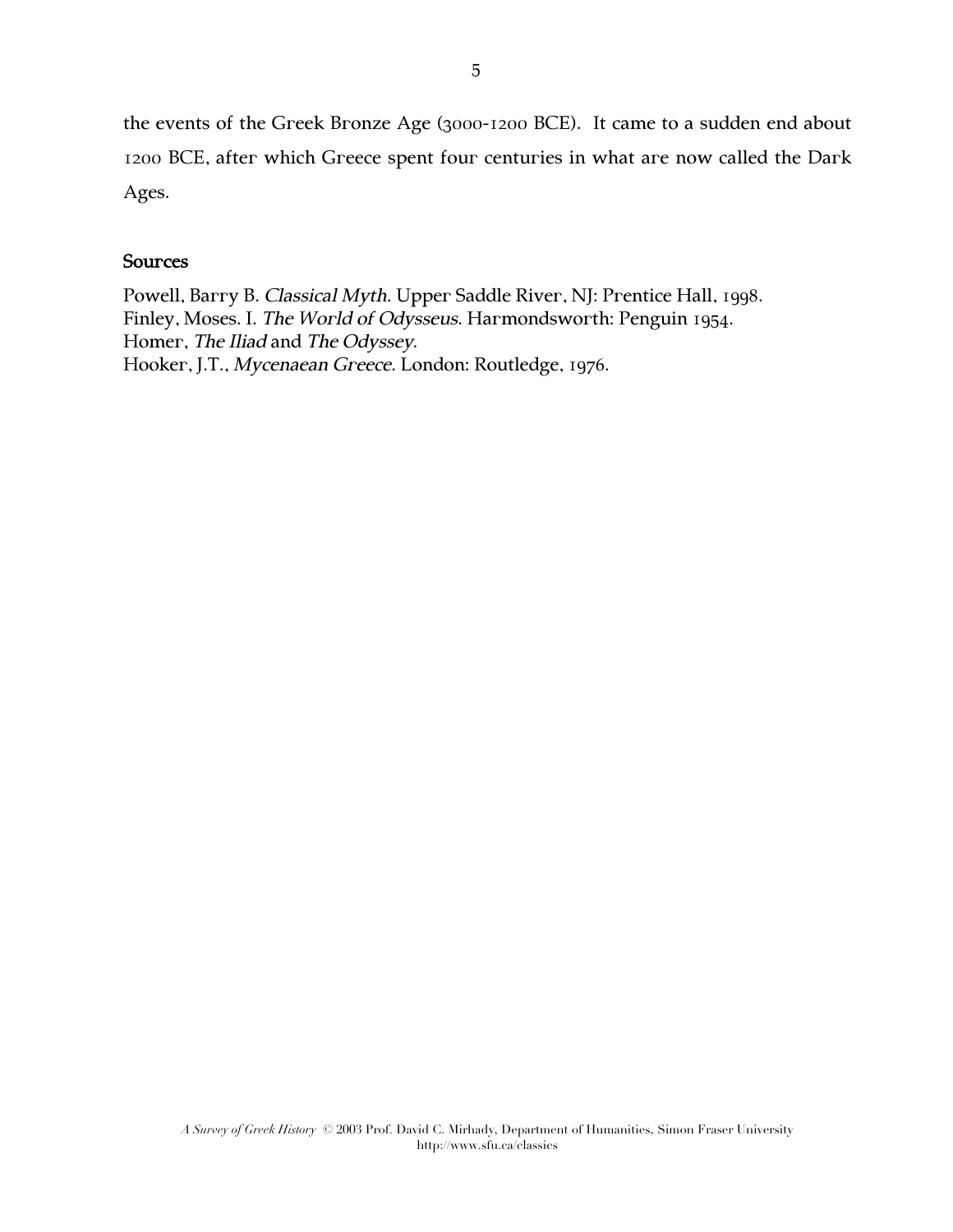the events of the Greek Bronze Age (3000-1200 BCE). It came to a sudden end about 1200 BCE, after which Greece spent four centuries in what are now called the Dark Ages.

## Sources

Powell, Barry B. *Classical Myth*. Upper Saddle River, NJ: Prentice Hall, 1998.
Finley, Moses. I. *The World of Odysseus*. Harmondsworth: Penguin 1954.
Homer, *The Iliad* and *The Odyssey*.
Hooker, J.T., *Mycenaean Greece*. London: Routledge, 1976.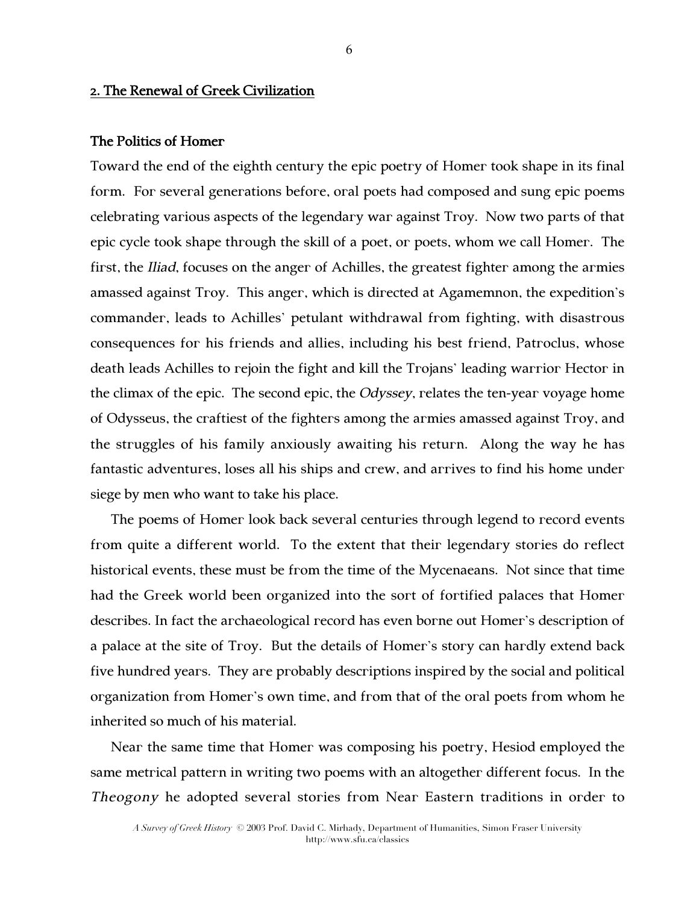## 2. The Renewal of Greek Civilization

### The Politics of Homer

Toward the end of the eighth century the epic poetry of Homer took shape in its final form. For several generations before, oral poets had composed and sung epic poems celebrating various aspects of the legendary war against Troy. Now two parts of that epic cycle took shape through the skill of a poet, or poets, whom we call Homer. The first, the *Iliad*, focuses on the anger of Achilles, the greatest fighter among the armies amassed against Troy. This anger, which is directed at Agamemnon, the expedition's commander, leads to Achilles' petulant withdrawal from fighting, with disastrous consequences for his friends and allies, including his best friend, Patroclus, whose death leads Achilles to rejoin the fight and kill the Trojans' leading warrior Hector in the climax of the epic. The second epic, the *Odyssey*, relates the ten-year voyage home of Odysseus, the craftiest of the fighters among the armies amassed against Troy, and the struggles of his family anxiously awaiting his return. Along the way he has fantastic adventures, loses all his ships and crew, and arrives to find his home under siege by men who want to take his place.

The poems of Homer look back several centuries through legend to record events from quite a different world. To the extent that their legendary stories do reflect historical events, these must be from the time of the Mycenaeans. Not since that time had the Greek world been organized into the sort of fortified palaces that Homer describes. In fact the archaeological record has even borne out Homer's description of a palace at the site of Troy. But the details of Homer's story can hardly extend back five hundred years. They are probably descriptions inspired by the social and political organization from Homer's own time, and from that of the oral poets from whom he inherited so much of his material.

Near the same time that Homer was composing his poetry, Hesiod employed the same metrical pattern in writing two poems with an altogether different focus. In the *Theogony* he adopted several stories from Near Eastern traditions in order to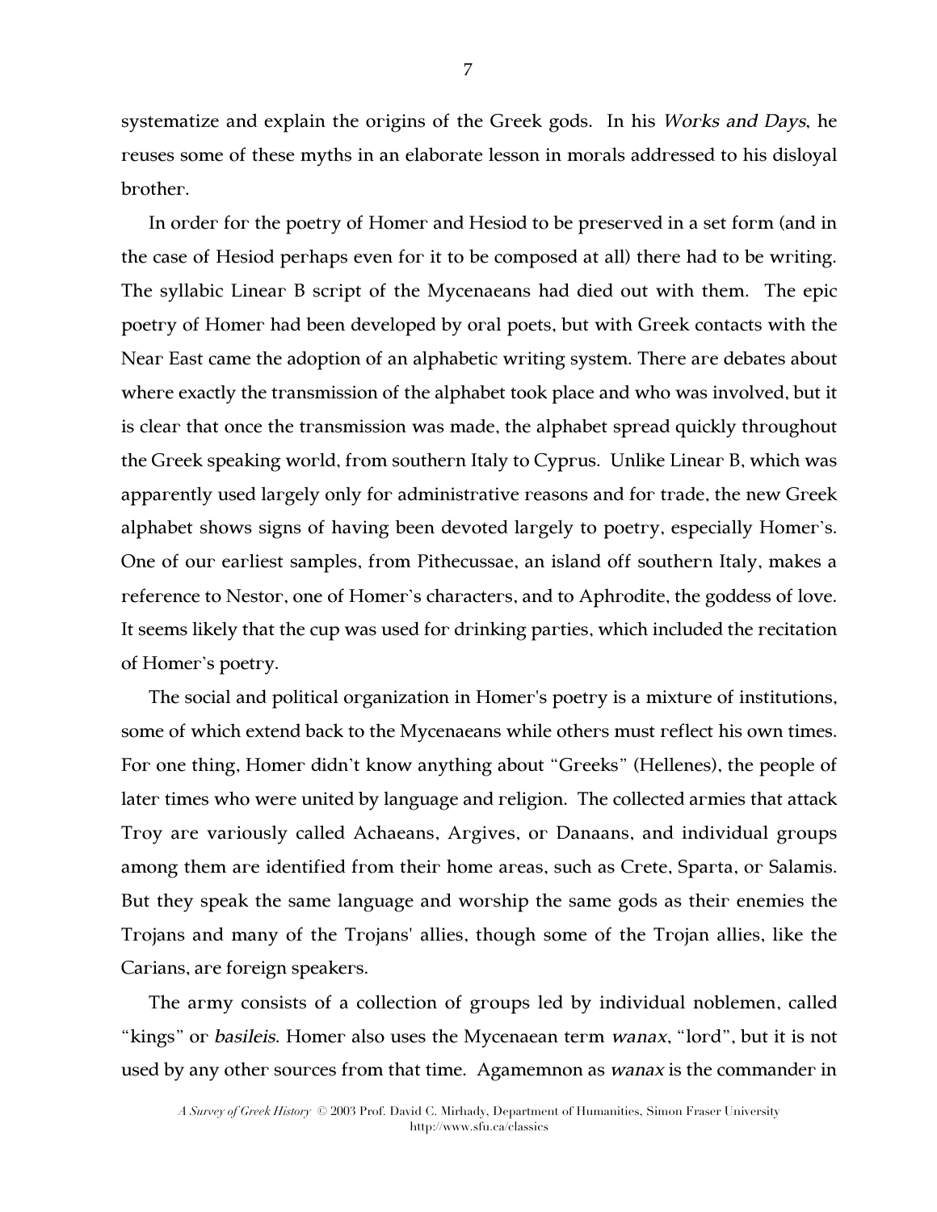systematize and explain the origins of the Greek gods. In his *Works and Days*, he reuses some of these myths in an elaborate lesson in morals addressed to his disloyal brother.

In order for the poetry of Homer and Hesiod to be preserved in a set form (and in the case of Hesiod perhaps even for it to be composed at all) there had to be writing. The syllabic Linear B script of the Mycenaeans had died out with them. The epic poetry of Homer had been developed by oral poets, but with Greek contacts with the Near East came the adoption of an alphabetic writing system. There are debates about where exactly the transmission of the alphabet took place and who was involved, but it is clear that once the transmission was made, the alphabet spread quickly throughout the Greek speaking world, from southern Italy to Cyprus. Unlike Linear B, which was apparently used largely only for administrative reasons and for trade, the new Greek alphabet shows signs of having been devoted largely to poetry, especially Homer's. One of our earliest samples, from Pithecussae, an island off southern Italy, makes a reference to Nestor, one of Homer's characters, and to Aphrodite, the goddess of love. It seems likely that the cup was used for drinking parties, which included the recitation of Homer's poetry.

The social and political organization in Homer's poetry is a mixture of institutions, some of which extend back to the Mycenaeans while others must reflect his own times. For one thing, Homer didn't know anything about "Greeks" (Hellenes), the people of later times who were united by language and religion. The collected armies that attack Troy are variously called Achaeans, Argives, or Danaans, and individual groups among them are identified from their home areas, such as Crete, Sparta, or Salamis. But they speak the same language and worship the same gods as their enemies the Trojans and many of the Trojans' allies, though some of the Trojan allies, like the Carians, are foreign speakers.

The army consists of a collection of groups led by individual noblemen, called "kings" or *basileis*. Homer also uses the Mycenaean term *wanax*, "lord", but it is not used by any other sources from that time. Agamemnon as *wanax* is the commander in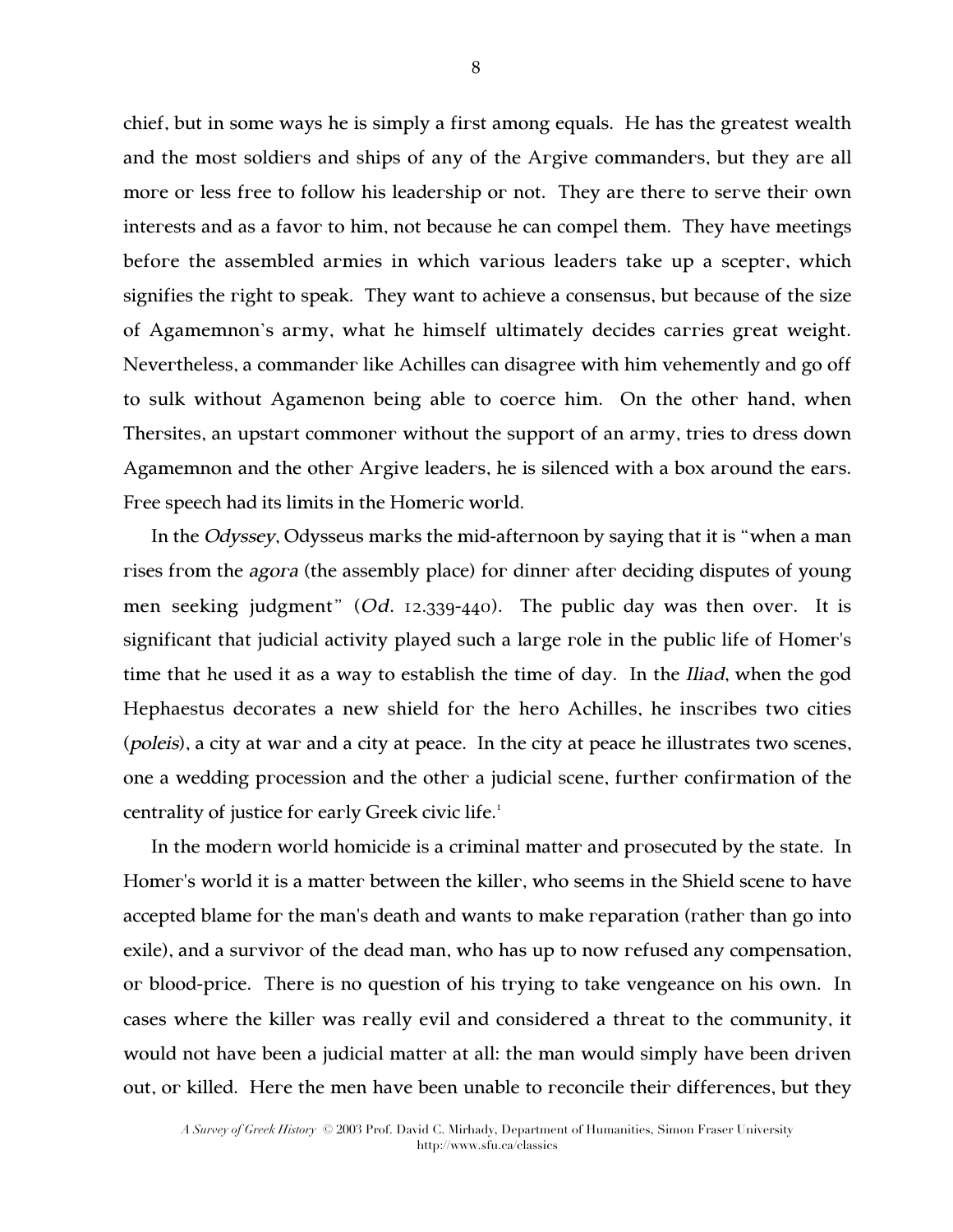chief, but in some ways he is simply a first among equals. He has the greatest wealth and the most soldiers and ships of any of the Argive commanders, but they are all more or less free to follow his leadership or not. They are there to serve their own interests and as a favor to him, not because he can compel them. They have meetings before the assembled armies in which various leaders take up a scepter, which signifies the right to speak. They want to achieve a consensus, but because of the size of Agamemnon's army, what he himself ultimately decides carries great weight. Nevertheless, a commander like Achilles can disagree with him vehemently and go off to sulk without Agamenon being able to coerce him. On the other hand, when Thersites, an upstart commoner without the support of an army, tries to dress down Agamemnon and the other Argive leaders, he is silenced with a box around the ears. Free speech had its limits in the Homeric world.

In the *Odyssey*, Odysseus marks the mid-afternoon by saying that it is "when a man rises from the *agora* (the assembly place) for dinner after deciding disputes of young men seeking judgment" (*Od.* 12.339-440). The public day was then over. It is significant that judicial activity played such a large role in the public life of Homer's time that he used it as a way to establish the time of day. In the *Iliad*, when the god Hephaestus decorates a new shield for the hero Achilles, he inscribes two cities (*poleis*), a city at war and a city at peace. In the city at peace he illustrates two scenes, one a wedding procession and the other a judicial scene, further confirmation of the centrality of justice for early Greek civic life.[1]

In the modern world homicide is a criminal matter and prosecuted by the state. In Homer's world it is a matter between the killer, who seems in the Shield scene to have accepted blame for the man's death and wants to make reparation (rather than go into exile), and a survivor of the dead man, who has up to now refused any compensation, or blood-price. There is no question of his trying to take vengeance on his own. In cases where the killer was really evil and considered a threat to the community, it would not have been a judicial matter at all: the man would simply have been driven out, or killed. Here the men have been unable to reconcile their differences, but they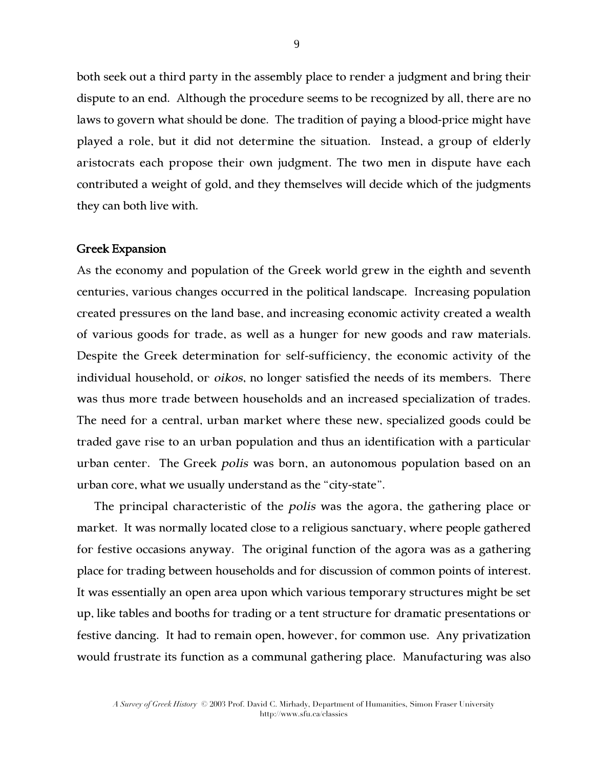both seek out a third party in the assembly place to render a judgment and bring their dispute to an end. Although the procedure seems to be recognized by all, there are no laws to govern what should be done. The tradition of paying a blood-price might have played a role, but it did not determine the situation. Instead, a group of elderly aristocrats each propose their own judgment. The two men in dispute have each contributed a weight of gold, and they themselves will decide which of the judgments they can both live with.

## Greek Expansion

As the economy and population of the Greek world grew in the eighth and seventh centuries, various changes occurred in the political landscape. Increasing population created pressures on the land base, and increasing economic activity created a wealth of various goods for trade, as well as a hunger for new goods and raw materials. Despite the Greek determination for self-sufficiency, the economic activity of the individual household, or *oikos*, no longer satisfied the needs of its members. There was thus more trade between households and an increased specialization of trades. The need for a central, urban market where these new, specialized goods could be traded gave rise to an urban population and thus an identification with a particular urban center. The Greek *polis* was born, an autonomous population based on an urban core, what we usually understand as the "city-state".

The principal characteristic of the *polis* was the agora, the gathering place or market. It was normally located close to a religious sanctuary, where people gathered for festive occasions anyway. The original function of the agora was as a gathering place for trading between households and for discussion of common points of interest. It was essentially an open area upon which various temporary structures might be set up, like tables and booths for trading or a tent structure for dramatic presentations or festive dancing. It had to remain open, however, for common use. Any privatization would frustrate its function as a communal gathering place. Manufacturing was also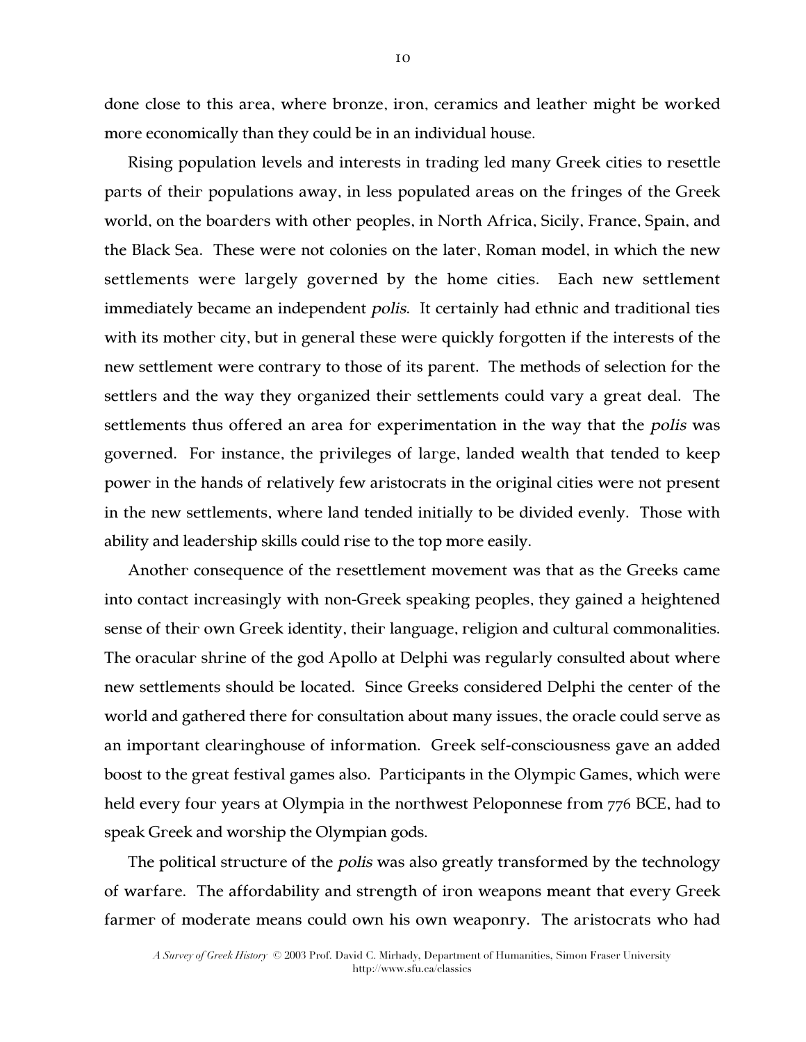done close to this area, where bronze, iron, ceramics and leather might be worked more economically than they could be in an individual house.

Rising population levels and interests in trading led many Greek cities to resettle parts of their populations away, in less populated areas on the fringes of the Greek world, on the boarders with other peoples, in North Africa, Sicily, France, Spain, and the Black Sea. These were not colonies on the later, Roman model, in which the new settlements were largely governed by the home cities. Each new settlement immediately became an independent *polis*. It certainly had ethnic and traditional ties with its mother city, but in general these were quickly forgotten if the interests of the new settlement were contrary to those of its parent. The methods of selection for the settlers and the way they organized their settlements could vary a great deal. The settlements thus offered an area for experimentation in the way that the *polis* was governed. For instance, the privileges of large, landed wealth that tended to keep power in the hands of relatively few aristocrats in the original cities were not present in the new settlements, where land tended initially to be divided evenly. Those with ability and leadership skills could rise to the top more easily.

Another consequence of the resettlement movement was that as the Greeks came into contact increasingly with non-Greek speaking peoples, they gained a heightened sense of their own Greek identity, their language, religion and cultural commonalities. The oracular shrine of the god Apollo at Delphi was regularly consulted about where new settlements should be located. Since Greeks considered Delphi the center of the world and gathered there for consultation about many issues, the oracle could serve as an important clearinghouse of information. Greek self-consciousness gave an added boost to the great festival games also. Participants in the Olympic Games, which were held every four years at Olympia in the northwest Peloponnese from 776 BCE, had to speak Greek and worship the Olympian gods.

The political structure of the *polis* was also greatly transformed by the technology of warfare. The affordability and strength of iron weapons meant that every Greek farmer of moderate means could own his own weaponry. The aristocrats who had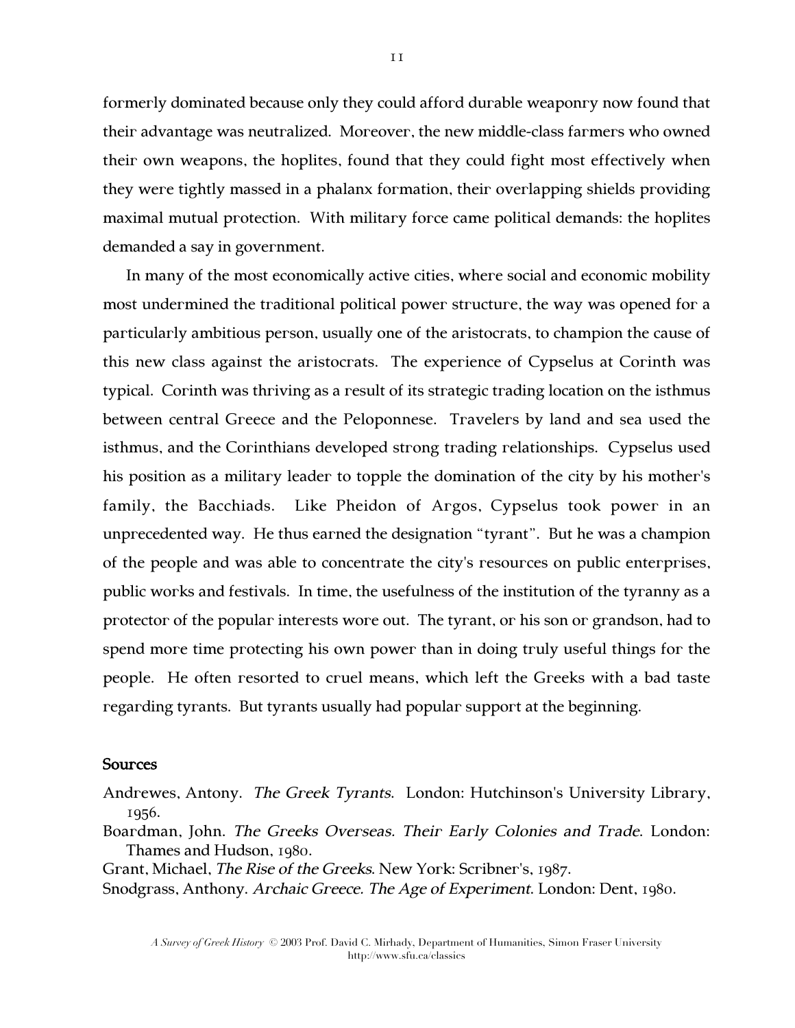formerly dominated because only they could afford durable weaponry now found that their advantage was neutralized. Moreover, the new middle-class farmers who owned their own weapons, the hoplites, found that they could fight most effectively when they were tightly massed in a phalanx formation, their overlapping shields providing maximal mutual protection. With military force came political demands: the hoplites demanded a say in government.

In many of the most economically active cities, where social and economic mobility most undermined the traditional political power structure, the way was opened for a particularly ambitious person, usually one of the aristocrats, to champion the cause of this new class against the aristocrats. The experience of Cypselus at Corinth was typical. Corinth was thriving as a result of its strategic trading location on the isthmus between central Greece and the Peloponnese. Travelers by land and sea used the isthmus, and the Corinthians developed strong trading relationships. Cypselus used his position as a military leader to topple the domination of the city by his mother's family, the Bacchiads. Like Pheidon of Argos, Cypselus took power in an unprecedented way. He thus earned the designation "tyrant". But he was a champion of the people and was able to concentrate the city's resources on public enterprises, public works and festivals. In time, the usefulness of the institution of the tyranny as a protector of the popular interests wore out. The tyrant, or his son or grandson, had to spend more time protecting his own power than in doing truly useful things for the people. He often resorted to cruel means, which left the Greeks with a bad taste regarding tyrants. But tyrants usually had popular support at the beginning.

## Sources

Andrewes, Antony. *The Greek Tyrants*. London: Hutchinson's University Library, 1956.

Boardman, John. *The Greeks Overseas. Their Early Colonies and Trade*. London: Thames and Hudson, 1980.

Grant, Michael, *The Rise of the Greeks*. New York: Scribner's, 1987.

Snodgrass, Anthony. *Archaic Greece. The Age of Experiment*. London: Dent, 1980.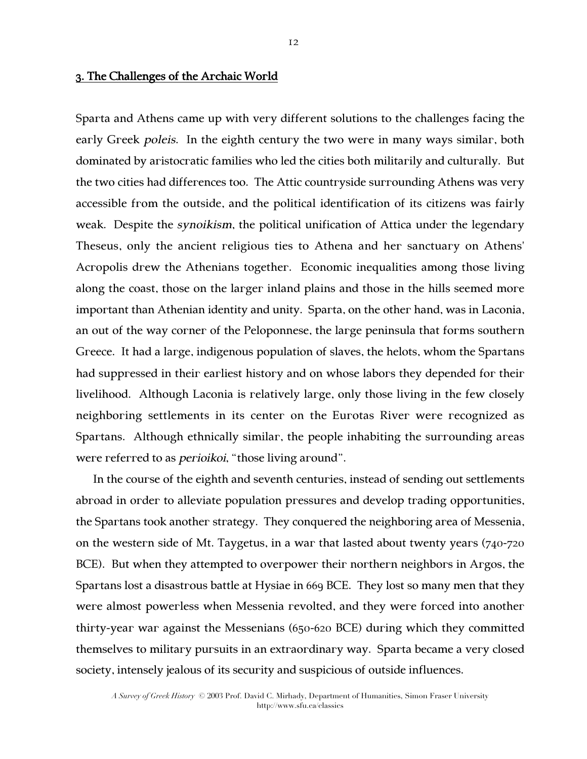## 3. The Challenges of the Archaic World

Sparta and Athens came up with very different solutions to the challenges facing the early Greek *poleis*. In the eighth century the two were in many ways similar, both dominated by aristocratic families who led the cities both militarily and culturally. But the two cities had differences too. The Attic countryside surrounding Athens was very accessible from the outside, and the political identification of its citizens was fairly weak. Despite the *synoikism*, the political unification of Attica under the legendary Theseus, only the ancient religious ties to Athena and her sanctuary on Athens' Acropolis drew the Athenians together. Economic inequalities among those living along the coast, those on the larger inland plains and those in the hills seemed more important than Athenian identity and unity. Sparta, on the other hand, was in Laconia, an out of the way corner of the Peloponnese, the large peninsula that forms southern Greece. It had a large, indigenous population of slaves, the helots, whom the Spartans had suppressed in their earliest history and on whose labors they depended for their livelihood. Although Laconia is relatively large, only those living in the few closely neighboring settlements in its center on the Eurotas River were recognized as Spartans. Although ethnically similar, the people inhabiting the surrounding areas were referred to as *perioikoi*, "those living around".

In the course of the eighth and seventh centuries, instead of sending out settlements abroad in order to alleviate population pressures and develop trading opportunities, the Spartans took another strategy. They conquered the neighboring area of Messenia, on the western side of Mt. Taygetus, in a war that lasted about twenty years (740-720 BCE). But when they attempted to overpower their northern neighbors in Argos, the Spartans lost a disastrous battle at Hysiae in 669 BCE. They lost so many men that they were almost powerless when Messenia revolted, and they were forced into another thirty-year war against the Messenians (650-620 BCE) during which they committed themselves to military pursuits in an extraordinary way. Sparta became a very closed society, intensely jealous of its security and suspicious of outside influences.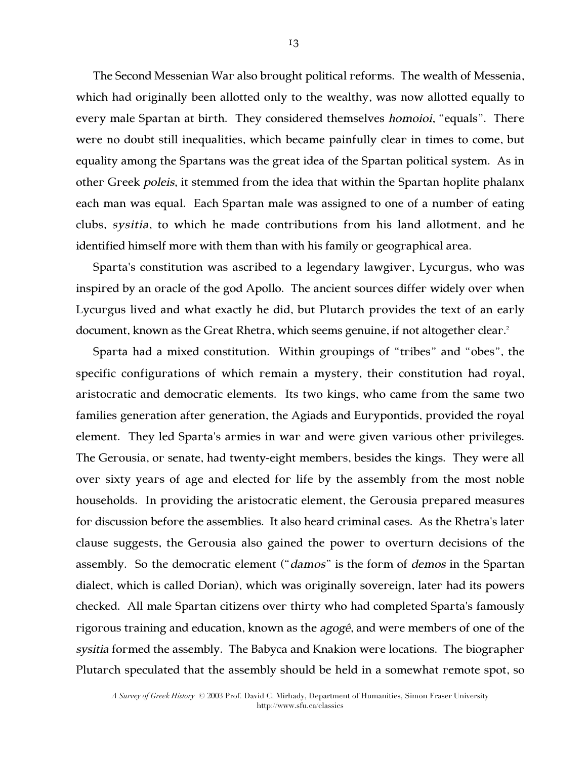The Second Messenian War also brought political reforms. The wealth of Messenia, which had originally been allotted only to the wealthy, was now allotted equally to every male Spartan at birth. They considered themselves *homoioi*, "equals". There were no doubt still inequalities, which became painfully clear in times to come, but equality among the Spartans was the great idea of the Spartan political system. As in other Greek *poleis*, it stemmed from the idea that within the Spartan hoplite phalanx each man was equal. Each Spartan male was assigned to one of a number of eating clubs, *sysitia*, to which he made contributions from his land allotment, and he identified himself more with them than with his family or geographical area.

Sparta's constitution was ascribed to a legendary lawgiver, Lycurgus, who was inspired by an oracle of the god Apollo. The ancient sources differ widely over when Lycurgus lived and what exactly he did, but Plutarch provides the text of an early document, known as the Great Rhetra, which seems genuine, if not altogether clear.[2]

Sparta had a mixed constitution. Within groupings of "tribes" and "obes", the specific configurations of which remain a mystery, their constitution had royal, aristocratic and democratic elements. Its two kings, who came from the same two families generation after generation, the Agiads and Eurypontids, provided the royal element. They led Sparta's armies in war and were given various other privileges. The Gerousia, or senate, had twenty-eight members, besides the kings. They were all over sixty years of age and elected for life by the assembly from the most noble households. In providing the aristocratic element, the Gerousia prepared measures for discussion before the assemblies. It also heard criminal cases. As the Rhetra's later clause suggests, the Gerousia also gained the power to overturn decisions of the assembly. So the democratic element ("*damos*" is the form of *demos* in the Spartan dialect, which is called Dorian), which was originally sovereign, later had its powers checked. All male Spartan citizens over thirty who had completed Sparta's famously rigorous training and education, known as the *agogê*, and were members of one of the *sysitia* formed the assembly. The Babyca and Knakion were locations. The biographer Plutarch speculated that the assembly should be held in a somewhat remote spot, so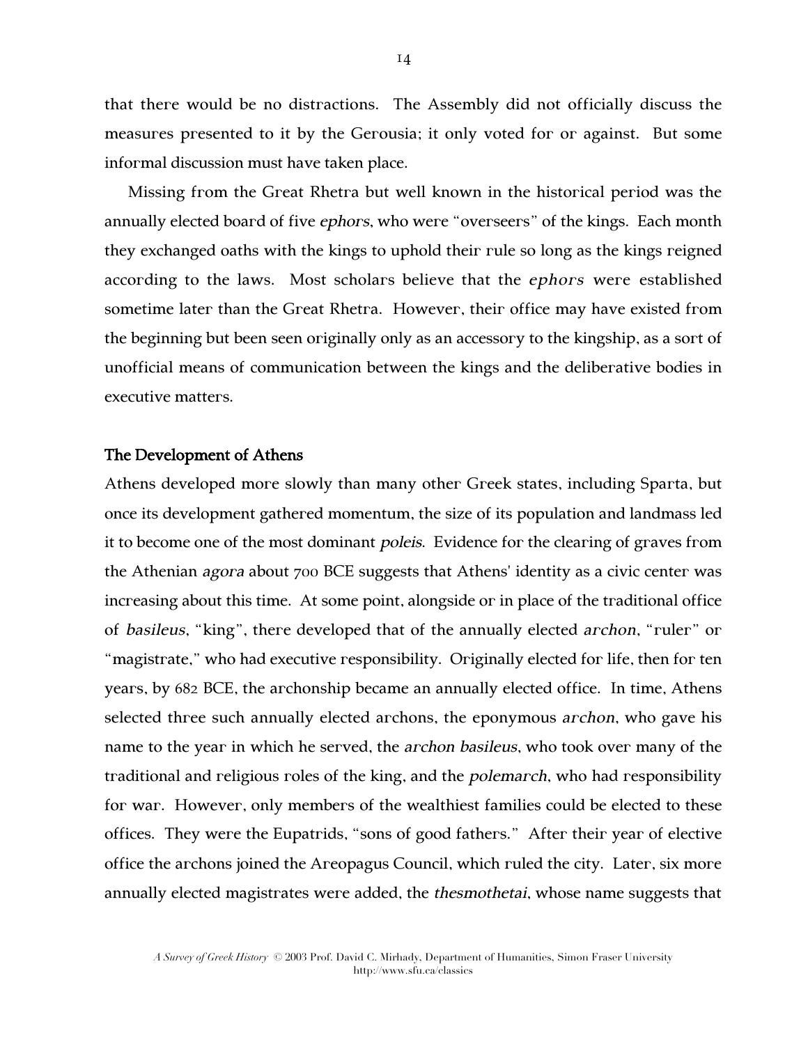that there would be no distractions. The Assembly did not officially discuss the measures presented to it by the Gerousia; it only voted for or against. But some informal discussion must have taken place.

Missing from the Great Rhetra but well known in the historical period was the annually elected board of five *ephors*, who were "overseers" of the kings. Each month they exchanged oaths with the kings to uphold their rule so long as the kings reigned according to the laws. Most scholars believe that the *ephors* were established sometime later than the Great Rhetra. However, their office may have existed from the beginning but been seen originally only as an accessory to the kingship, as a sort of unofficial means of communication between the kings and the deliberative bodies in executive matters.

## The Development of Athens

Athens developed more slowly than many other Greek states, including Sparta, but once its development gathered momentum, the size of its population and landmass led it to become one of the most dominant *poleis*. Evidence for the clearing of graves from the Athenian *agora* about 700 BCE suggests that Athens' identity as a civic center was increasing about this time. At some point, alongside or in place of the traditional office of *basileus*, "king", there developed that of the annually elected *archon*, "ruler" or "magistrate," who had executive responsibility. Originally elected for life, then for ten years, by 682 BCE, the archonship became an annually elected office. In time, Athens selected three such annually elected archons, the eponymous *archon*, who gave his name to the year in which he served, the *archon basileus*, who took over many of the traditional and religious roles of the king, and the *polemarch*, who had responsibility for war. However, only members of the wealthiest families could be elected to these offices. They were the Eupatrids, "sons of good fathers." After their year of elective office the archons joined the Areopagus Council, which ruled the city. Later, six more annually elected magistrates were added, the *thesmothetai*, whose name suggests that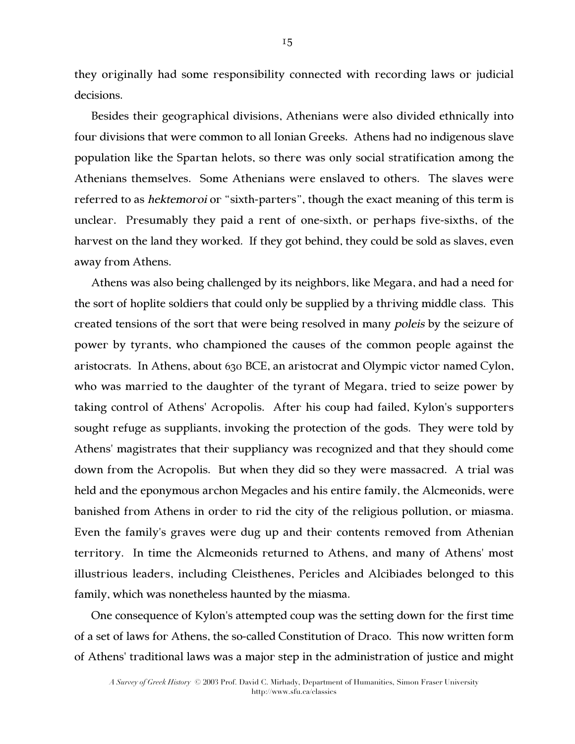they originally had some responsibility connected with recording laws or judicial decisions.

Besides their geographical divisions, Athenians were also divided ethnically into four divisions that were common to all Ionian Greeks. Athens had no indigenous slave population like the Spartan helots, so there was only social stratification among the Athenians themselves. Some Athenians were enslaved to others. The slaves were referred to as *hektemoroi* or "sixth-parters", though the exact meaning of this term is unclear. Presumably they paid a rent of one-sixth, or perhaps five-sixths, of the harvest on the land they worked. If they got behind, they could be sold as slaves, even away from Athens.

Athens was also being challenged by its neighbors, like Megara, and had a need for the sort of hoplite soldiers that could only be supplied by a thriving middle class. This created tensions of the sort that were being resolved in many *poleis* by the seizure of power by tyrants, who championed the causes of the common people against the aristocrats. In Athens, about 630 BCE, an aristocrat and Olympic victor named Cylon, who was married to the daughter of the tyrant of Megara, tried to seize power by taking control of Athens' Acropolis. After his coup had failed, Kylon's supporters sought refuge as suppliants, invoking the protection of the gods. They were told by Athens' magistrates that their suppliancy was recognized and that they should come down from the Acropolis. But when they did so they were massacred. A trial was held and the eponymous archon Megacles and his entire family, the Alcmeonids, were banished from Athens in order to rid the city of the religious pollution, or miasma. Even the family's graves were dug up and their contents removed from Athenian territory. In time the Alcmeonids returned to Athens, and many of Athens' most illustrious leaders, including Cleisthenes, Pericles and Alcibiades belonged to this family, which was nonetheless haunted by the miasma.

One consequence of Kylon's attempted coup was the setting down for the first time of a set of laws for Athens, the so-called Constitution of Draco. This now written form of Athens' traditional laws was a major step in the administration of justice and might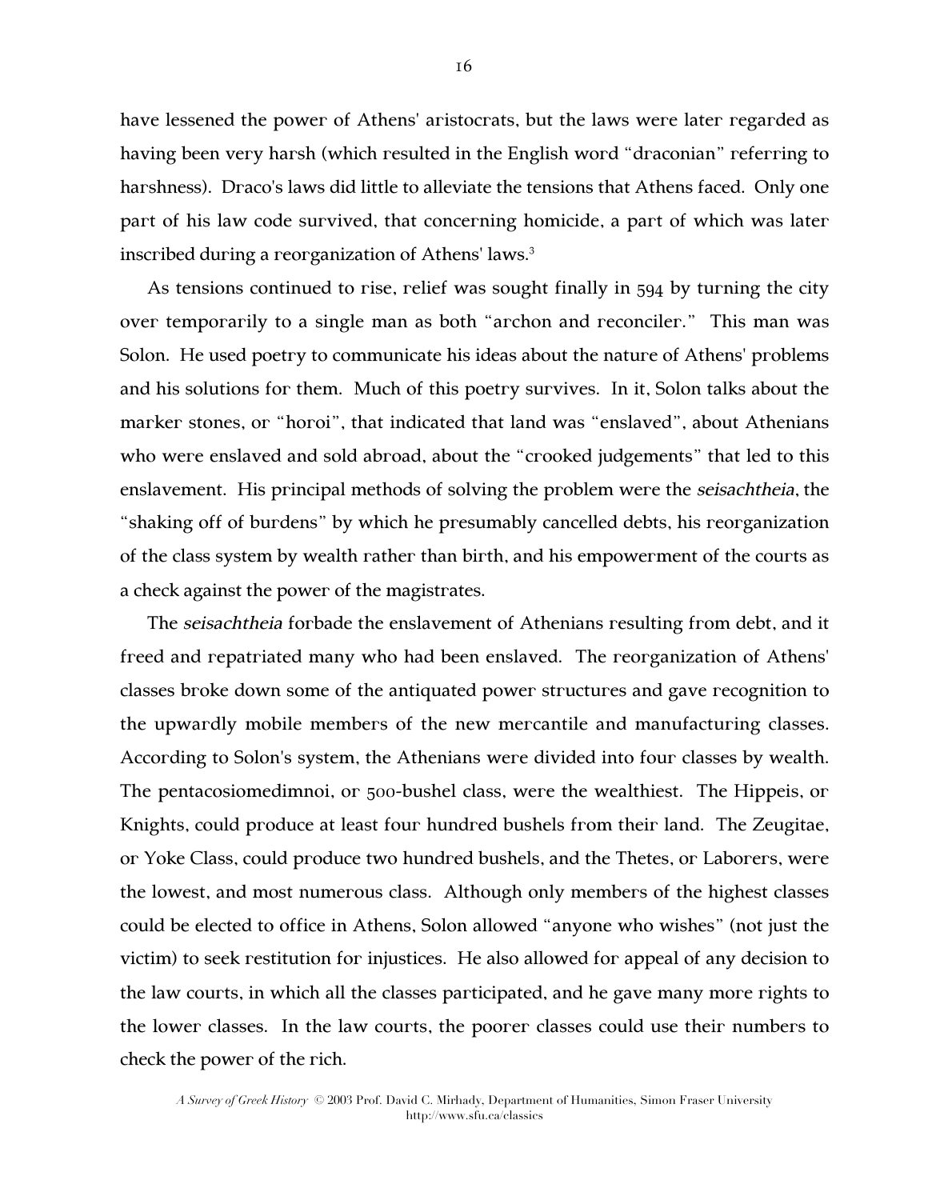have lessened the power of Athens' aristocrats, but the laws were later regarded as having been very harsh (which resulted in the English word "draconian" referring to harshness). Draco's laws did little to alleviate the tensions that Athens faced. Only one part of his law code survived, that concerning homicide, a part of which was later inscribed during a reorganization of Athens' laws.[3]

As tensions continued to rise, relief was sought finally in 594 by turning the city over temporarily to a single man as both "archon and reconciler." This man was Solon. He used poetry to communicate his ideas about the nature of Athens' problems and his solutions for them. Much of this poetry survives. In it, Solon talks about the marker stones, or "horoi", that indicated that land was "enslaved", about Athenians who were enslaved and sold abroad, about the "crooked judgements" that led to this enslavement. His principal methods of solving the problem were the *seisachtheia*, the "shaking off of burdens" by which he presumably cancelled debts, his reorganization of the class system by wealth rather than birth, and his empowerment of the courts as a check against the power of the magistrates.

The *seisachtheia* forbade the enslavement of Athenians resulting from debt, and it freed and repatriated many who had been enslaved. The reorganization of Athens' classes broke down some of the antiquated power structures and gave recognition to the upwardly mobile members of the new mercantile and manufacturing classes. According to Solon's system, the Athenians were divided into four classes by wealth. The pentacosiomedimnoi, or 500-bushel class, were the wealthiest. The Hippeis, or Knights, could produce at least four hundred bushels from their land. The Zeugitae, or Yoke Class, could produce two hundred bushels, and the Thetes, or Laborers, were the lowest, and most numerous class. Although only members of the highest classes could be elected to office in Athens, Solon allowed "anyone who wishes" (not just the victim) to seek restitution for injustices. He also allowed for appeal of any decision to the law courts, in which all the classes participated, and he gave many more rights to the lower classes. In the law courts, the poorer classes could use their numbers to check the power of the rich.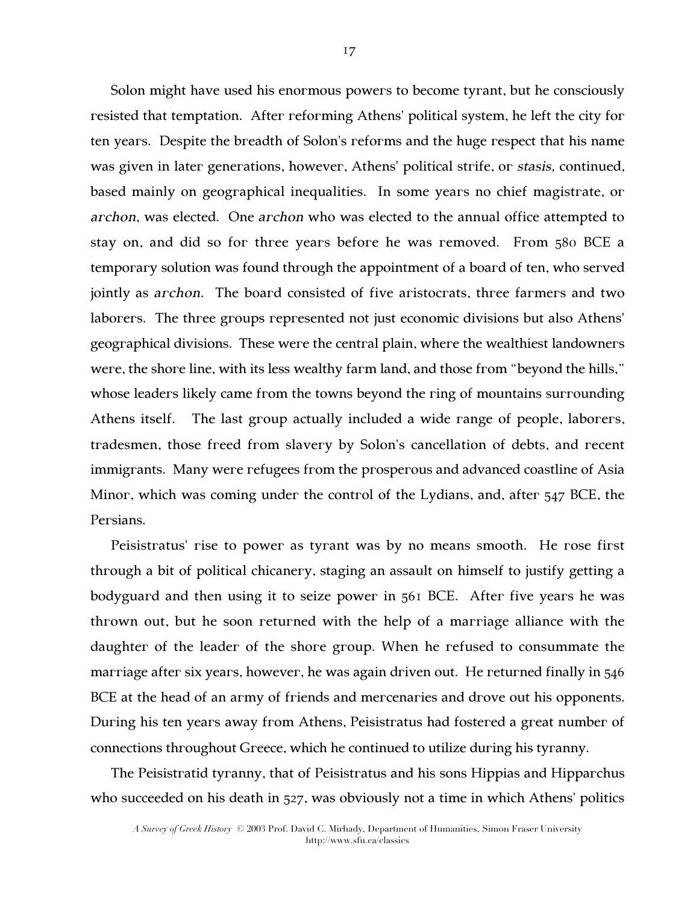Solon might have used his enormous powers to become tyrant, but he consciously resisted that temptation. After reforming Athens' political system, he left the city for ten years. Despite the breadth of Solon's reforms and the huge respect that his name was given in later generations, however, Athens' political strife, or *stasis*, continued, based mainly on geographical inequalities. In some years no chief magistrate, or *archon*, was elected. One *archon* who was elected to the annual office attempted to stay on, and did so for three years before he was removed. From 580 BCE a temporary solution was found through the appointment of a board of ten, who served jointly as *archon*. The board consisted of five aristocrats, three farmers and two laborers. The three groups represented not just economic divisions but also Athens' geographical divisions. These were the central plain, where the wealthiest landowners were, the shore line, with its less wealthy farm land, and those from "beyond the hills," whose leaders likely came from the towns beyond the ring of mountains surrounding Athens itself. The last group actually included a wide range of people, laborers, tradesmen, those freed from slavery by Solon's cancellation of debts, and recent immigrants. Many were refugees from the prosperous and advanced coastline of Asia Minor, which was coming under the control of the Lydians, and, after 547 BCE, the Persians.

Peisistratus' rise to power as tyrant was by no means smooth. He rose first through a bit of political chicanery, staging an assault on himself to justify getting a bodyguard and then using it to seize power in 561 BCE. After five years he was thrown out, but he soon returned with the help of a marriage alliance with the daughter of the leader of the shore group. When he refused to consummate the marriage after six years, however, he was again driven out. He returned finally in 546 BCE at the head of an army of friends and mercenaries and drove out his opponents. During his ten years away from Athens, Peisistratus had fostered a great number of connections throughout Greece, which he continued to utilize during his tyranny.

The Peisistratid tyranny, that of Peisistratus and his sons Hippias and Hipparchus who succeeded on his death in 527, was obviously not a time in which Athens' politics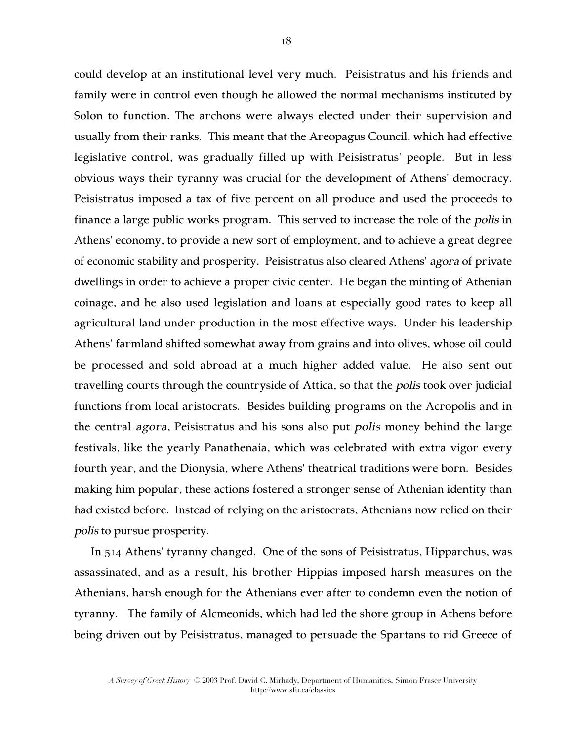could develop at an institutional level very much. Peisistratus and his friends and family were in control even though he allowed the normal mechanisms instituted by Solon to function. The archons were always elected under their supervision and usually from their ranks. This meant that the Areopagus Council, which had effective legislative control, was gradually filled up with Peisistratus' people. But in less obvious ways their tyranny was crucial for the development of Athens' democracy. Peisistratus imposed a tax of five percent on all produce and used the proceeds to finance a large public works program. This served to increase the role of the *polis* in Athens' economy, to provide a new sort of employment, and to achieve a great degree of economic stability and prosperity. Peisistratus also cleared Athens' *agora* of private dwellings in order to achieve a proper civic center. He began the minting of Athenian coinage, and he also used legislation and loans at especially good rates to keep all agricultural land under production in the most effective ways. Under his leadership Athens' farmland shifted somewhat away from grains and into olives, whose oil could be processed and sold abroad at a much higher added value. He also sent out travelling courts through the countryside of Attica, so that the *polis* took over judicial functions from local aristocrats. Besides building programs on the Acropolis and in the central *agora*, Peisistratus and his sons also put *polis* money behind the large festivals, like the yearly Panathenaia, which was celebrated with extra vigor every fourth year, and the Dionysia, where Athens' theatrical traditions were born. Besides making him popular, these actions fostered a stronger sense of Athenian identity than had existed before. Instead of relying on the aristocrats, Athenians now relied on their *polis* to pursue prosperity.

In 514 Athens' tyranny changed. One of the sons of Peisistratus, Hipparchus, was assassinated, and as a result, his brother Hippias imposed harsh measures on the Athenians, harsh enough for the Athenians ever after to condemn even the notion of tyranny. The family of Alcmeonids, which had led the shore group in Athens before being driven out by Peisistratus, managed to persuade the Spartans to rid Greece of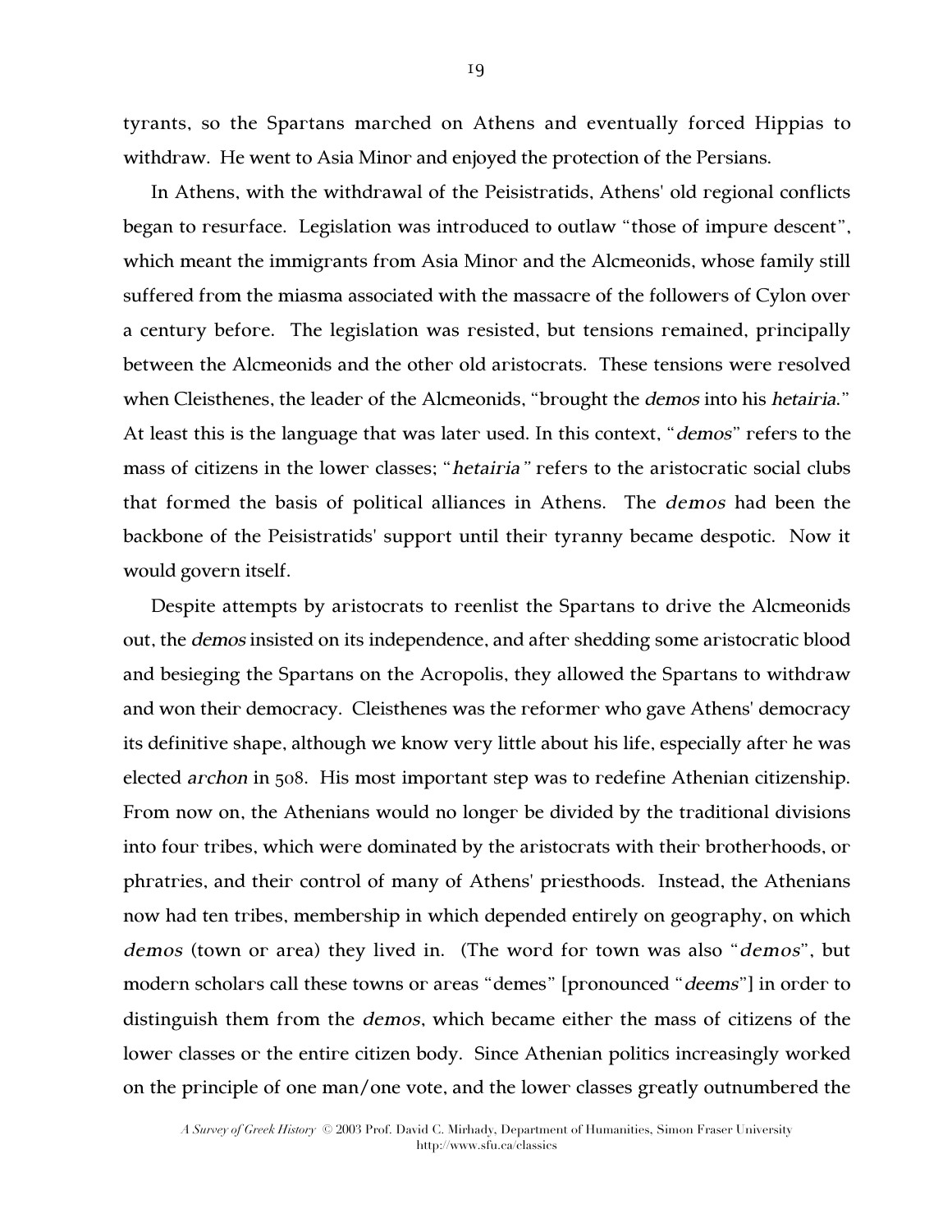tyrants, so the Spartans marched on Athens and eventually forced Hippias to withdraw. He went to Asia Minor and enjoyed the protection of the Persians.

In Athens, with the withdrawal of the Peisistratids, Athens' old regional conflicts began to resurface. Legislation was introduced to outlaw "those of impure descent", which meant the immigrants from Asia Minor and the Alcmeonids, whose family still suffered from the miasma associated with the massacre of the followers of Cylon over a century before. The legislation was resisted, but tensions remained, principally between the Alcmeonids and the other old aristocrats. These tensions were resolved when Cleisthenes, the leader of the Alcmeonids, "brought the *demos* into his *hetairia*." At least this is the language that was later used. In this context, "*demos*" refers to the mass of citizens in the lower classes; "*hetairia*" refers to the aristocratic social clubs that formed the basis of political alliances in Athens. The *demos* had been the backbone of the Peisistratids' support until their tyranny became despotic. Now it would govern itself.

Despite attempts by aristocrats to reenlist the Spartans to drive the Alcmeonids out, the *demos* insisted on its independence, and after shedding some aristocratic blood and besieging the Spartans on the Acropolis, they allowed the Spartans to withdraw and won their democracy. Cleisthenes was the reformer who gave Athens' democracy its definitive shape, although we know very little about his life, especially after he was elected *archon* in 508. His most important step was to redefine Athenian citizenship. From now on, the Athenians would no longer be divided by the traditional divisions into four tribes, which were dominated by the aristocrats with their brotherhoods, or phratries, and their control of many of Athens' priesthoods. Instead, the Athenians now had ten tribes, membership in which depended entirely on geography, on which *demos* (town or area) they lived in. (The word for town was also "*demos*", but modern scholars call these towns or areas "demes" [pronounced "*deems*"] in order to distinguish them from the *demos*, which became either the mass of citizens of the lower classes or the entire citizen body. Since Athenian politics increasingly worked on the principle of one man/one vote, and the lower classes greatly outnumbered the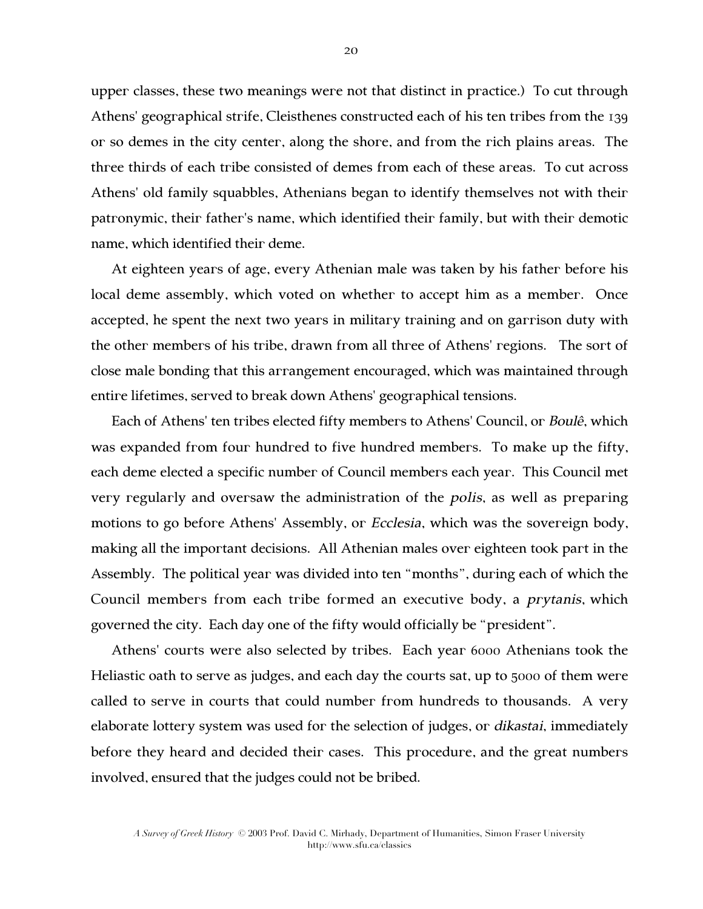upper classes, these two meanings were not that distinct in practice.) To cut through Athens' geographical strife, Cleisthenes constructed each of his ten tribes from the 139 or so demes in the city center, along the shore, and from the rich plains areas. The three thirds of each tribe consisted of demes from each of these areas. To cut across Athens' old family squabbles, Athenians began to identify themselves not with their patronymic, their father's name, which identified their family, but with their demotic name, which identified their deme.

At eighteen years of age, every Athenian male was taken by his father before his local deme assembly, which voted on whether to accept him as a member. Once accepted, he spent the next two years in military training and on garrison duty with the other members of his tribe, drawn from all three of Athens' regions. The sort of close male bonding that this arrangement encouraged, which was maintained through entire lifetimes, served to break down Athens' geographical tensions.

Each of Athens' ten tribes elected fifty members to Athens' Council, or *Boulê*, which was expanded from four hundred to five hundred members. To make up the fifty, each deme elected a specific number of Council members each year. This Council met very regularly and oversaw the administration of the *polis*, as well as preparing motions to go before Athens' Assembly, or *Ecclesia*, which was the sovereign body, making all the important decisions. All Athenian males over eighteen took part in the Assembly. The political year was divided into ten "months", during each of which the Council members from each tribe formed an executive body, a *prytanis*, which governed the city. Each day one of the fifty would officially be "president".

Athens' courts were also selected by tribes. Each year 6000 Athenians took the Heliastic oath to serve as judges, and each day the courts sat, up to 5000 of them were called to serve in courts that could number from hundreds to thousands. A very elaborate lottery system was used for the selection of judges, or *dikastai*, immediately before they heard and decided their cases. This procedure, and the great numbers involved, ensured that the judges could not be bribed.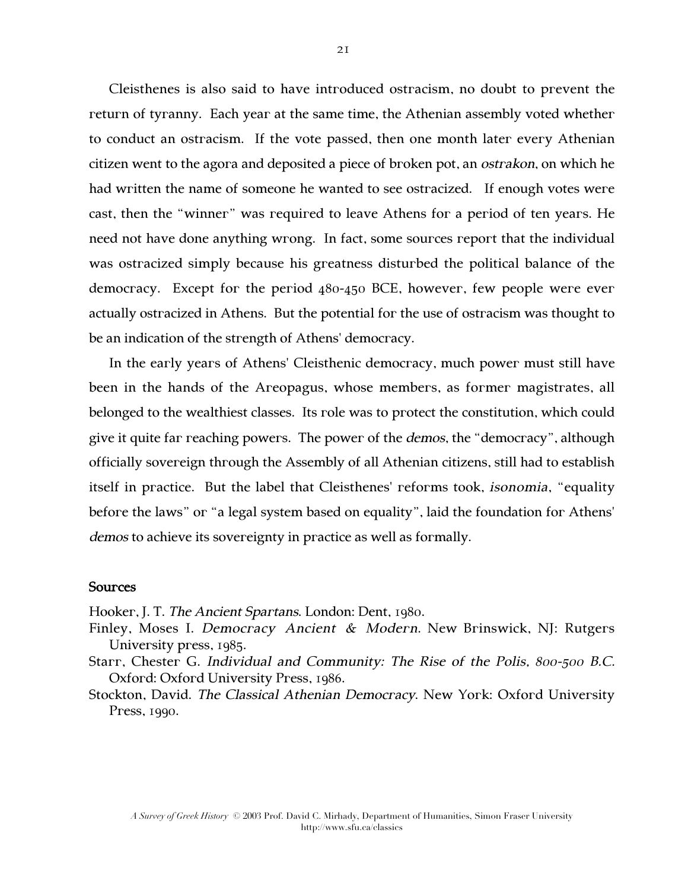Cleisthenes is also said to have introduced ostracism, no doubt to prevent the return of tyranny. Each year at the same time, the Athenian assembly voted whether to conduct an ostracism. If the vote passed, then one month later every Athenian citizen went to the agora and deposited a piece of broken pot, an *ostrakon*, on which he had written the name of someone he wanted to see ostracized. If enough votes were cast, then the "winner" was required to leave Athens for a period of ten years. He need not have done anything wrong. In fact, some sources report that the individual was ostracized simply because his greatness disturbed the political balance of the democracy. Except for the period 480-450 BCE, however, few people were ever actually ostracized in Athens. But the potential for the use of ostracism was thought to be an indication of the strength of Athens' democracy.

In the early years of Athens' Cleisthenic democracy, much power must still have been in the hands of the Areopagus, whose members, as former magistrates, all belonged to the wealthiest classes. Its role was to protect the constitution, which could give it quite far reaching powers. The power of the *demos*, the "democracy", although officially sovereign through the Assembly of all Athenian citizens, still had to establish itself in practice. But the label that Cleisthenes' reforms took, *isonomia*, "equality before the laws" or "a legal system based on equality", laid the foundation for Athens' *demos* to achieve its sovereignty in practice as well as formally.

### Sources

Hooker, J. T. *The Ancient Spartans*. London: Dent, 1980.

Finley, Moses I. *Democracy Ancient & Modern*. New Brinswick, NJ: Rutgers University press, 1985.

Starr, Chester G. *Individual and Community: The Rise of the Polis, 800-500 B.C.* Oxford: Oxford University Press, 1986.

Stockton, David. *The Classical Athenian Democracy*. New York: Oxford University Press, 1990.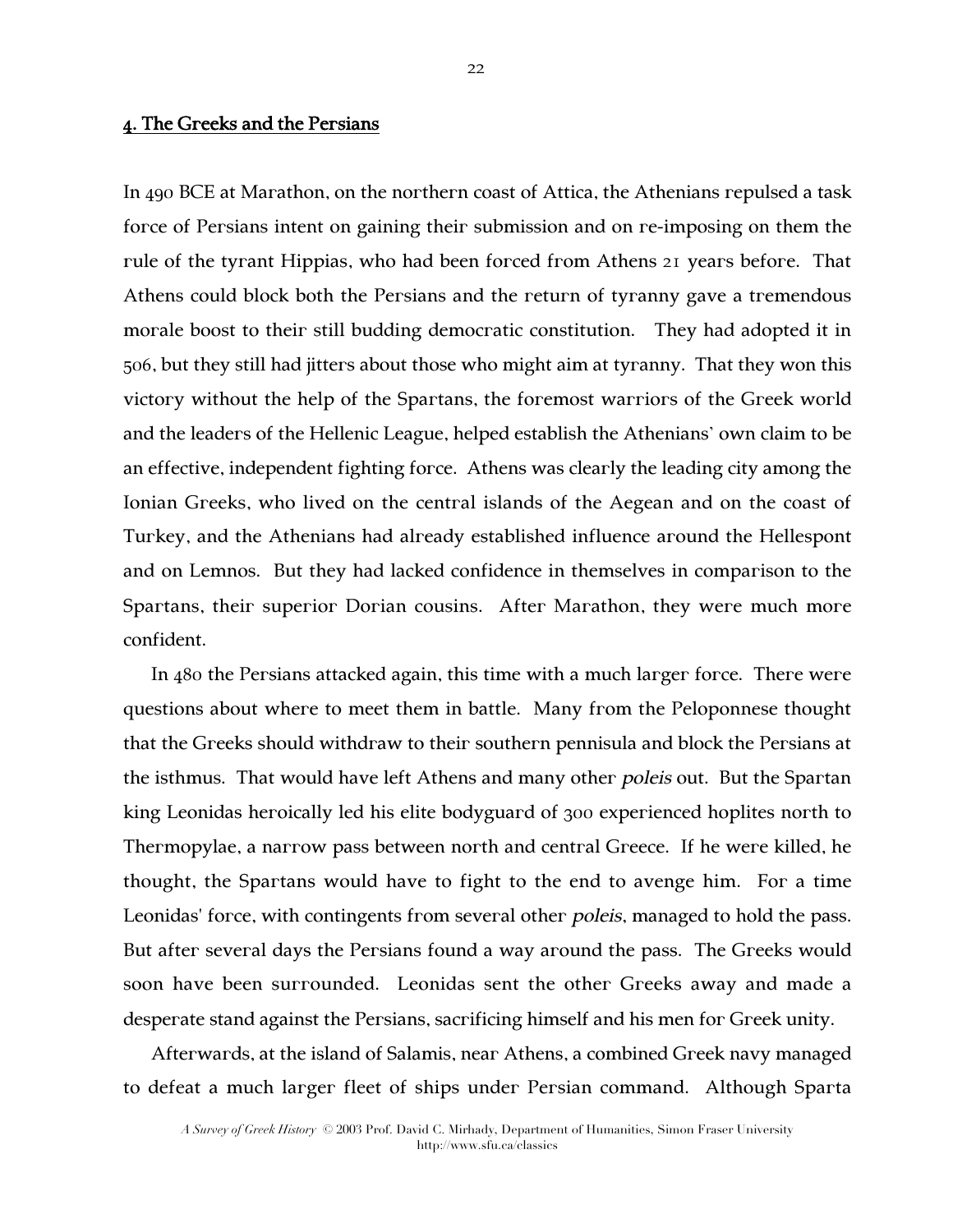## 4. The Greeks and the Persians

In 490 BCE at Marathon, on the northern coast of Attica, the Athenians repulsed a task force of Persians intent on gaining their submission and on re-imposing on them the rule of the tyrant Hippias, who had been forced from Athens 21 years before. That Athens could block both the Persians and the return of tyranny gave a tremendous morale boost to their still budding democratic constitution. They had adopted it in 506, but they still had jitters about those who might aim at tyranny. That they won this victory without the help of the Spartans, the foremost warriors of the Greek world and the leaders of the Hellenic League, helped establish the Athenians' own claim to be an effective, independent fighting force. Athens was clearly the leading city among the Ionian Greeks, who lived on the central islands of the Aegean and on the coast of Turkey, and the Athenians had already established influence around the Hellespont and on Lemnos. But they had lacked confidence in themselves in comparison to the Spartans, their superior Dorian cousins. After Marathon, they were much more confident.

In 480 the Persians attacked again, this time with a much larger force. There were questions about where to meet them in battle. Many from the Peloponnese thought that the Greeks should withdraw to their southern pennisula and block the Persians at the isthmus. That would have left Athens and many other *poleis* out. But the Spartan king Leonidas heroically led his elite bodyguard of 300 experienced hoplites north to Thermopylae, a narrow pass between north and central Greece. If he were killed, he thought, the Spartans would have to fight to the end to avenge him. For a time Leonidas' force, with contingents from several other *poleis*, managed to hold the pass. But after several days the Persians found a way around the pass. The Greeks would soon have been surrounded. Leonidas sent the other Greeks away and made a desperate stand against the Persians, sacrificing himself and his men for Greek unity.

Afterwards, at the island of Salamis, near Athens, a combined Greek navy managed to defeat a much larger fleet of ships under Persian command. Although Sparta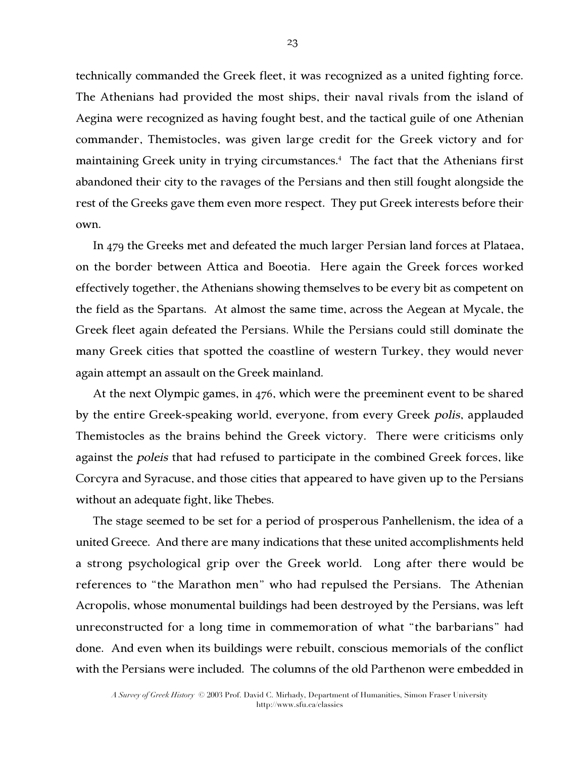technically commanded the Greek fleet, it was recognized as a united fighting force. The Athenians had provided the most ships, their naval rivals from the island of Aegina were recognized as having fought best, and the tactical guile of one Athenian commander, Themistocles, was given large credit for the Greek victory and for maintaining Greek unity in trying circumstances.[4] The fact that the Athenians first abandoned their city to the ravages of the Persians and then still fought alongside the rest of the Greeks gave them even more respect. They put Greek interests before their own.

In 479 the Greeks met and defeated the much larger Persian land forces at Plataea, on the border between Attica and Boeotia. Here again the Greek forces worked effectively together, the Athenians showing themselves to be every bit as competent on the field as the Spartans. At almost the same time, across the Aegean at Mycale, the Greek fleet again defeated the Persians. While the Persians could still dominate the many Greek cities that spotted the coastline of western Turkey, they would never again attempt an assault on the Greek mainland.

At the next Olympic games, in 476, which were the preeminent event to be shared by the entire Greek-speaking world, everyone, from every Greek *polis*, applauded Themistocles as the brains behind the Greek victory. There were criticisms only against the *poleis* that had refused to participate in the combined Greek forces, like Corcyra and Syracuse, and those cities that appeared to have given up to the Persians without an adequate fight, like Thebes.

The stage seemed to be set for a period of prosperous Panhellenism, the idea of a united Greece. And there are many indications that these united accomplishments held a strong psychological grip over the Greek world. Long after there would be references to "the Marathon men" who had repulsed the Persians. The Athenian Acropolis, whose monumental buildings had been destroyed by the Persians, was left unreconstructed for a long time in commemoration of what "the barbarians" had done. And even when its buildings were rebuilt, conscious memorials of the conflict with the Persians were included. The columns of the old Parthenon were embedded in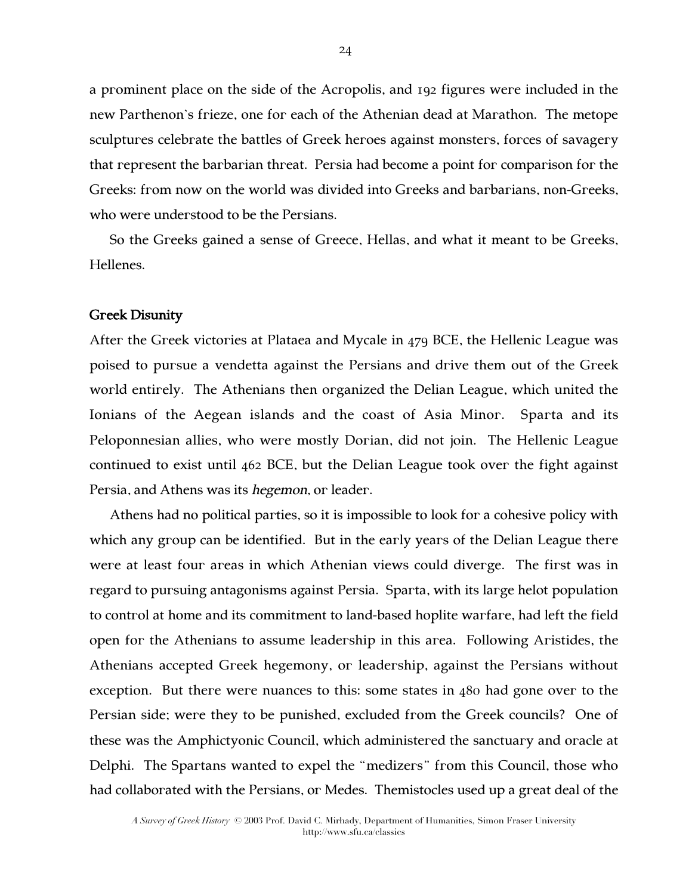a prominent place on the side of the Acropolis, and 192 figures were included in the new Parthenon's frieze, one for each of the Athenian dead at Marathon. The metope sculptures celebrate the battles of Greek heroes against monsters, forces of savagery that represent the barbarian threat. Persia had become a point for comparison for the Greeks: from now on the world was divided into Greeks and barbarians, non-Greeks, who were understood to be the Persians.

So the Greeks gained a sense of Greece, Hellas, and what it meant to be Greeks, Hellenes.

### Greek Disunity

After the Greek victories at Plataea and Mycale in 479 BCE, the Hellenic League was poised to pursue a vendetta against the Persians and drive them out of the Greek world entirely. The Athenians then organized the Delian League, which united the Ionians of the Aegean islands and the coast of Asia Minor. Sparta and its Peloponnesian allies, who were mostly Dorian, did not join. The Hellenic League continued to exist until 462 BCE, but the Delian League took over the fight against Persia, and Athens was its *hegemon*, or leader.

Athens had no political parties, so it is impossible to look for a cohesive policy with which any group can be identified. But in the early years of the Delian League there were at least four areas in which Athenian views could diverge. The first was in regard to pursuing antagonisms against Persia. Sparta, with its large helot population to control at home and its commitment to land-based hoplite warfare, had left the field open for the Athenians to assume leadership in this area. Following Aristides, the Athenians accepted Greek hegemony, or leadership, against the Persians without exception. But there were nuances to this: some states in 480 had gone over to the Persian side; were they to be punished, excluded from the Greek councils? One of these was the Amphictyonic Council, which administered the sanctuary and oracle at Delphi. The Spartans wanted to expel the "medizers" from this Council, those who had collaborated with the Persians, or Medes. Themistocles used up a great deal of the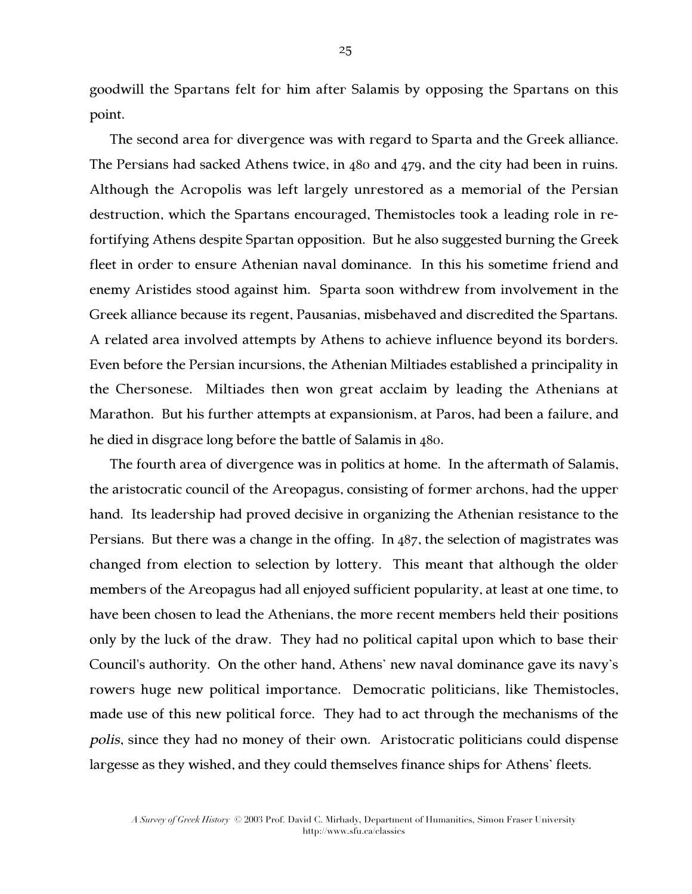goodwill the Spartans felt for him after Salamis by opposing the Spartans on this point.

The second area for divergence was with regard to Sparta and the Greek alliance. The Persians had sacked Athens twice, in 480 and 479, and the city had been in ruins. Although the Acropolis was left largely unrestored as a memorial of the Persian destruction, which the Spartans encouraged, Themistocles took a leading role in re-fortifying Athens despite Spartan opposition. But he also suggested burning the Greek fleet in order to ensure Athenian naval dominance. In this his sometime friend and enemy Aristides stood against him. Sparta soon withdrew from involvement in the Greek alliance because its regent, Pausanias, misbehaved and discredited the Spartans. A related area involved attempts by Athens to achieve influence beyond its borders. Even before the Persian incursions, the Athenian Miltiades established a principality in the Chersonese. Miltiades then won great acclaim by leading the Athenians at Marathon. But his further attempts at expansionism, at Paros, had been a failure, and he died in disgrace long before the battle of Salamis in 480.

The fourth area of divergence was in politics at home. In the aftermath of Salamis, the aristocratic council of the Areopagus, consisting of former archons, had the upper hand. Its leadership had proved decisive in organizing the Athenian resistance to the Persians. But there was a change in the offing. In 487, the selection of magistrates was changed from election to selection by lottery. This meant that although the older members of the Areopagus had all enjoyed sufficient popularity, at least at one time, to have been chosen to lead the Athenians, the more recent members held their positions only by the luck of the draw. They had no political capital upon which to base their Council's authority. On the other hand, Athens' new naval dominance gave its navy's rowers huge new political importance. Democratic politicians, like Themistocles, made use of this new political force. They had to act through the mechanisms of the *polis*, since they had no money of their own. Aristocratic politicians could dispense largesse as they wished, and they could themselves finance ships for Athens' fleets.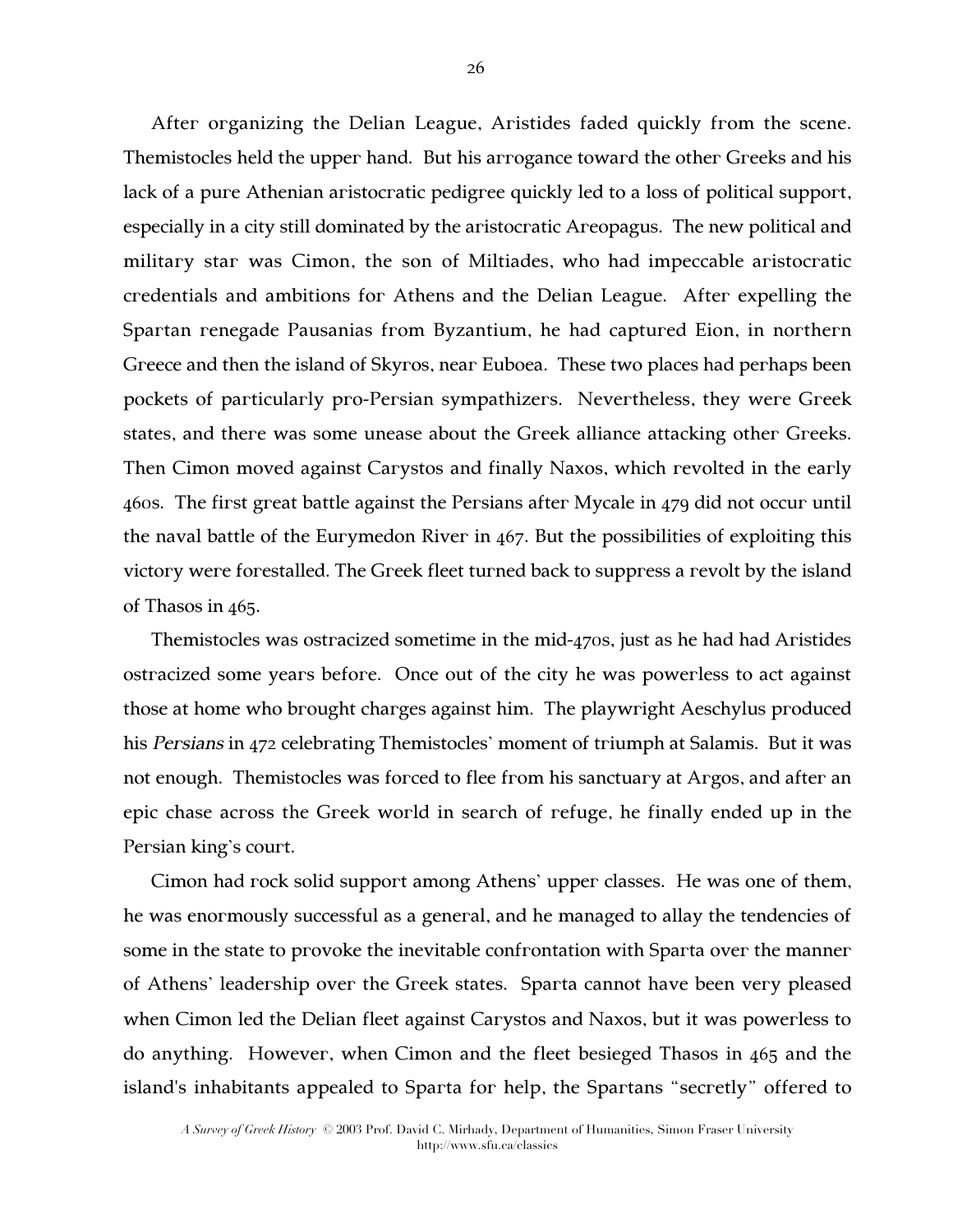After organizing the Delian League, Aristides faded quickly from the scene. Themistocles held the upper hand. But his arrogance toward the other Greeks and his lack of a pure Athenian aristocratic pedigree quickly led to a loss of political support, especially in a city still dominated by the aristocratic Areopagus. The new political and military star was Cimon, the son of Miltiades, who had impeccable aristocratic credentials and ambitions for Athens and the Delian League. After expelling the Spartan renegade Pausanias from Byzantium, he had captured Eion, in northern Greece and then the island of Skyros, near Euboea. These two places had perhaps been pockets of particularly pro-Persian sympathizers. Nevertheless, they were Greek states, and there was some unease about the Greek alliance attacking other Greeks. Then Cimon moved against Carystos and finally Naxos, which revolted in the early 460s. The first great battle against the Persians after Mycale in 479 did not occur until the naval battle of the Eurymedon River in 467. But the possibilities of exploiting this victory were forestalled. The Greek fleet turned back to suppress a revolt by the island of Thasos in 465.

Themistocles was ostracized sometime in the mid-470s, just as he had had Aristides ostracized some years before. Once out of the city he was powerless to act against those at home who brought charges against him. The playwright Aeschylus produced his *Persians* in 472 celebrating Themistocles' moment of triumph at Salamis. But it was not enough. Themistocles was forced to flee from his sanctuary at Argos, and after an epic chase across the Greek world in search of refuge, he finally ended up in the Persian king's court.

Cimon had rock solid support among Athens' upper classes. He was one of them, he was enormously successful as a general, and he managed to allay the tendencies of some in the state to provoke the inevitable confrontation with Sparta over the manner of Athens' leadership over the Greek states. Sparta cannot have been very pleased when Cimon led the Delian fleet against Carystos and Naxos, but it was powerless to do anything. However, when Cimon and the fleet besieged Thasos in 465 and the island's inhabitants appealed to Sparta for help, the Spartans "secretly" offered to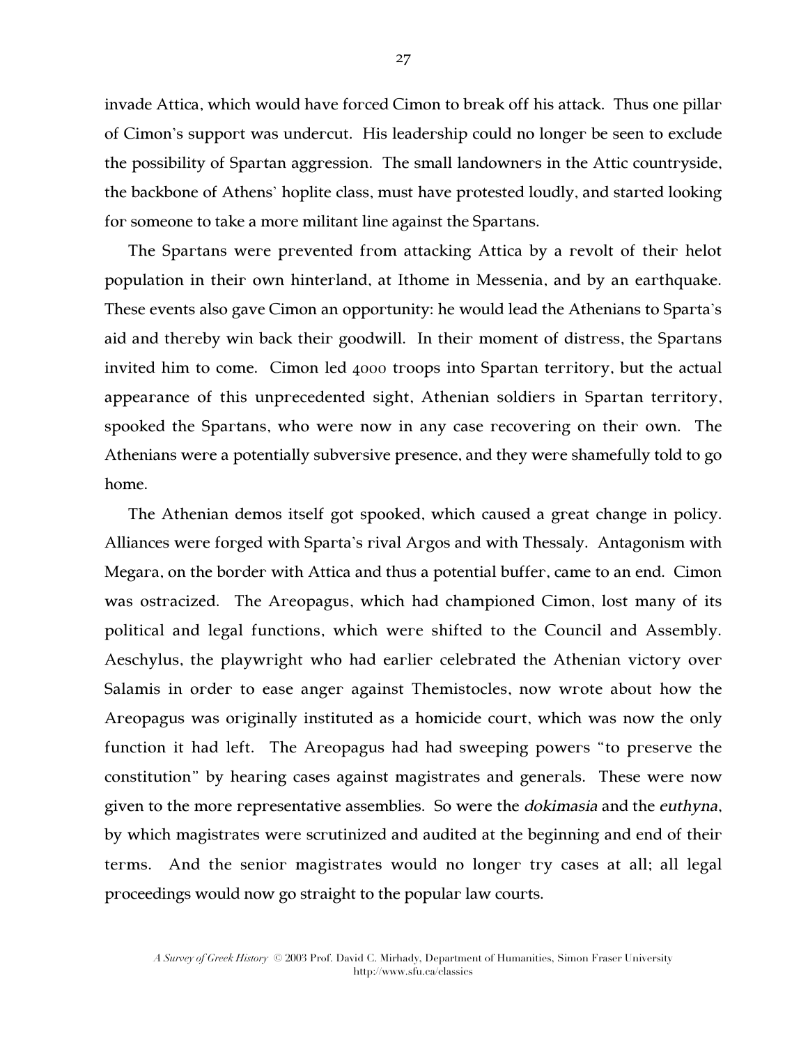invade Attica, which would have forced Cimon to break off his attack. Thus one pillar of Cimon's support was undercut. His leadership could no longer be seen to exclude the possibility of Spartan aggression. The small landowners in the Attic countryside, the backbone of Athens' hoplite class, must have protested loudly, and started looking for someone to take a more militant line against the Spartans.

The Spartans were prevented from attacking Attica by a revolt of their helot population in their own hinterland, at Ithome in Messenia, and by an earthquake. These events also gave Cimon an opportunity: he would lead the Athenians to Sparta's aid and thereby win back their goodwill. In their moment of distress, the Spartans invited him to come. Cimon led 4000 troops into Spartan territory, but the actual appearance of this unprecedented sight, Athenian soldiers in Spartan territory, spooked the Spartans, who were now in any case recovering on their own. The Athenians were a potentially subversive presence, and they were shamefully told to go home.

The Athenian demos itself got spooked, which caused a great change in policy. Alliances were forged with Sparta's rival Argos and with Thessaly. Antagonism with Megara, on the border with Attica and thus a potential buffer, came to an end. Cimon was ostracized. The Areopagus, which had championed Cimon, lost many of its political and legal functions, which were shifted to the Council and Assembly. Aeschylus, the playwright who had earlier celebrated the Athenian victory over Salamis in order to ease anger against Themistocles, now wrote about how the Areopagus was originally instituted as a homicide court, which was now the only function it had left. The Areopagus had had sweeping powers "to preserve the constitution" by hearing cases against magistrates and generals. These were now given to the more representative assemblies. So were the *dokimasia* and the *euthyna*, by which magistrates were scrutinized and audited at the beginning and end of their terms. And the senior magistrates would no longer try cases at all; all legal proceedings would now go straight to the popular law courts.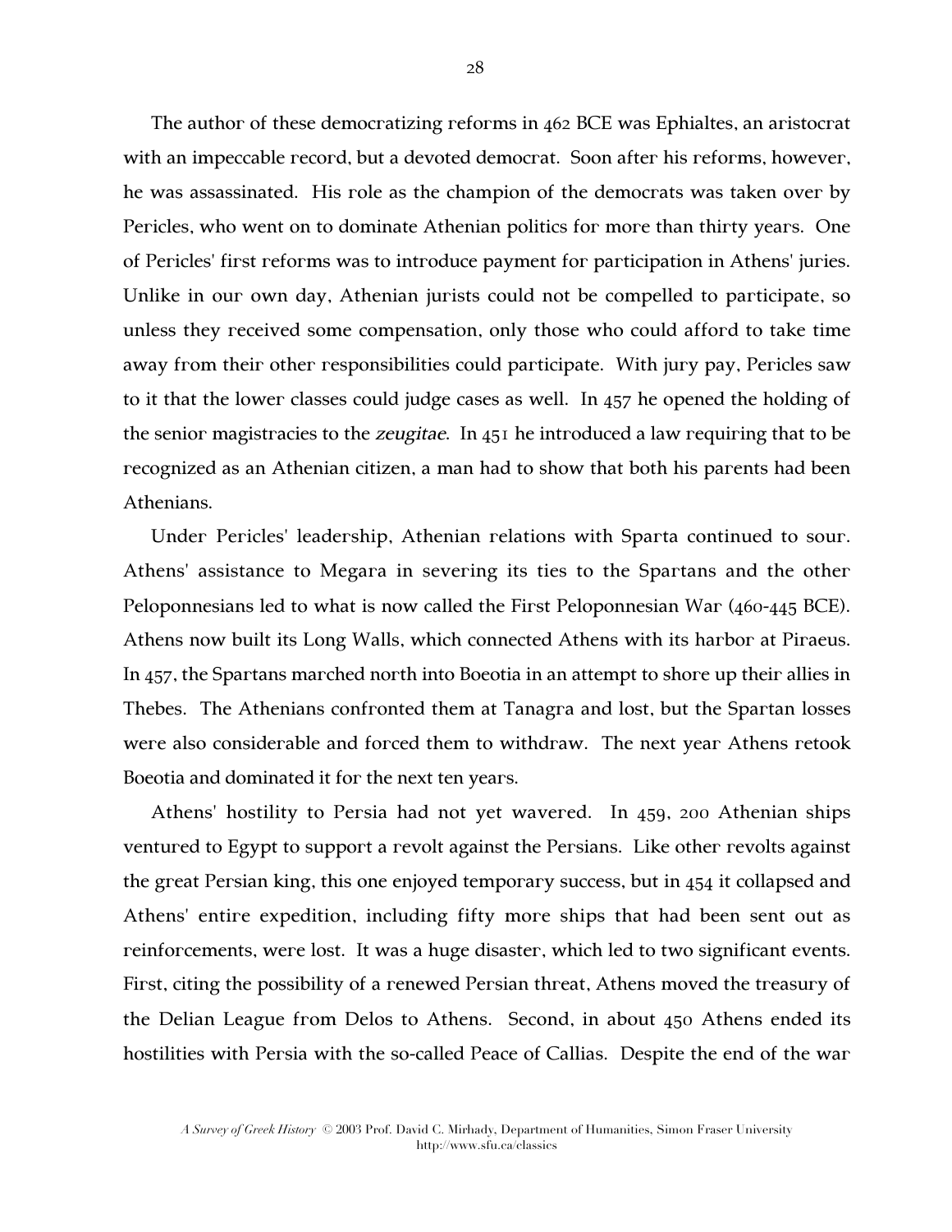The author of these democratizing reforms in 462 BCE was Ephialtes, an aristocrat with an impeccable record, but a devoted democrat. Soon after his reforms, however, he was assassinated. His role as the champion of the democrats was taken over by Pericles, who went on to dominate Athenian politics for more than thirty years. One of Pericles' first reforms was to introduce payment for participation in Athens' juries. Unlike in our own day, Athenian jurists could not be compelled to participate, so unless they received some compensation, only those who could afford to take time away from their other responsibilities could participate. With jury pay, Pericles saw to it that the lower classes could judge cases as well. In 457 he opened the holding of the senior magistracies to the *zeugitae*. In 451 he introduced a law requiring that to be recognized as an Athenian citizen, a man had to show that both his parents had been Athenians.

Under Pericles' leadership, Athenian relations with Sparta continued to sour. Athens' assistance to Megara in severing its ties to the Spartans and the other Peloponnesians led to what is now called the First Peloponnesian War (460-445 BCE). Athens now built its Long Walls, which connected Athens with its harbor at Piraeus. In 457, the Spartans marched north into Boeotia in an attempt to shore up their allies in Thebes. The Athenians confronted them at Tanagra and lost, but the Spartan losses were also considerable and forced them to withdraw. The next year Athens retook Boeotia and dominated it for the next ten years.

Athens' hostility to Persia had not yet wavered. In 459, 200 Athenian ships ventured to Egypt to support a revolt against the Persians. Like other revolts against the great Persian king, this one enjoyed temporary success, but in 454 it collapsed and Athens' entire expedition, including fifty more ships that had been sent out as reinforcements, were lost. It was a huge disaster, which led to two significant events. First, citing the possibility of a renewed Persian threat, Athens moved the treasury of the Delian League from Delos to Athens. Second, in about 450 Athens ended its hostilities with Persia with the so-called Peace of Callias. Despite the end of the war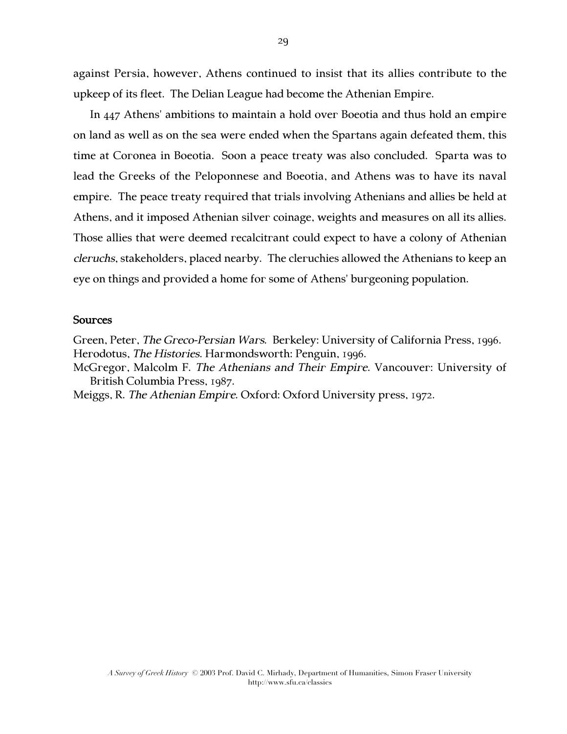against Persia, however, Athens continued to insist that its allies contribute to the upkeep of its fleet. The Delian League had become the Athenian Empire.

In 447 Athens' ambitions to maintain a hold over Boeotia and thus hold an empire on land as well as on the sea were ended when the Spartans again defeated them, this time at Coronea in Boeotia. Soon a peace treaty was also concluded. Sparta was to lead the Greeks of the Peloponnese and Boeotia, and Athens was to have its naval empire. The peace treaty required that trials involving Athenians and allies be held at Athens, and it imposed Athenian silver coinage, weights and measures on all its allies. Those allies that were deemed recalcitrant could expect to have a colony of Athenian *cleruchs*, stakeholders, placed nearby. The cleruchies allowed the Athenians to keep an eye on things and provided a home for some of Athens' burgeoning population.

### Sources

Green, Peter, *The Greco-Persian Wars*. Berkeley: University of California Press, 1996.
Herodotus, *The Histories*. Harmondsworth: Penguin, 1996.
McGregor, Malcolm F. *The Athenians and Their Empire*. Vancouver: University of British Columbia Press, 1987.
Meiggs, R. *The Athenian Empire*. Oxford: Oxford University press, 1972.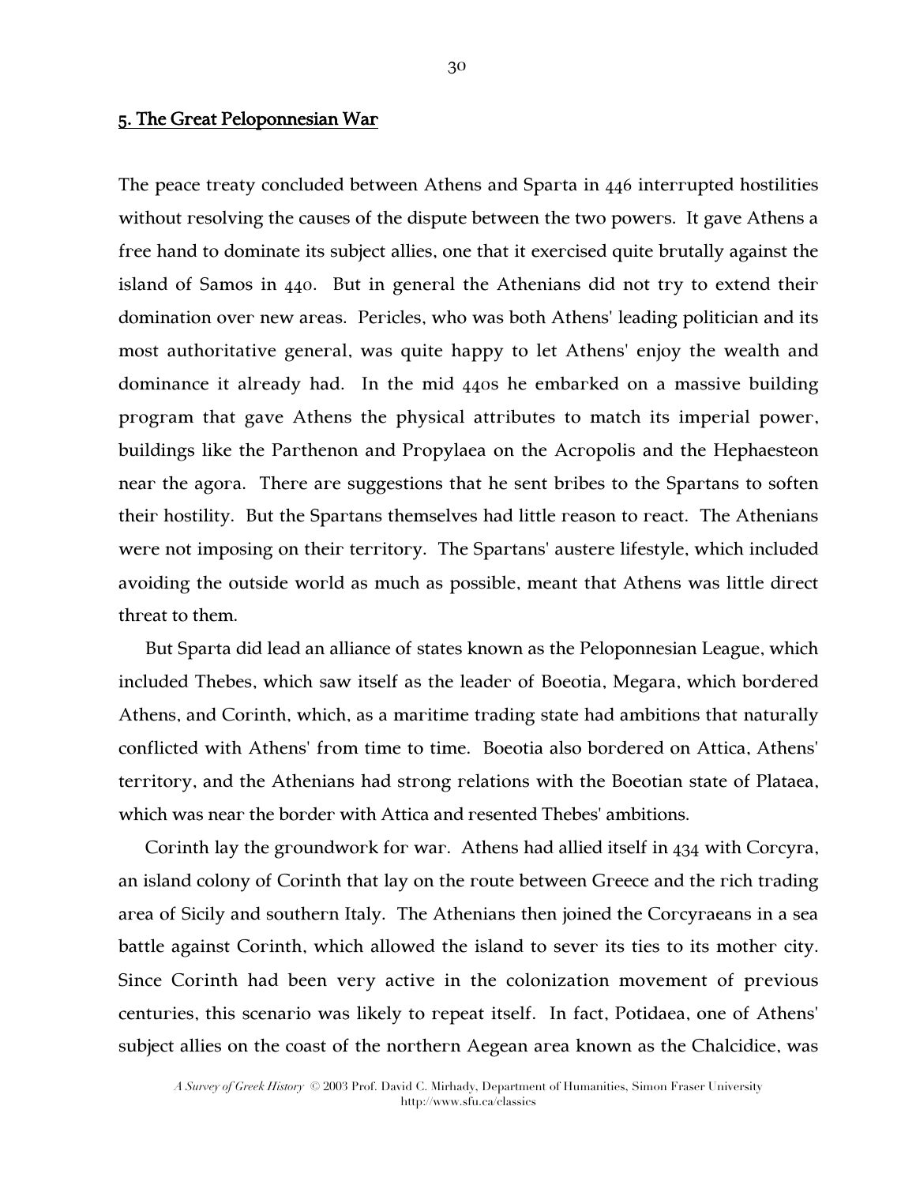## 5. The Great Peloponnesian War

The peace treaty concluded between Athens and Sparta in 446 interrupted hostilities without resolving the causes of the dispute between the two powers. It gave Athens a free hand to dominate its subject allies, one that it exercised quite brutally against the island of Samos in 440. But in general the Athenians did not try to extend their domination over new areas. Pericles, who was both Athens' leading politician and its most authoritative general, was quite happy to let Athens' enjoy the wealth and dominance it already had. In the mid 440s he embarked on a massive building program that gave Athens the physical attributes to match its imperial power, buildings like the Parthenon and Propylaea on the Acropolis and the Hephaesteon near the agora. There are suggestions that he sent bribes to the Spartans to soften their hostility. But the Spartans themselves had little reason to react. The Athenians were not imposing on their territory. The Spartans' austere lifestyle, which included avoiding the outside world as much as possible, meant that Athens was little direct threat to them.

But Sparta did lead an alliance of states known as the Peloponnesian League, which included Thebes, which saw itself as the leader of Boeotia, Megara, which bordered Athens, and Corinth, which, as a maritime trading state had ambitions that naturally conflicted with Athens' from time to time. Boeotia also bordered on Attica, Athens' territory, and the Athenians had strong relations with the Boeotian state of Plataea, which was near the border with Attica and resented Thebes' ambitions.

Corinth lay the groundwork for war. Athens had allied itself in 434 with Corcyra, an island colony of Corinth that lay on the route between Greece and the rich trading area of Sicily and southern Italy. The Athenians then joined the Corcyraeans in a sea battle against Corinth, which allowed the island to sever its ties to its mother city. Since Corinth had been very active in the colonization movement of previous centuries, this scenario was likely to repeat itself. In fact, Potidaea, one of Athens' subject allies on the coast of the northern Aegean area known as the Chalcidice, was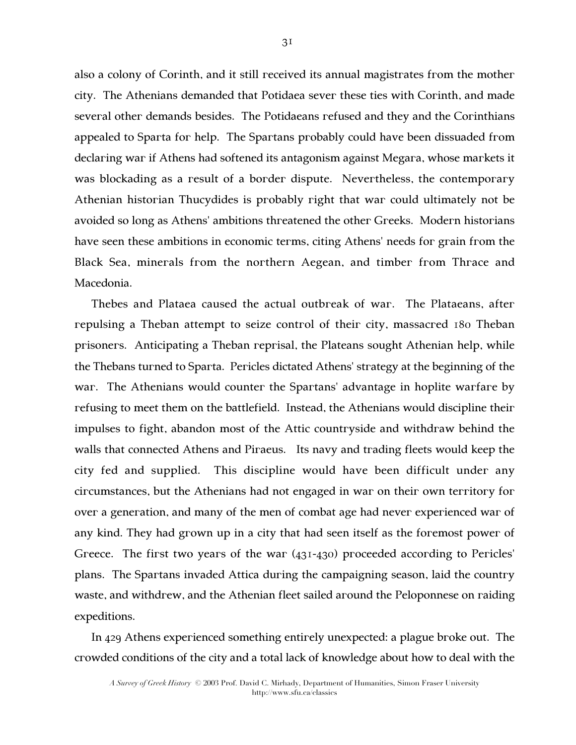also a colony of Corinth, and it still received its annual magistrates from the mother city. The Athenians demanded that Potidaea sever these ties with Corinth, and made several other demands besides. The Potidaeans refused and they and the Corinthians appealed to Sparta for help. The Spartans probably could have been dissuaded from declaring war if Athens had softened its antagonism against Megara, whose markets it was blockading as a result of a border dispute. Nevertheless, the contemporary Athenian historian Thucydides is probably right that war could ultimately not be avoided so long as Athens' ambitions threatened the other Greeks. Modern historians have seen these ambitions in economic terms, citing Athens' needs for grain from the Black Sea, minerals from the northern Aegean, and timber from Thrace and Macedonia.

Thebes and Plataea caused the actual outbreak of war. The Plataeans, after repulsing a Theban attempt to seize control of their city, massacred 180 Theban prisoners. Anticipating a Theban reprisal, the Plateans sought Athenian help, while the Thebans turned to Sparta. Pericles dictated Athens' strategy at the beginning of the war. The Athenians would counter the Spartans' advantage in hoplite warfare by refusing to meet them on the battlefield. Instead, the Athenians would discipline their impulses to fight, abandon most of the Attic countryside and withdraw behind the walls that connected Athens and Piraeus. Its navy and trading fleets would keep the city fed and supplied. This discipline would have been difficult under any circumstances, but the Athenians had not engaged in war on their own territory for over a generation, and many of the men of combat age had never experienced war of any kind. They had grown up in a city that had seen itself as the foremost power of Greece. The first two years of the war (431-430) proceeded according to Pericles' plans. The Spartans invaded Attica during the campaigning season, laid the country waste, and withdrew, and the Athenian fleet sailed around the Peloponnese on raiding expeditions.

In 429 Athens experienced something entirely unexpected: a plague broke out. The crowded conditions of the city and a total lack of knowledge about how to deal with the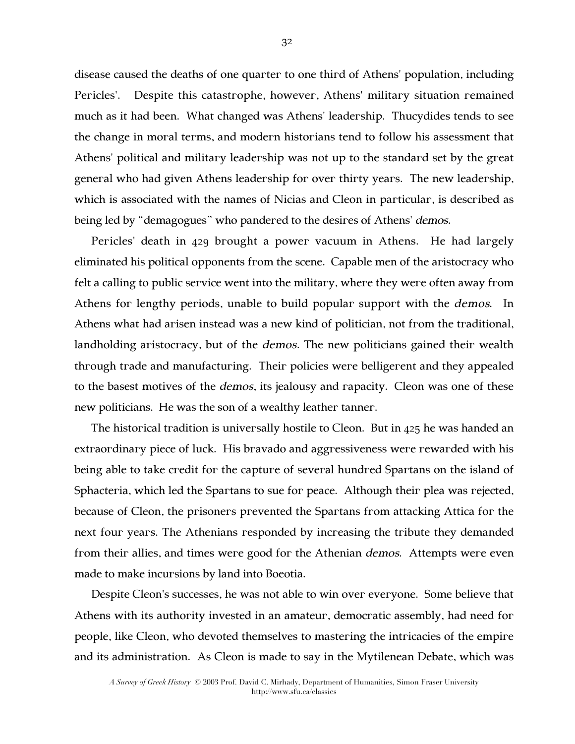disease caused the deaths of one quarter to one third of Athens' population, including Pericles'. Despite this catastrophe, however, Athens' military situation remained much as it had been. What changed was Athens' leadership. Thucydides tends to see the change in moral terms, and modern historians tend to follow his assessment that Athens' political and military leadership was not up to the standard set by the great general who had given Athens leadership for over thirty years. The new leadership, which is associated with the names of Nicias and Cleon in particular, is described as being led by "demagogues" who pandered to the desires of Athens' *demos*.

Pericles' death in 429 brought a power vacuum in Athens. He had largely eliminated his political opponents from the scene. Capable men of the aristocracy who felt a calling to public service went into the military, where they were often away from Athens for lengthy periods, unable to build popular support with the *demos*. In Athens what had arisen instead was a new kind of politician, not from the traditional, landholding aristocracy, but of the *demos*. The new politicians gained their wealth through trade and manufacturing. Their policies were belligerent and they appealed to the basest motives of the *demos*, its jealousy and rapacity. Cleon was one of these new politicians. He was the son of a wealthy leather tanner.

The historical tradition is universally hostile to Cleon. But in 425 he was handed an extraordinary piece of luck. His bravado and aggressiveness were rewarded with his being able to take credit for the capture of several hundred Spartans on the island of Sphacteria, which led the Spartans to sue for peace. Although their plea was rejected, because of Cleon, the prisoners prevented the Spartans from attacking Attica for the next four years. The Athenians responded by increasing the tribute they demanded from their allies, and times were good for the Athenian *demos*. Attempts were even made to make incursions by land into Boeotia.

Despite Cleon's successes, he was not able to win over everyone. Some believe that Athens with its authority invested in an amateur, democratic assembly, had need for people, like Cleon, who devoted themselves to mastering the intricacies of the empire and its administration. As Cleon is made to say in the Mytilenean Debate, which was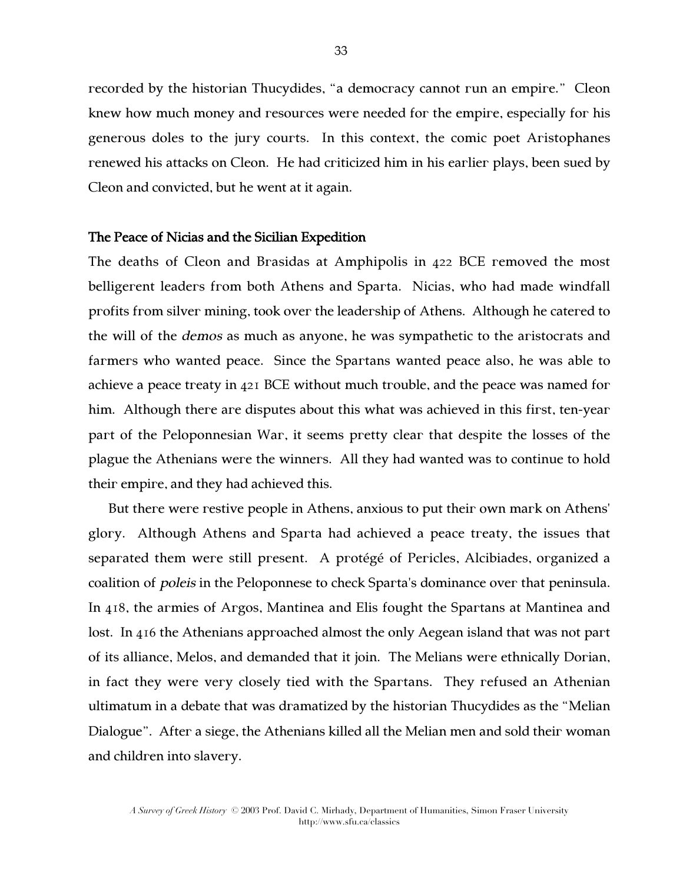recorded by the historian Thucydides, "a democracy cannot run an empire." Cleon knew how much money and resources were needed for the empire, especially for his generous doles to the jury courts. In this context, the comic poet Aristophanes renewed his attacks on Cleon. He had criticized him in his earlier plays, been sued by Cleon and convicted, but he went at it again.

### The Peace of Nicias and the Sicilian Expedition

The deaths of Cleon and Brasidas at Amphipolis in 422 BCE removed the most belligerent leaders from both Athens and Sparta. Nicias, who had made windfall profits from silver mining, took over the leadership of Athens. Although he catered to the will of the *demos* as much as anyone, he was sympathetic to the aristocrats and farmers who wanted peace. Since the Spartans wanted peace also, he was able to achieve a peace treaty in 421 BCE without much trouble, and the peace was named for him. Although there are disputes about this what was achieved in this first, ten-year part of the Peloponnesian War, it seems pretty clear that despite the losses of the plague the Athenians were the winners. All they had wanted was to continue to hold their empire, and they had achieved this.

But there were restive people in Athens, anxious to put their own mark on Athens' glory. Although Athens and Sparta had achieved a peace treaty, the issues that separated them were still present. A protégé of Pericles, Alcibiades, organized a coalition of *poleis* in the Peloponnese to check Sparta's dominance over that peninsula. In 418, the armies of Argos, Mantinea and Elis fought the Spartans at Mantinea and lost. In 416 the Athenians approached almost the only Aegean island that was not part of its alliance, Melos, and demanded that it join. The Melians were ethnically Dorian, in fact they were very closely tied with the Spartans. They refused an Athenian ultimatum in a debate that was dramatized by the historian Thucydides as the "Melian Dialogue". After a siege, the Athenians killed all the Melian men and sold their woman and children into slavery.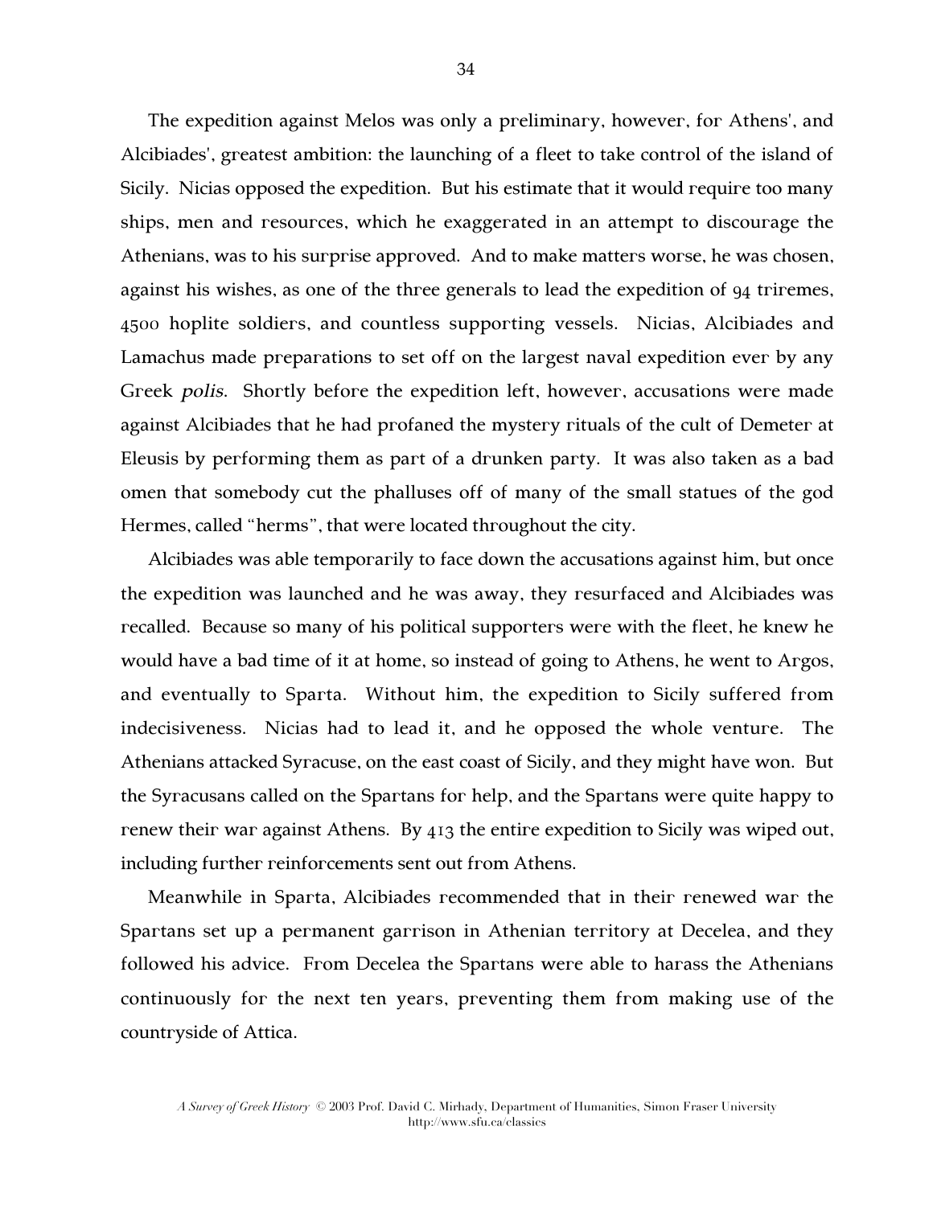The expedition against Melos was only a preliminary, however, for Athens', and Alcibiades', greatest ambition: the launching of a fleet to take control of the island of Sicily. Nicias opposed the expedition. But his estimate that it would require too many ships, men and resources, which he exaggerated in an attempt to discourage the Athenians, was to his surprise approved. And to make matters worse, he was chosen, against his wishes, as one of the three generals to lead the expedition of 94 triremes, 4500 hoplite soldiers, and countless supporting vessels. Nicias, Alcibiades and Lamachus made preparations to set off on the largest naval expedition ever by any Greek *polis*. Shortly before the expedition left, however, accusations were made against Alcibiades that he had profaned the mystery rituals of the cult of Demeter at Eleusis by performing them as part of a drunken party. It was also taken as a bad omen that somebody cut the phalluses off of many of the small statues of the god Hermes, called "herms", that were located throughout the city.

Alcibiades was able temporarily to face down the accusations against him, but once the expedition was launched and he was away, they resurfaced and Alcibiades was recalled. Because so many of his political supporters were with the fleet, he knew he would have a bad time of it at home, so instead of going to Athens, he went to Argos, and eventually to Sparta. Without him, the expedition to Sicily suffered from indecisiveness. Nicias had to lead it, and he opposed the whole venture. The Athenians attacked Syracuse, on the east coast of Sicily, and they might have won. But the Syracusans called on the Spartans for help, and the Spartans were quite happy to renew their war against Athens. By 413 the entire expedition to Sicily was wiped out, including further reinforcements sent out from Athens.

Meanwhile in Sparta, Alcibiades recommended that in their renewed war the Spartans set up a permanent garrison in Athenian territory at Decelea, and they followed his advice. From Decelea the Spartans were able to harass the Athenians continuously for the next ten years, preventing them from making use of the countryside of Attica.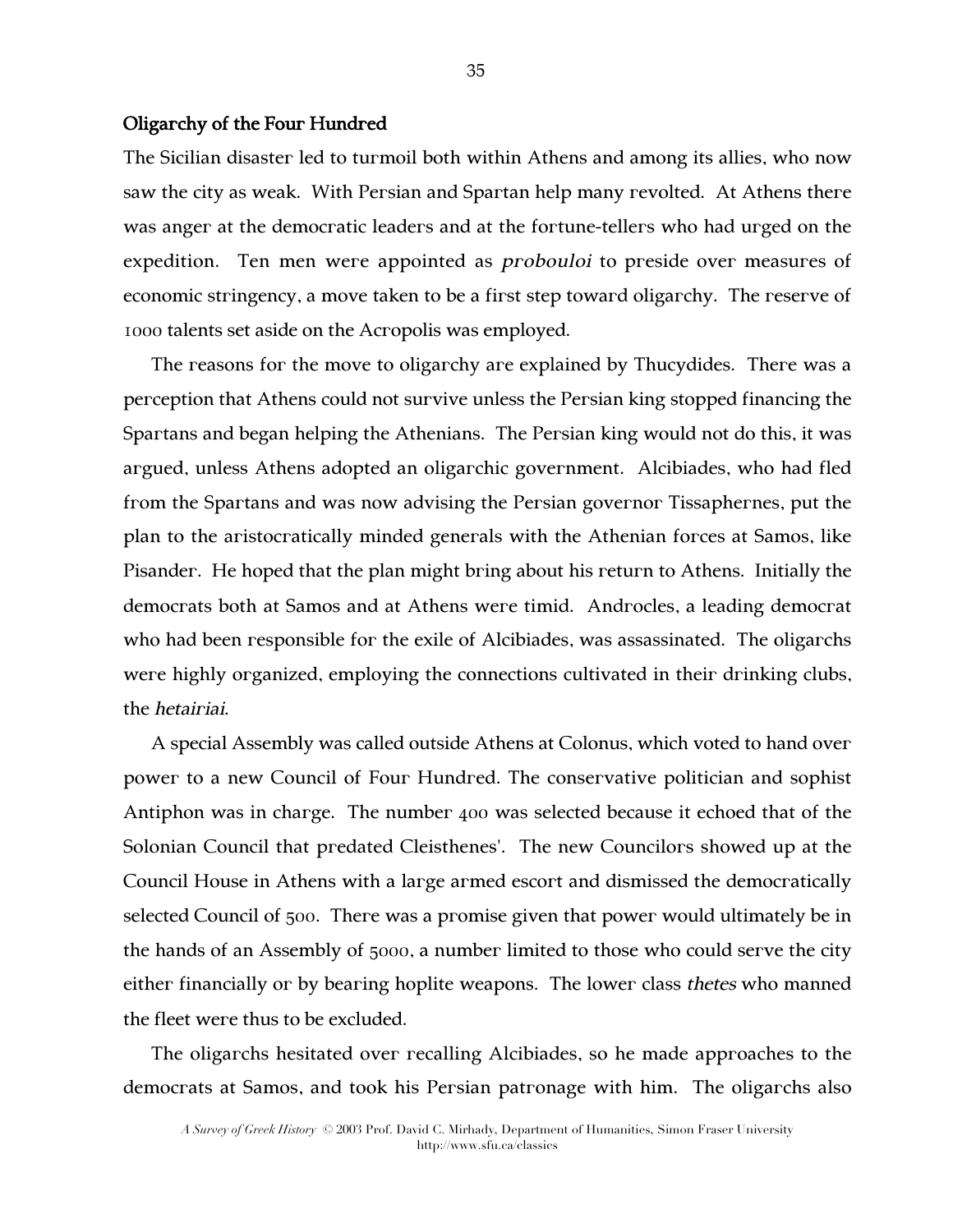## Oligarchy of the Four Hundred

The Sicilian disaster led to turmoil both within Athens and among its allies, who now saw the city as weak. With Persian and Spartan help many revolted. At Athens there was anger at the democratic leaders and at the fortune-tellers who had urged on the expedition. Ten men were appointed as *probouloi* to preside over measures of economic stringency, a move taken to be a first step toward oligarchy. The reserve of 1000 talents set aside on the Acropolis was employed.

The reasons for the move to oligarchy are explained by Thucydides. There was a perception that Athens could not survive unless the Persian king stopped financing the Spartans and began helping the Athenians. The Persian king would not do this, it was argued, unless Athens adopted an oligarchic government. Alcibiades, who had fled from the Spartans and was now advising the Persian governor Tissaphernes, put the plan to the aristocratically minded generals with the Athenian forces at Samos, like Pisander. He hoped that the plan might bring about his return to Athens. Initially the democrats both at Samos and at Athens were timid. Androcles, a leading democrat who had been responsible for the exile of Alcibiades, was assassinated. The oligarchs were highly organized, employing the connections cultivated in their drinking clubs, the *hetairiai*.

A special Assembly was called outside Athens at Colonus, which voted to hand over power to a new Council of Four Hundred. The conservative politician and sophist Antiphon was in charge. The number 400 was selected because it echoed that of the Solonian Council that predated Cleisthenes'. The new Councilors showed up at the Council House in Athens with a large armed escort and dismissed the democratically selected Council of 500. There was a promise given that power would ultimately be in the hands of an Assembly of 5000, a number limited to those who could serve the city either financially or by bearing hoplite weapons. The lower class *thetes* who manned the fleet were thus to be excluded.

The oligarchs hesitated over recalling Alcibiades, so he made approaches to the democrats at Samos, and took his Persian patronage with him. The oligarchs also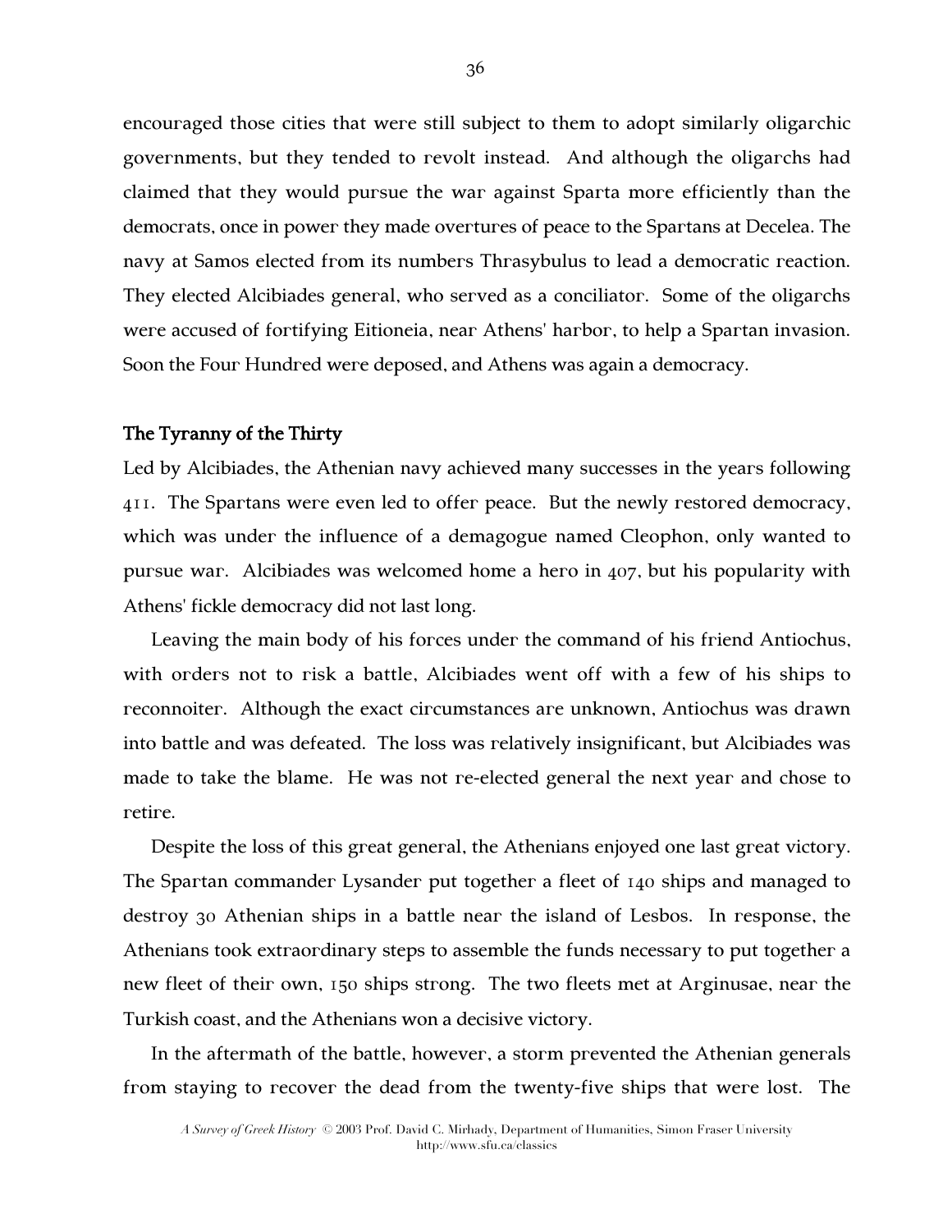encouraged those cities that were still subject to them to adopt similarly oligarchic governments, but they tended to revolt instead. And although the oligarchs had claimed that they would pursue the war against Sparta more efficiently than the democrats, once in power they made overtures of peace to the Spartans at Decelea. The navy at Samos elected from its numbers Thrasybulus to lead a democratic reaction. They elected Alcibiades general, who served as a conciliator. Some of the oligarchs were accused of fortifying Eitioneia, near Athens' harbor, to help a Spartan invasion. Soon the Four Hundred were deposed, and Athens was again a democracy.

### The Tyranny of the Thirty

Led by Alcibiades, the Athenian navy achieved many successes in the years following 411. The Spartans were even led to offer peace. But the newly restored democracy, which was under the influence of a demagogue named Cleophon, only wanted to pursue war. Alcibiades was welcomed home a hero in 407, but his popularity with Athens' fickle democracy did not last long.

Leaving the main body of his forces under the command of his friend Antiochus, with orders not to risk a battle, Alcibiades went off with a few of his ships to reconnoiter. Although the exact circumstances are unknown, Antiochus was drawn into battle and was defeated. The loss was relatively insignificant, but Alcibiades was made to take the blame. He was not re-elected general the next year and chose to retire.

Despite the loss of this great general, the Athenians enjoyed one last great victory. The Spartan commander Lysander put together a fleet of 140 ships and managed to destroy 30 Athenian ships in a battle near the island of Lesbos. In response, the Athenians took extraordinary steps to assemble the funds necessary to put together a new fleet of their own, 150 ships strong. The two fleets met at Arginusae, near the Turkish coast, and the Athenians won a decisive victory.

In the aftermath of the battle, however, a storm prevented the Athenian generals from staying to recover the dead from the twenty-five ships that were lost. The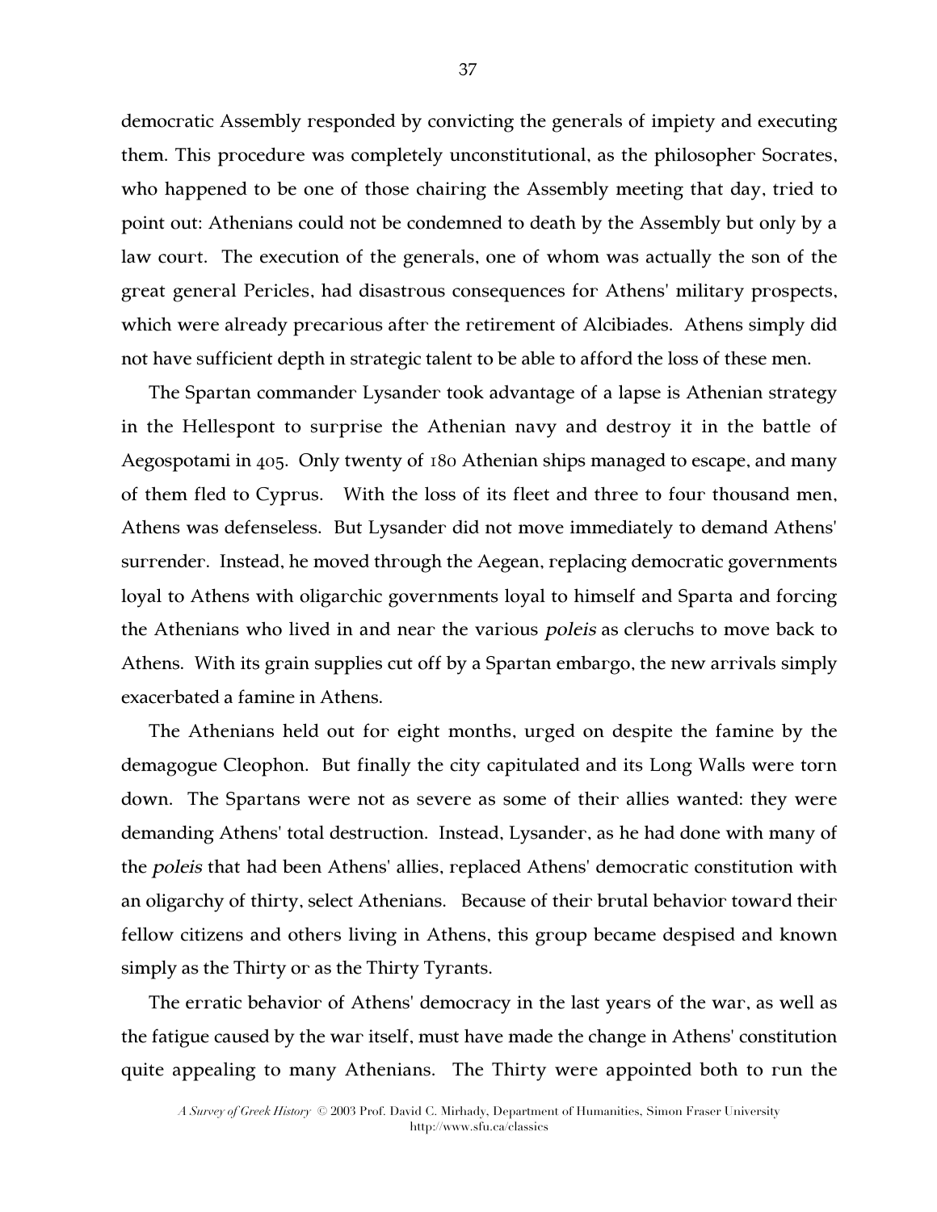democratic Assembly responded by convicting the generals of impiety and executing them. This procedure was completely unconstitutional, as the philosopher Socrates, who happened to be one of those chairing the Assembly meeting that day, tried to point out: Athenians could not be condemned to death by the Assembly but only by a law court. The execution of the generals, one of whom was actually the son of the great general Pericles, had disastrous consequences for Athens' military prospects, which were already precarious after the retirement of Alcibiades. Athens simply did not have sufficient depth in strategic talent to be able to afford the loss of these men.

The Spartan commander Lysander took advantage of a lapse is Athenian strategy in the Hellespont to surprise the Athenian navy and destroy it in the battle of Aegospotami in 405. Only twenty of 180 Athenian ships managed to escape, and many of them fled to Cyprus. With the loss of its fleet and three to four thousand men, Athens was defenseless. But Lysander did not move immediately to demand Athens' surrender. Instead, he moved through the Aegean, replacing democratic governments loyal to Athens with oligarchic governments loyal to himself and Sparta and forcing the Athenians who lived in and near the various *poleis* as cleruchs to move back to Athens. With its grain supplies cut off by a Spartan embargo, the new arrivals simply exacerbated a famine in Athens.

The Athenians held out for eight months, urged on despite the famine by the demagogue Cleophon. But finally the city capitulated and its Long Walls were torn down. The Spartans were not as severe as some of their allies wanted: they were demanding Athens' total destruction. Instead, Lysander, as he had done with many of the *poleis* that had been Athens' allies, replaced Athens' democratic constitution with an oligarchy of thirty, select Athenians. Because of their brutal behavior toward their fellow citizens and others living in Athens, this group became despised and known simply as the Thirty or as the Thirty Tyrants.

The erratic behavior of Athens' democracy in the last years of the war, as well as the fatigue caused by the war itself, must have made the change in Athens' constitution quite appealing to many Athenians. The Thirty were appointed both to run the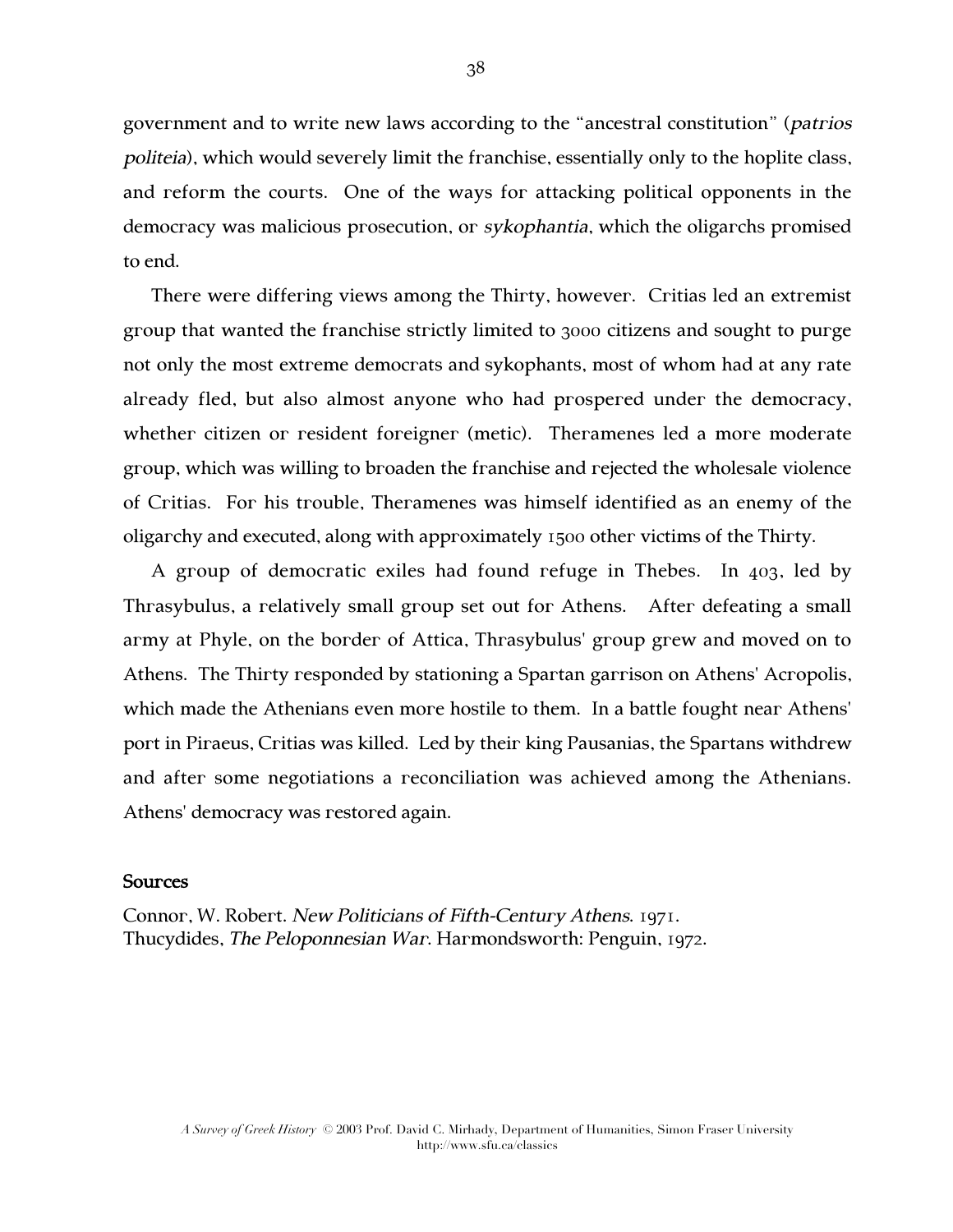government and to write new laws according to the "ancestral constitution" (*patrios politeia*), which would severely limit the franchise, essentially only to the hoplite class, and reform the courts. One of the ways for attacking political opponents in the democracy was malicious prosecution, or *sykophantia*, which the oligarchs promised to end.

There were differing views among the Thirty, however. Critias led an extremist group that wanted the franchise strictly limited to 3000 citizens and sought to purge not only the most extreme democrats and sykophants, most of whom had at any rate already fled, but also almost anyone who had prospered under the democracy, whether citizen or resident foreigner (metic). Theramenes led a more moderate group, which was willing to broaden the franchise and rejected the wholesale violence of Critias. For his trouble, Theramenes was himself identified as an enemy of the oligarchy and executed, along with approximately 1500 other victims of the Thirty.

A group of democratic exiles had found refuge in Thebes. In 403, led by Thrasybulus, a relatively small group set out for Athens. After defeating a small army at Phyle, on the border of Attica, Thrasybulus' group grew and moved on to Athens. The Thirty responded by stationing a Spartan garrison on Athens' Acropolis, which made the Athenians even more hostile to them. In a battle fought near Athens' port in Piraeus, Critias was killed. Led by their king Pausanias, the Spartans withdrew and after some negotiations a reconciliation was achieved among the Athenians. Athens' democracy was restored again.

**Sources**

Connor, W. Robert. *New Politicians of Fifth-Century Athens*. 1971.
Thucydides, *The Peloponnesian War*. Harmondsworth: Penguin, 1972.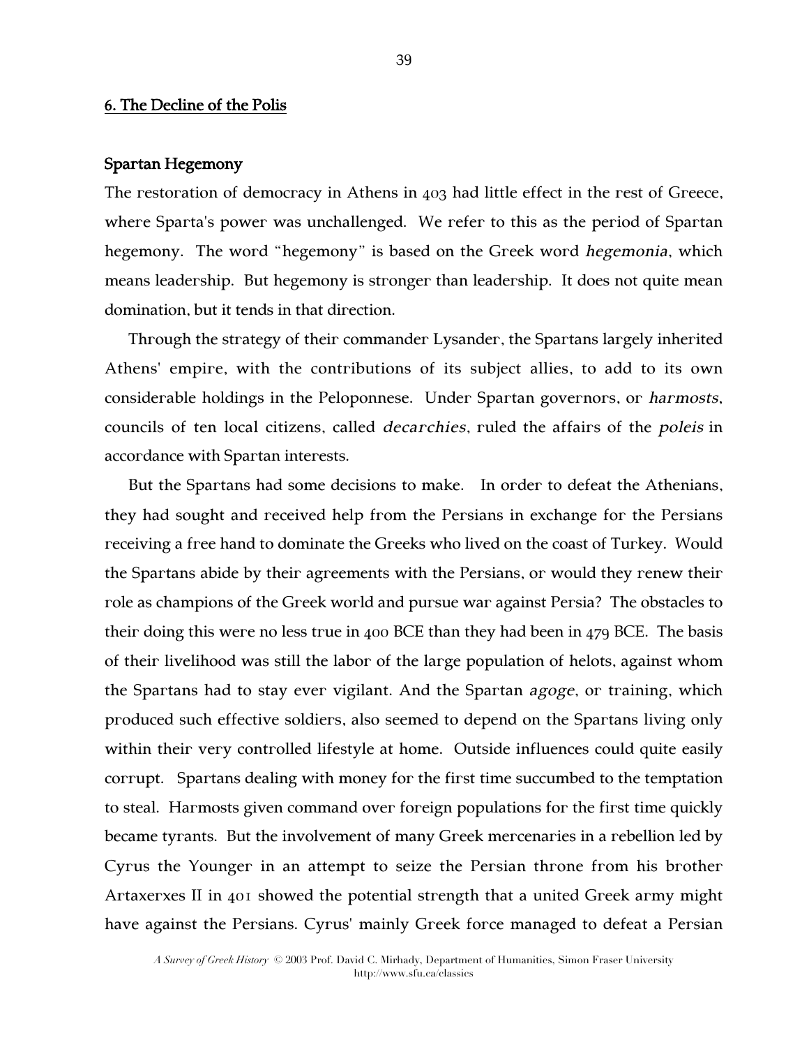## 6. The Decline of the Polis

### Spartan Hegemony

The restoration of democracy in Athens in 403 had little effect in the rest of Greece, where Sparta's power was unchallenged. We refer to this as the period of Spartan hegemony. The word "hegemony" is based on the Greek word *hegemonia*, which means leadership. But hegemony is stronger than leadership. It does not quite mean domination, but it tends in that direction.

Through the strategy of their commander Lysander, the Spartans largely inherited Athens' empire, with the contributions of its subject allies, to add to its own considerable holdings in the Peloponnese. Under Spartan governors, or *harmosts*, councils of ten local citizens, called *decarchies*, ruled the affairs of the *poleis* in accordance with Spartan interests.

But the Spartans had some decisions to make. In order to defeat the Athenians, they had sought and received help from the Persians in exchange for the Persians receiving a free hand to dominate the Greeks who lived on the coast of Turkey. Would the Spartans abide by their agreements with the Persians, or would they renew their role as champions of the Greek world and pursue war against Persia? The obstacles to their doing this were no less true in 400 BCE than they had been in 479 BCE. The basis of their livelihood was still the labor of the large population of helots, against whom the Spartans had to stay ever vigilant. And the Spartan *agoge*, or training, which produced such effective soldiers, also seemed to depend on the Spartans living only within their very controlled lifestyle at home. Outside influences could quite easily corrupt. Spartans dealing with money for the first time succumbed to the temptation to steal. Harmosts given command over foreign populations for the first time quickly became tyrants. But the involvement of many Greek mercenaries in a rebellion led by Cyrus the Younger in an attempt to seize the Persian throne from his brother Artaxerxes II in 401 showed the potential strength that a united Greek army might have against the Persians. Cyrus' mainly Greek force managed to defeat a Persian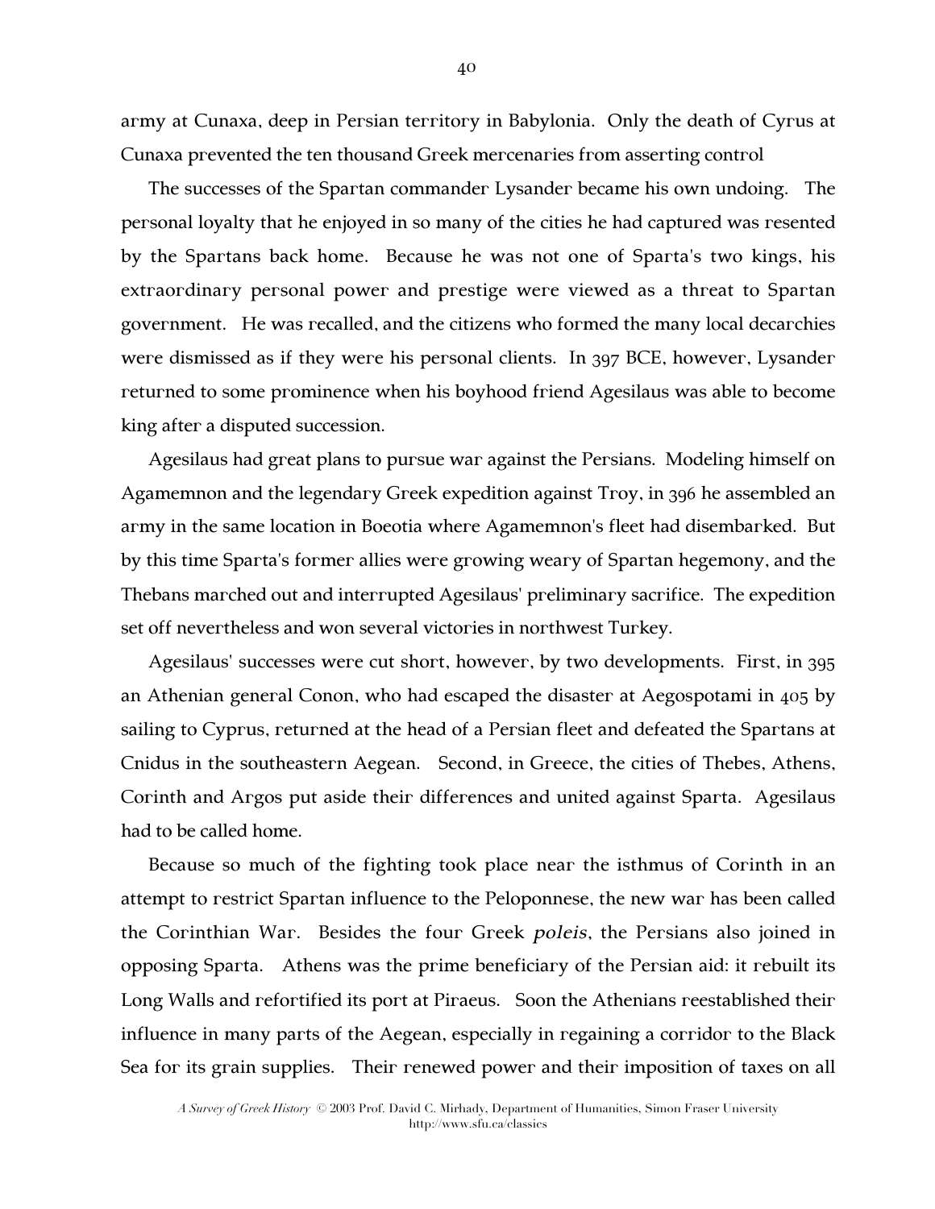army at Cunaxa, deep in Persian territory in Babylonia. Only the death of Cyrus at Cunaxa prevented the ten thousand Greek mercenaries from asserting control

The successes of the Spartan commander Lysander became his own undoing. The personal loyalty that he enjoyed in so many of the cities he had captured was resented by the Spartans back home. Because he was not one of Sparta's two kings, his extraordinary personal power and prestige were viewed as a threat to Spartan government. He was recalled, and the citizens who formed the many local decarchies were dismissed as if they were his personal clients. In 397 BCE, however, Lysander returned to some prominence when his boyhood friend Agesilaus was able to become king after a disputed succession.

Agesilaus had great plans to pursue war against the Persians. Modeling himself on Agamemnon and the legendary Greek expedition against Troy, in 396 he assembled an army in the same location in Boeotia where Agamemnon's fleet had disembarked. But by this time Sparta's former allies were growing weary of Spartan hegemony, and the Thebans marched out and interrupted Agesilaus' preliminary sacrifice. The expedition set off nevertheless and won several victories in northwest Turkey.

Agesilaus' successes were cut short, however, by two developments. First, in 395 an Athenian general Conon, who had escaped the disaster at Aegospotami in 405 by sailing to Cyprus, returned at the head of a Persian fleet and defeated the Spartans at Cnidus in the southeastern Aegean. Second, in Greece, the cities of Thebes, Athens, Corinth and Argos put aside their differences and united against Sparta. Agesilaus had to be called home.

Because so much of the fighting took place near the isthmus of Corinth in an attempt to restrict Spartan influence to the Peloponnese, the new war has been called the Corinthian War. Besides the four Greek *poleis*, the Persians also joined in opposing Sparta. Athens was the prime beneficiary of the Persian aid: it rebuilt its Long Walls and refortified its port at Piraeus. Soon the Athenians reestablished their influence in many parts of the Aegean, especially in regaining a corridor to the Black Sea for its grain supplies. Their renewed power and their imposition of taxes on all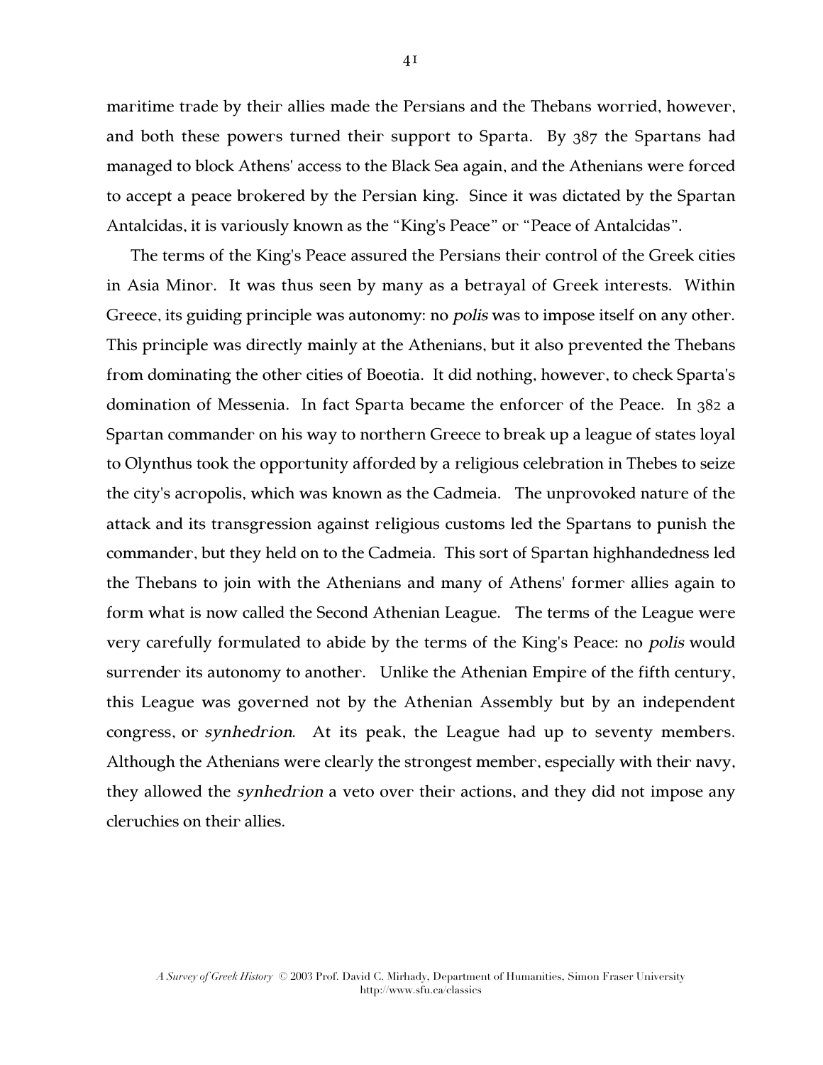maritime trade by their allies made the Persians and the Thebans worried, however, and both these powers turned their support to Sparta. By 387 the Spartans had managed to block Athens' access to the Black Sea again, and the Athenians were forced to accept a peace brokered by the Persian king. Since it was dictated by the Spartan Antalcidas, it is variously known as the "King's Peace" or "Peace of Antalcidas".

The terms of the King's Peace assured the Persians their control of the Greek cities in Asia Minor. It was thus seen by many as a betrayal of Greek interests. Within Greece, its guiding principle was autonomy: no *polis* was to impose itself on any other. This principle was directly mainly at the Athenians, but it also prevented the Thebans from dominating the other cities of Boeotia. It did nothing, however, to check Sparta's domination of Messenia. In fact Sparta became the enforcer of the Peace. In 382 a Spartan commander on his way to northern Greece to break up a league of states loyal to Olynthus took the opportunity afforded by a religious celebration in Thebes to seize the city's acropolis, which was known as the Cadmeia. The unprovoked nature of the attack and its transgression against religious customs led the Spartans to punish the commander, but they held on to the Cadmeia. This sort of Spartan highhandedness led the Thebans to join with the Athenians and many of Athens' former allies again to form what is now called the Second Athenian League. The terms of the League were very carefully formulated to abide by the terms of the King's Peace: no *polis* would surrender its autonomy to another. Unlike the Athenian Empire of the fifth century, this League was governed not by the Athenian Assembly but by an independent congress, or *synhedrion*. At its peak, the League had up to seventy members. Although the Athenians were clearly the strongest member, especially with their navy, they allowed the *synhedrion* a veto over their actions, and they did not impose any cleruchies on their allies.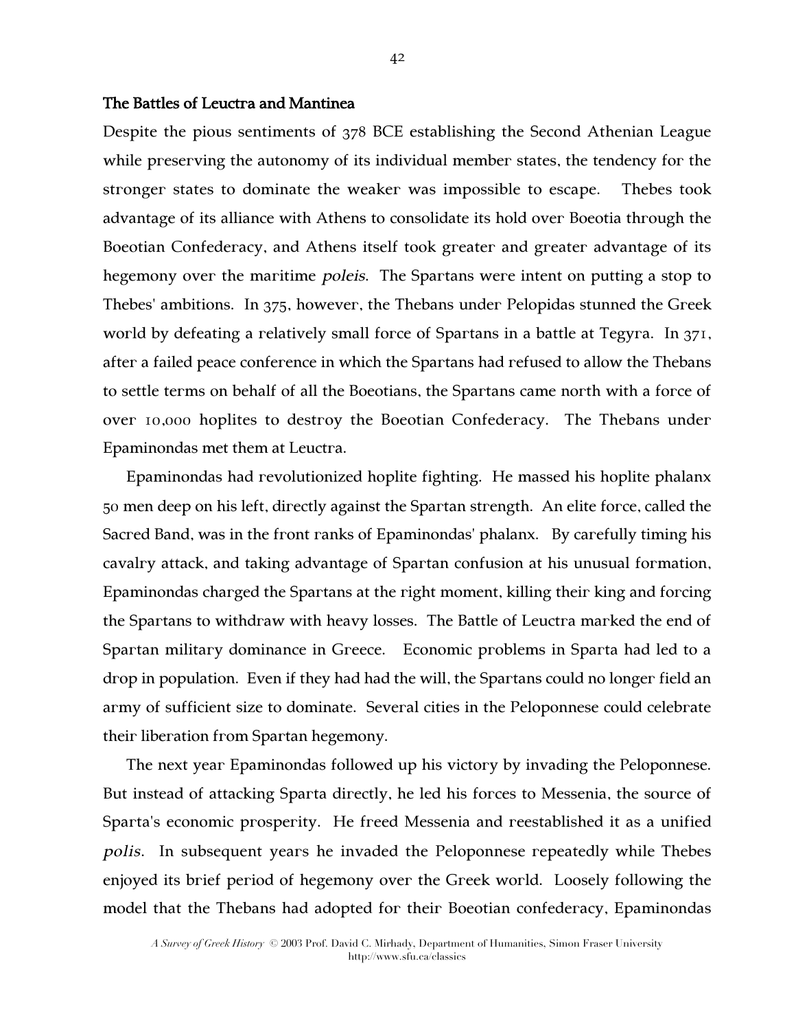## The Battles of Leuctra and Mantinea

Despite the pious sentiments of 378 BCE establishing the Second Athenian League while preserving the autonomy of its individual member states, the tendency for the stronger states to dominate the weaker was impossible to escape. Thebes took advantage of its alliance with Athens to consolidate its hold over Boeotia through the Boeotian Confederacy, and Athens itself took greater and greater advantage of its hegemony over the maritime *poleis*. The Spartans were intent on putting a stop to Thebes' ambitions. In 375, however, the Thebans under Pelopidas stunned the Greek world by defeating a relatively small force of Spartans in a battle at Tegyra. In 371, after a failed peace conference in which the Spartans had refused to allow the Thebans to settle terms on behalf of all the Boeotians, the Spartans came north with a force of over 10,000 hoplites to destroy the Boeotian Confederacy. The Thebans under Epaminondas met them at Leuctra.

Epaminondas had revolutionized hoplite fighting. He massed his hoplite phalanx 50 men deep on his left, directly against the Spartan strength. An elite force, called the Sacred Band, was in the front ranks of Epaminondas' phalanx. By carefully timing his cavalry attack, and taking advantage of Spartan confusion at his unusual formation, Epaminondas charged the Spartans at the right moment, killing their king and forcing the Spartans to withdraw with heavy losses. The Battle of Leuctra marked the end of Spartan military dominance in Greece. Economic problems in Sparta had led to a drop in population. Even if they had had the will, the Spartans could no longer field an army of sufficient size to dominate. Several cities in the Peloponnese could celebrate their liberation from Spartan hegemony.

The next year Epaminondas followed up his victory by invading the Peloponnese. But instead of attacking Sparta directly, he led his forces to Messenia, the source of Sparta's economic prosperity. He freed Messenia and reestablished it as a unified *polis*. In subsequent years he invaded the Peloponnese repeatedly while Thebes enjoyed its brief period of hegemony over the Greek world. Loosely following the model that the Thebans had adopted for their Boeotian confederacy, Epaminondas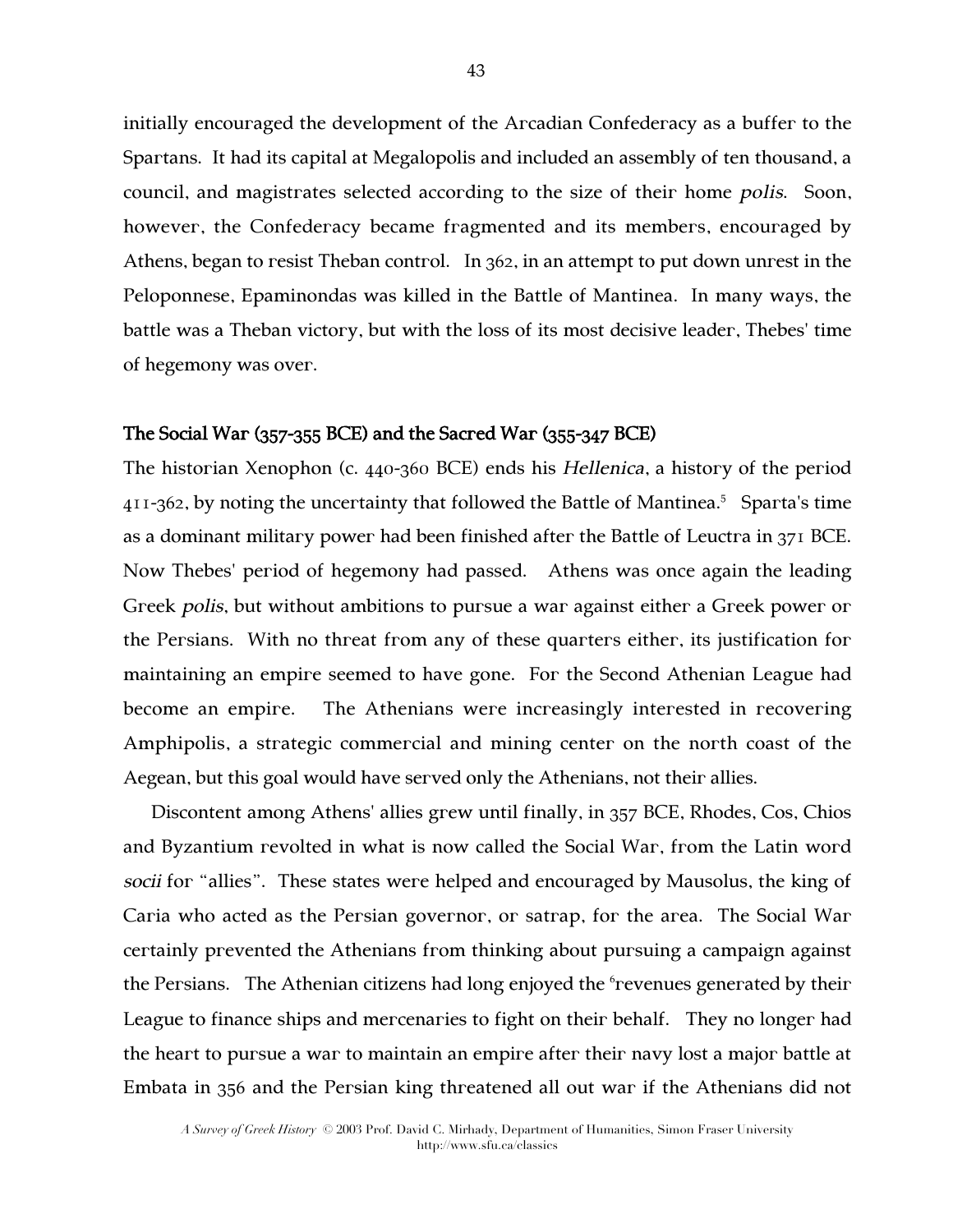initially encouraged the development of the Arcadian Confederacy as a buffer to the Spartans. It had its capital at Megalopolis and included an assembly of ten thousand, a council, and magistrates selected according to the size of their home *polis*. Soon, however, the Confederacy became fragmented and its members, encouraged by Athens, began to resist Theban control. In 362, in an attempt to put down unrest in the Peloponnese, Epaminondas was killed in the Battle of Mantinea. In many ways, the battle was a Theban victory, but with the loss of its most decisive leader, Thebes' time of hegemony was over.

## The Social War (357-355 BCE) and the Sacred War (355-347 BCE)

The historian Xenophon (c. 440-360 BCE) ends his *Hellenica*, a history of the period 411-362, by noting the uncertainty that followed the Battle of Mantinea.[5] Sparta's time as a dominant military power had been finished after the Battle of Leuctra in 371 BCE. Now Thebes' period of hegemony had passed. Athens was once again the leading Greek *polis*, but without ambitions to pursue a war against either a Greek power or the Persians. With no threat from any of these quarters either, its justification for maintaining an empire seemed to have gone. For the Second Athenian League had become an empire. The Athenians were increasingly interested in recovering Amphipolis, a strategic commercial and mining center on the north coast of the Aegean, but this goal would have served only the Athenians, not their allies.

Discontent among Athens' allies grew until finally, in 357 BCE, Rhodes, Cos, Chios and Byzantium revolted in what is now called the Social War, from the Latin word *socii* for "allies". These states were helped and encouraged by Mausolus, the king of Caria who acted as the Persian governor, or satrap, for the area. The Social War certainly prevented the Athenians from thinking about pursuing a campaign against the Persians. The Athenian citizens had long enjoyed the [6]revenues generated by their League to finance ships and mercenaries to fight on their behalf. They no longer had the heart to pursue a war to maintain an empire after their navy lost a major battle at Embata in 356 and the Persian king threatened all out war if the Athenians did not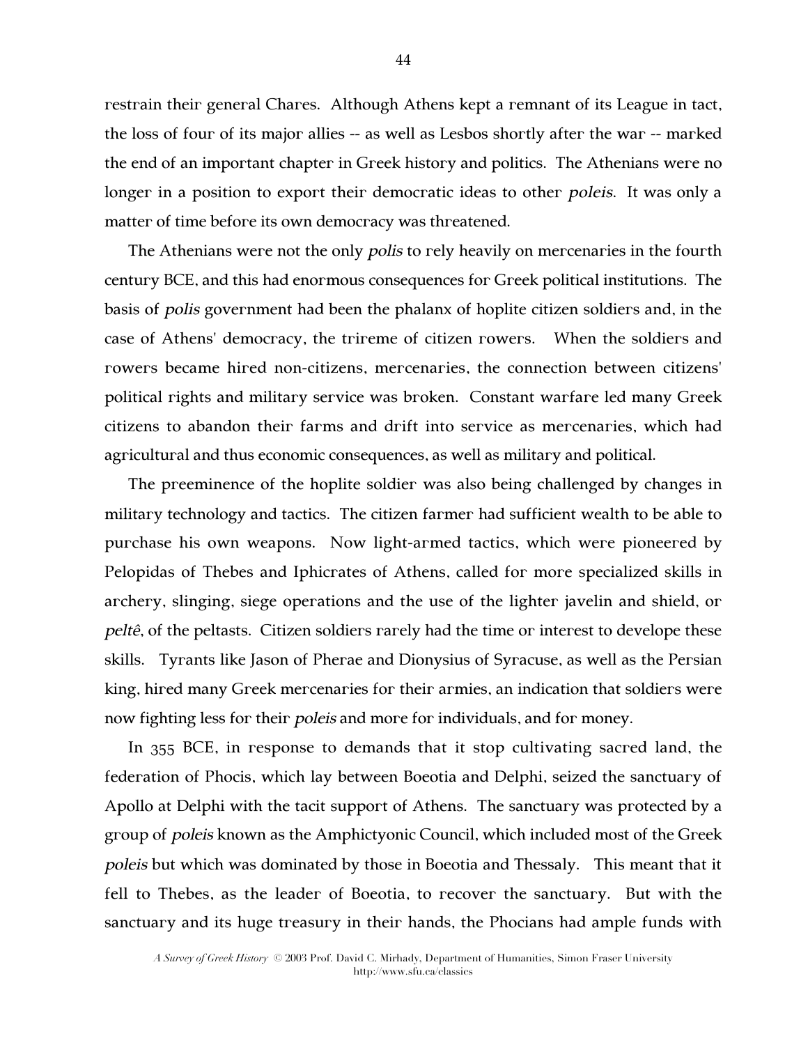restrain their general Chares. Although Athens kept a remnant of its League in tact, the loss of four of its major allies -- as well as Lesbos shortly after the war -- marked the end of an important chapter in Greek history and politics. The Athenians were no longer in a position to export their democratic ideas to other *poleis*. It was only a matter of time before its own democracy was threatened.

The Athenians were not the only *polis* to rely heavily on mercenaries in the fourth century BCE, and this had enormous consequences for Greek political institutions. The basis of *polis* government had been the phalanx of hoplite citizen soldiers and, in the case of Athens' democracy, the trireme of citizen rowers. When the soldiers and rowers became hired non-citizens, mercenaries, the connection between citizens' political rights and military service was broken. Constant warfare led many Greek citizens to abandon their farms and drift into service as mercenaries, which had agricultural and thus economic consequences, as well as military and political.

The preeminence of the hoplite soldier was also being challenged by changes in military technology and tactics. The citizen farmer had sufficient wealth to be able to purchase his own weapons. Now light-armed tactics, which were pioneered by Pelopidas of Thebes and Iphicrates of Athens, called for more specialized skills in archery, slinging, siege operations and the use of the lighter javelin and shield, or *peltê*, of the peltasts. Citizen soldiers rarely had the time or interest to develope these skills. Tyrants like Jason of Pherae and Dionysius of Syracuse, as well as the Persian king, hired many Greek mercenaries for their armies, an indication that soldiers were now fighting less for their *poleis* and more for individuals, and for money.

In 355 BCE, in response to demands that it stop cultivating sacred land, the federation of Phocis, which lay between Boeotia and Delphi, seized the sanctuary of Apollo at Delphi with the tacit support of Athens. The sanctuary was protected by a group of *poleis* known as the Amphictyonic Council, which included most of the Greek *poleis* but which was dominated by those in Boeotia and Thessaly. This meant that it fell to Thebes, as the leader of Boeotia, to recover the sanctuary. But with the sanctuary and its huge treasury in their hands, the Phocians had ample funds with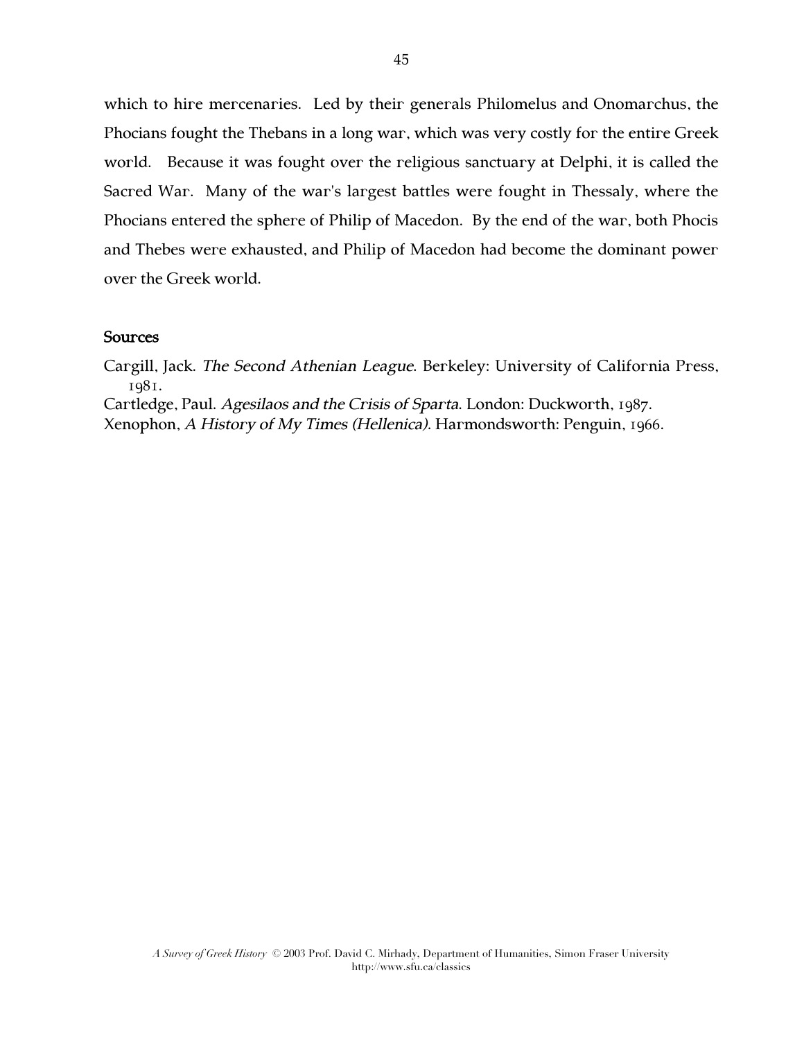which to hire mercenaries. Led by their generals Philomelus and Onomarchus, the Phocians fought the Thebans in a long war, which was very costly for the entire Greek world. Because it was fought over the religious sanctuary at Delphi, it is called the Sacred War. Many of the war's largest battles were fought in Thessaly, where the Phocians entered the sphere of Philip of Macedon. By the end of the war, both Phocis and Thebes were exhausted, and Philip of Macedon had become the dominant power over the Greek world.

### Sources

Cargill, Jack. *The Second Athenian League*. Berkeley: University of California Press, 1981.

Cartledge, Paul. *Agesilaos and the Crisis of Sparta*. London: Duckworth, 1987.

Xenophon, *A History of My Times (Hellenica)*. Harmondsworth: Penguin, 1966.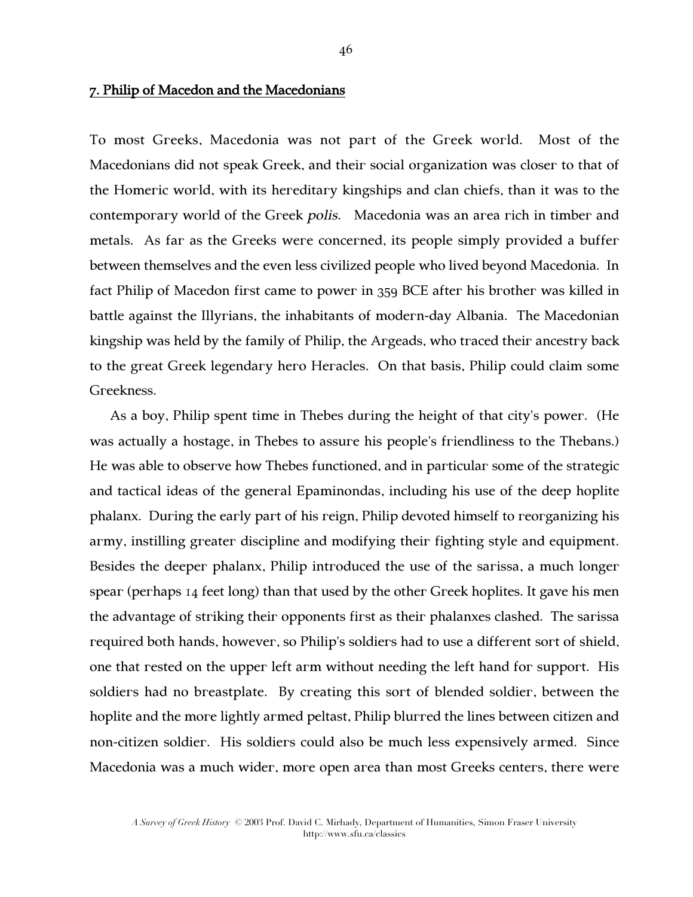## 7. Philip of Macedon and the Macedonians

To most Greeks, Macedonia was not part of the Greek world. Most of the Macedonians did not speak Greek, and their social organization was closer to that of the Homeric world, with its hereditary kingships and clan chiefs, than it was to the contemporary world of the Greek *polis*. Macedonia was an area rich in timber and metals. As far as the Greeks were concerned, its people simply provided a buffer between themselves and the even less civilized people who lived beyond Macedonia. In fact Philip of Macedon first came to power in 359 BCE after his brother was killed in battle against the Illyrians, the inhabitants of modern-day Albania. The Macedonian kingship was held by the family of Philip, the Argeads, who traced their ancestry back to the great Greek legendary hero Heracles. On that basis, Philip could claim some Greekness.

As a boy, Philip spent time in Thebes during the height of that city's power. (He was actually a hostage, in Thebes to assure his people's friendliness to the Thebans.) He was able to observe how Thebes functioned, and in particular some of the strategic and tactical ideas of the general Epaminondas, including his use of the deep hoplite phalanx. During the early part of his reign, Philip devoted himself to reorganizing his army, instilling greater discipline and modifying their fighting style and equipment. Besides the deeper phalanx, Philip introduced the use of the sarissa, a much longer spear (perhaps 14 feet long) than that used by the other Greek hoplites. It gave his men the advantage of striking their opponents first as their phalanxes clashed. The sarissa required both hands, however, so Philip's soldiers had to use a different sort of shield, one that rested on the upper left arm without needing the left hand for support. His soldiers had no breastplate. By creating this sort of blended soldier, between the hoplite and the more lightly armed peltast, Philip blurred the lines between citizen and non-citizen soldier. His soldiers could also be much less expensively armed. Since Macedonia was a much wider, more open area than most Greeks centers, there were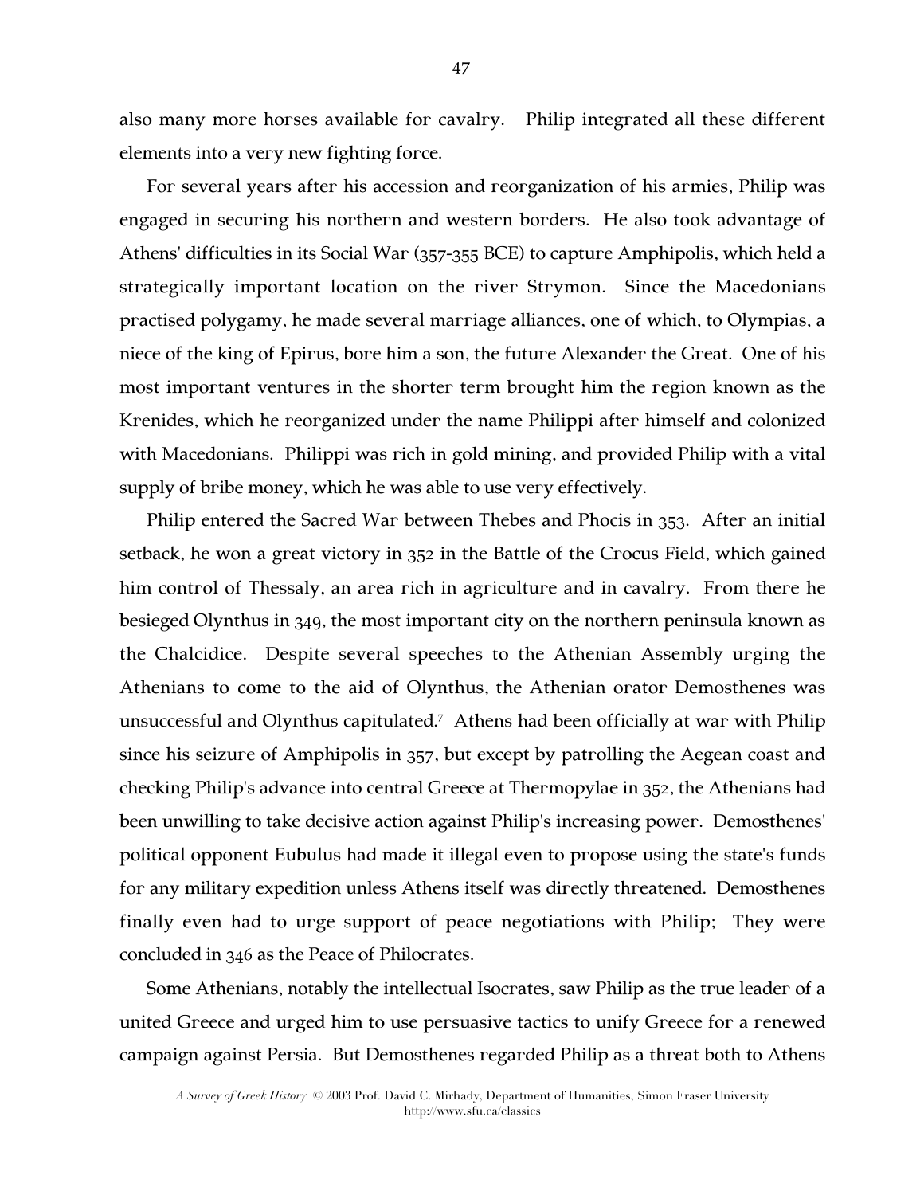also many more horses available for cavalry.  Philip integrated all these different elements into a very new fighting force.

For several years after his accession and reorganization of his armies, Philip was engaged in securing his northern and western borders.  He also took advantage of Athens' difficulties in its Social War (357-355 BCE) to capture Amphipolis, which held a strategically important location on the river Strymon.  Since the Macedonians practised polygamy, he made several marriage alliances, one of which, to Olympias, a niece of the king of Epirus, bore him a son, the future Alexander the Great.  One of his most important ventures in the shorter term brought him the region known as the Krenides, which he reorganized under the name Philippi after himself and colonized with Macedonians.  Philippi was rich in gold mining, and provided Philip with a vital supply of bribe money, which he was able to use very effectively.

Philip entered the Sacred War between Thebes and Phocis in 353.  After an initial setback, he won a great victory in 352 in the Battle of the Crocus Field, which gained him control of Thessaly, an area rich in agriculture and in cavalry.  From there he besieged Olynthus in 349, the most important city on the northern peninsula known as the Chalcidice.  Despite several speeches to the Athenian Assembly urging the Athenians to come to the aid of Olynthus, the Athenian orator Demosthenes was unsuccessful and Olynthus capitulated.[7]  Athens had been officially at war with Philip since his seizure of Amphipolis in 357, but except by patrolling the Aegean coast and checking Philip's advance into central Greece at Thermopylae in 352, the Athenians had been unwilling to take decisive action against Philip's increasing power.  Demosthenes' political opponent Eubulus had made it illegal even to propose using the state's funds for any military expedition unless Athens itself was directly threatened.  Demosthenes finally even had to urge support of peace negotiations with Philip;  They were concluded in 346 as the Peace of Philocrates.

Some Athenians, notably the intellectual Isocrates, saw Philip as the true leader of a united Greece and urged him to use persuasive tactics to unify Greece for a renewed campaign against Persia.  But Demosthenes regarded Philip as a threat both to Athens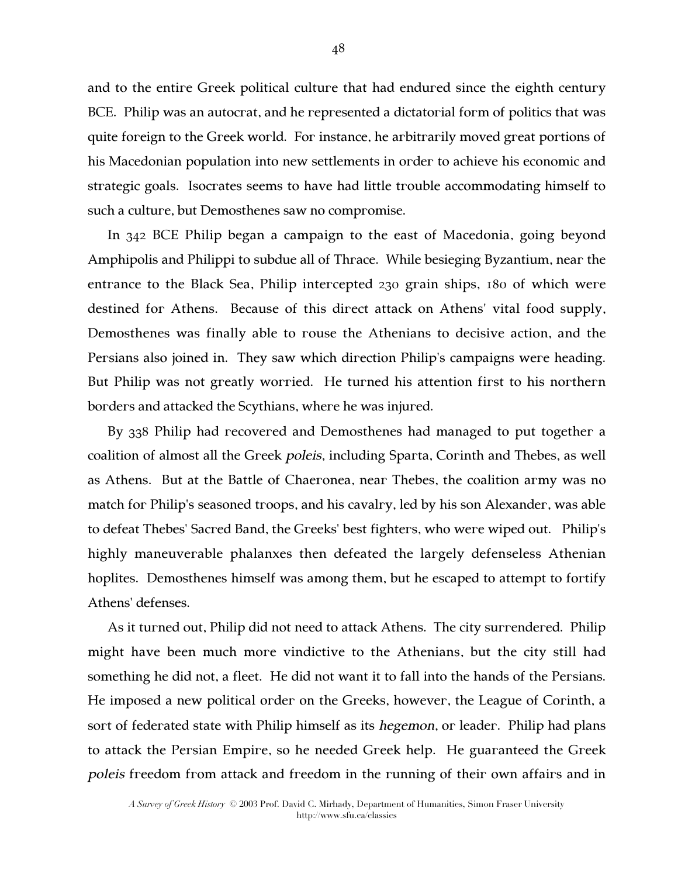and to the entire Greek political culture that had endured since the eighth century BCE. Philip was an autocrat, and he represented a dictatorial form of politics that was quite foreign to the Greek world. For instance, he arbitrarily moved great portions of his Macedonian population into new settlements in order to achieve his economic and strategic goals. Isocrates seems to have had little trouble accommodating himself to such a culture, but Demosthenes saw no compromise.

In 342 BCE Philip began a campaign to the east of Macedonia, going beyond Amphipolis and Philippi to subdue all of Thrace. While besieging Byzantium, near the entrance to the Black Sea, Philip intercepted 230 grain ships, 180 of which were destined for Athens. Because of this direct attack on Athens' vital food supply, Demosthenes was finally able to rouse the Athenians to decisive action, and the Persians also joined in. They saw which direction Philip's campaigns were heading. But Philip was not greatly worried. He turned his attention first to his northern borders and attacked the Scythians, where he was injured.

By 338 Philip had recovered and Demosthenes had managed to put together a coalition of almost all the Greek *poleis*, including Sparta, Corinth and Thebes, as well as Athens. But at the Battle of Chaeronea, near Thebes, the coalition army was no match for Philip's seasoned troops, and his cavalry, led by his son Alexander, was able to defeat Thebes' Sacred Band, the Greeks' best fighters, who were wiped out. Philip's highly maneuverable phalanxes then defeated the largely defenseless Athenian hoplites. Demosthenes himself was among them, but he escaped to attempt to fortify Athens' defenses.

As it turned out, Philip did not need to attack Athens. The city surrendered. Philip might have been much more vindictive to the Athenians, but the city still had something he did not, a fleet. He did not want it to fall into the hands of the Persians. He imposed a new political order on the Greeks, however, the League of Corinth, a sort of federated state with Philip himself as its *hegemon*, or leader. Philip had plans to attack the Persian Empire, so he needed Greek help. He guaranteed the Greek *poleis* freedom from attack and freedom in the running of their own affairs and in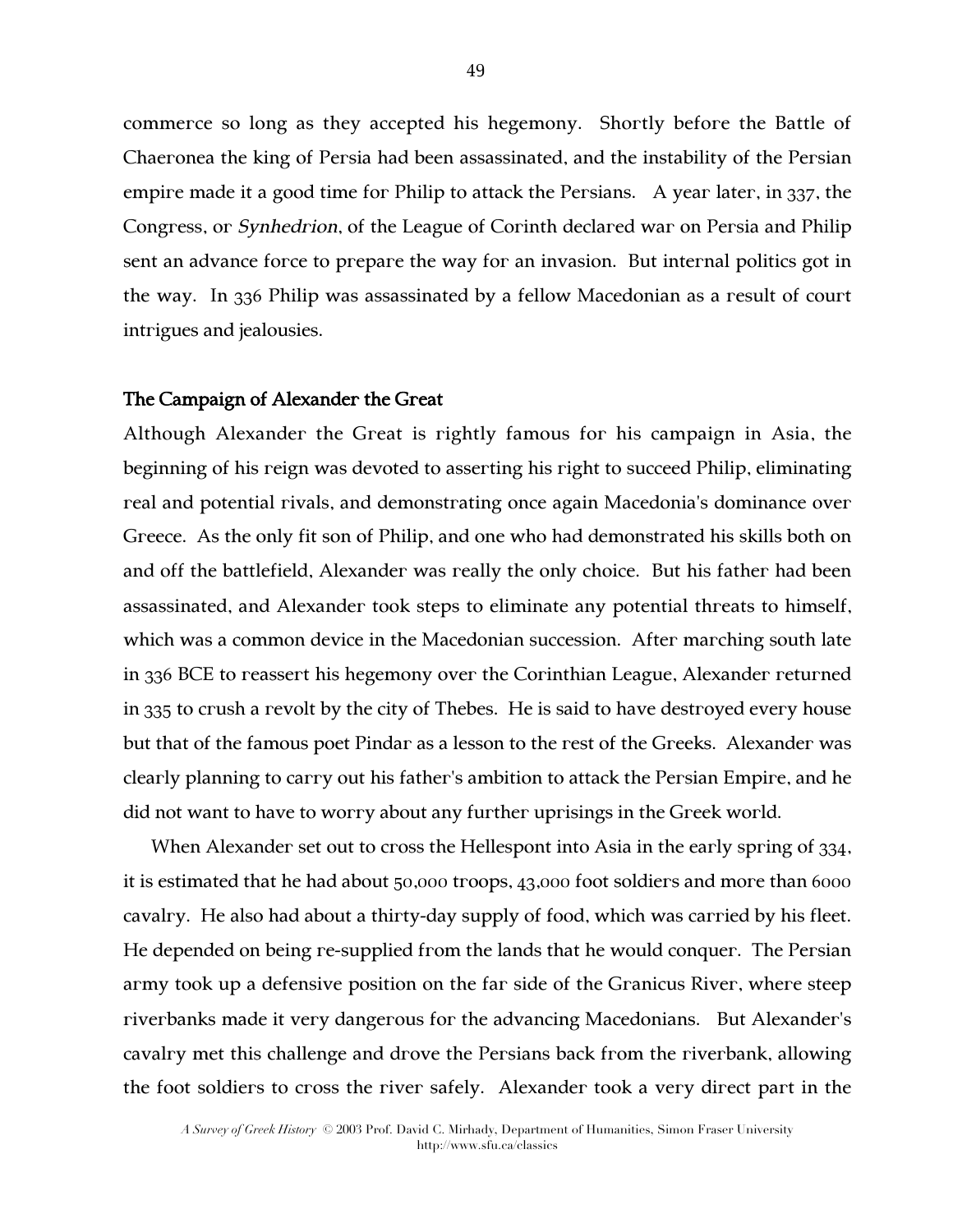commerce so long as they accepted his hegemony. Shortly before the Battle of Chaeronea the king of Persia had been assassinated, and the instability of the Persian empire made it a good time for Philip to attack the Persians. A year later, in 337, the Congress, or *Synhedrion*, of the League of Corinth declared war on Persia and Philip sent an advance force to prepare the way for an invasion. But internal politics got in the way. In 336 Philip was assassinated by a fellow Macedonian as a result of court intrigues and jealousies.

### The Campaign of Alexander the Great

Although Alexander the Great is rightly famous for his campaign in Asia, the beginning of his reign was devoted to asserting his right to succeed Philip, eliminating real and potential rivals, and demonstrating once again Macedonia's dominance over Greece. As the only fit son of Philip, and one who had demonstrated his skills both on and off the battlefield, Alexander was really the only choice. But his father had been assassinated, and Alexander took steps to eliminate any potential threats to himself, which was a common device in the Macedonian succession. After marching south late in 336 BCE to reassert his hegemony over the Corinthian League, Alexander returned in 335 to crush a revolt by the city of Thebes. He is said to have destroyed every house but that of the famous poet Pindar as a lesson to the rest of the Greeks. Alexander was clearly planning to carry out his father's ambition to attack the Persian Empire, and he did not want to have to worry about any further uprisings in the Greek world.

When Alexander set out to cross the Hellespont into Asia in the early spring of 334, it is estimated that he had about 50,000 troops, 43,000 foot soldiers and more than 6000 cavalry. He also had about a thirty-day supply of food, which was carried by his fleet. He depended on being re-supplied from the lands that he would conquer. The Persian army took up a defensive position on the far side of the Granicus River, where steep riverbanks made it very dangerous for the advancing Macedonians. But Alexander's cavalry met this challenge and drove the Persians back from the riverbank, allowing the foot soldiers to cross the river safely. Alexander took a very direct part in the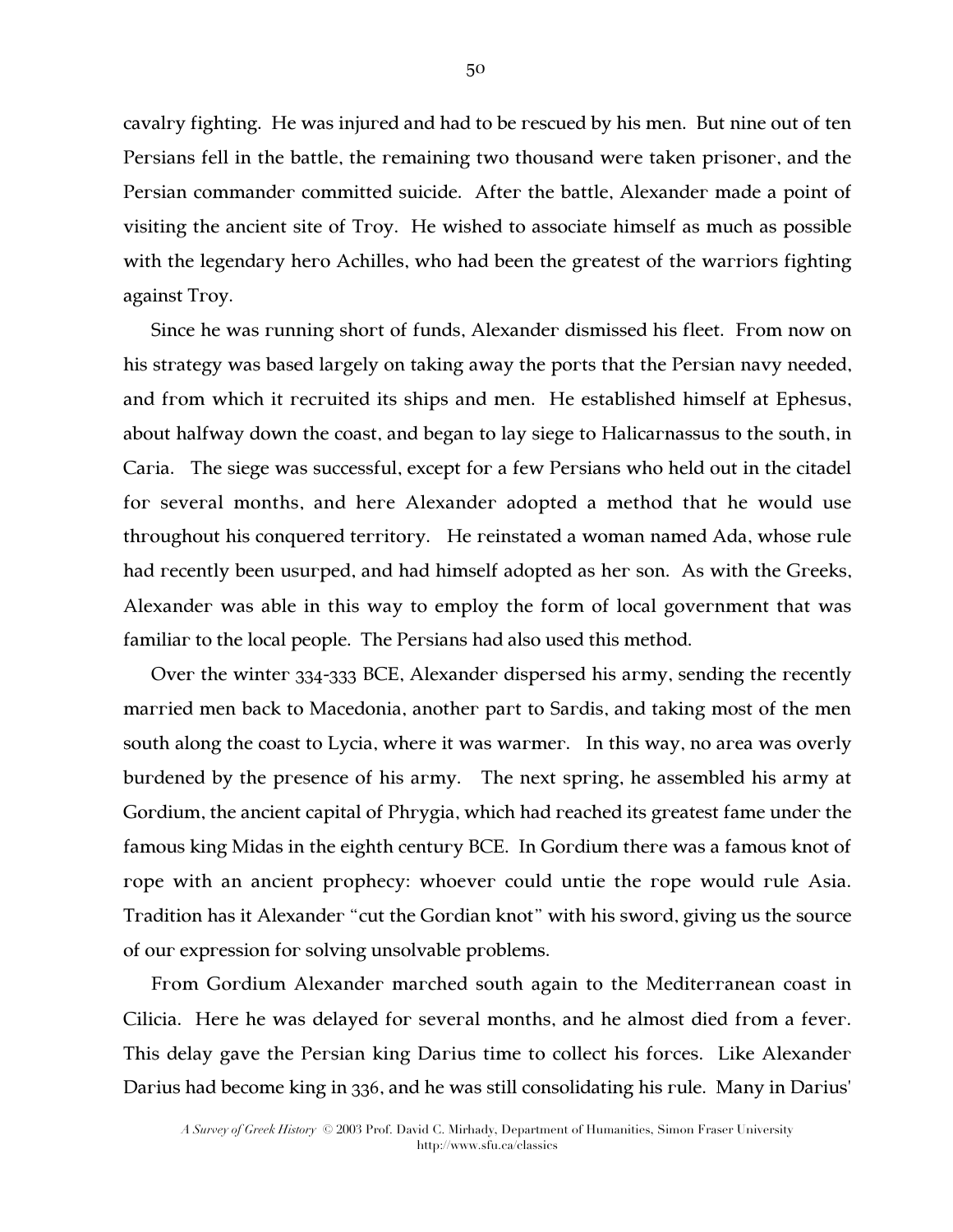cavalry fighting. He was injured and had to be rescued by his men. But nine out of ten Persians fell in the battle, the remaining two thousand were taken prisoner, and the Persian commander committed suicide. After the battle, Alexander made a point of visiting the ancient site of Troy. He wished to associate himself as much as possible with the legendary hero Achilles, who had been the greatest of the warriors fighting against Troy.

Since he was running short of funds, Alexander dismissed his fleet. From now on his strategy was based largely on taking away the ports that the Persian navy needed, and from which it recruited its ships and men. He established himself at Ephesus, about halfway down the coast, and began to lay siege to Halicarnassus to the south, in Caria. The siege was successful, except for a few Persians who held out in the citadel for several months, and here Alexander adopted a method that he would use throughout his conquered territory. He reinstated a woman named Ada, whose rule had recently been usurped, and had himself adopted as her son. As with the Greeks, Alexander was able in this way to employ the form of local government that was familiar to the local people. The Persians had also used this method.

Over the winter 334-333 BCE, Alexander dispersed his army, sending the recently married men back to Macedonia, another part to Sardis, and taking most of the men south along the coast to Lycia, where it was warmer. In this way, no area was overly burdened by the presence of his army. The next spring, he assembled his army at Gordium, the ancient capital of Phrygia, which had reached its greatest fame under the famous king Midas in the eighth century BCE. In Gordium there was a famous knot of rope with an ancient prophecy: whoever could untie the rope would rule Asia. Tradition has it Alexander "cut the Gordian knot" with his sword, giving us the source of our expression for solving unsolvable problems.

From Gordium Alexander marched south again to the Mediterranean coast in Cilicia. Here he was delayed for several months, and he almost died from a fever. This delay gave the Persian king Darius time to collect his forces. Like Alexander Darius had become king in 336, and he was still consolidating his rule. Many in Darius'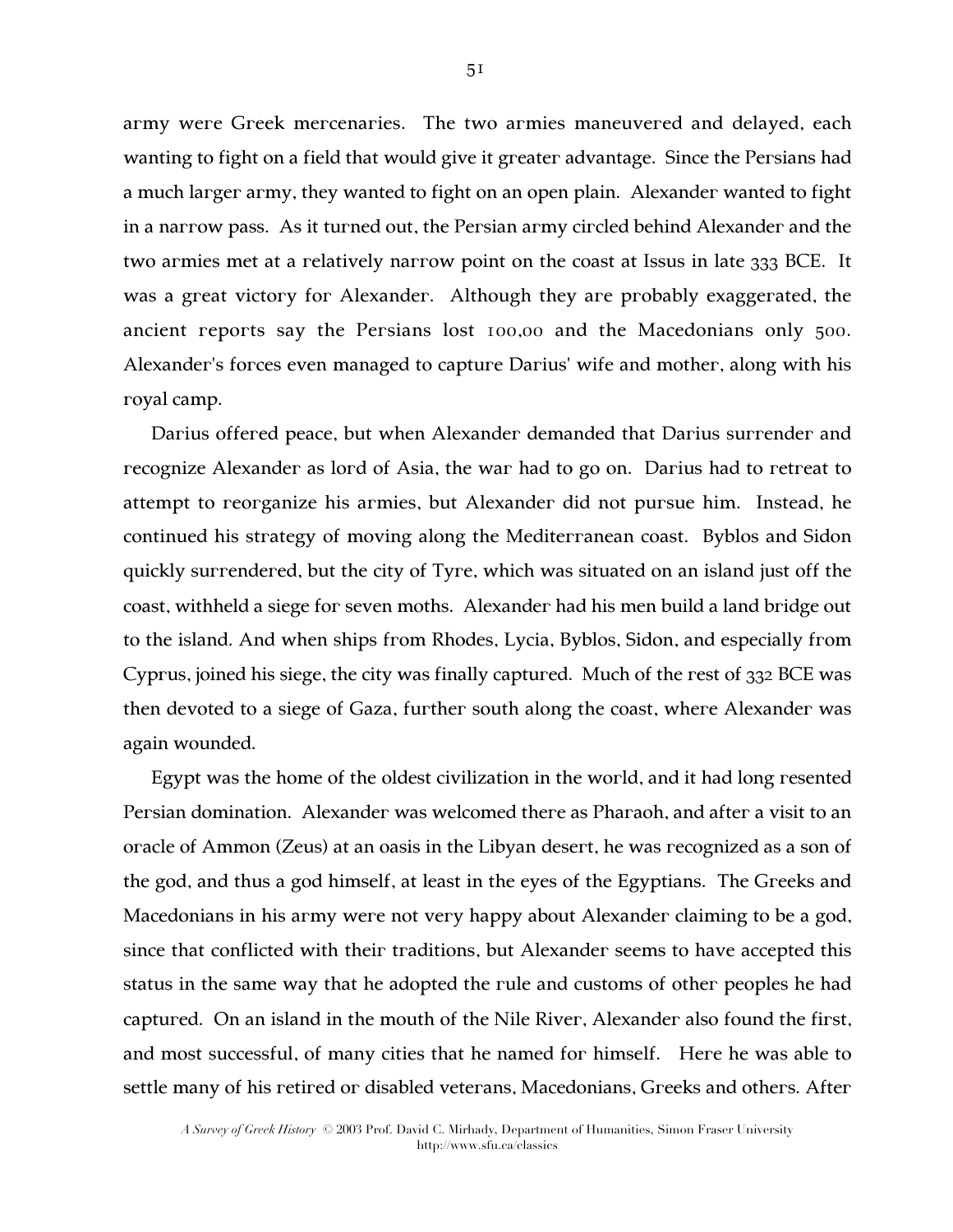army were Greek mercenaries. The two armies maneuvered and delayed, each wanting to fight on a field that would give it greater advantage. Since the Persians had a much larger army, they wanted to fight on an open plain. Alexander wanted to fight in a narrow pass. As it turned out, the Persian army circled behind Alexander and the two armies met at a relatively narrow point on the coast at Issus in late 333 BCE. It was a great victory for Alexander. Although they are probably exaggerated, the ancient reports say the Persians lost 100,00 and the Macedonians only 500. Alexander's forces even managed to capture Darius' wife and mother, along with his royal camp.

Darius offered peace, but when Alexander demanded that Darius surrender and recognize Alexander as lord of Asia, the war had to go on. Darius had to retreat to attempt to reorganize his armies, but Alexander did not pursue him. Instead, he continued his strategy of moving along the Mediterranean coast. Byblos and Sidon quickly surrendered, but the city of Tyre, which was situated on an island just off the coast, withheld a siege for seven moths. Alexander had his men build a land bridge out to the island. And when ships from Rhodes, Lycia, Byblos, Sidon, and especially from Cyprus, joined his siege, the city was finally captured. Much of the rest of 332 BCE was then devoted to a siege of Gaza, further south along the coast, where Alexander was again wounded.

Egypt was the home of the oldest civilization in the world, and it had long resented Persian domination. Alexander was welcomed there as Pharaoh, and after a visit to an oracle of Ammon (Zeus) at an oasis in the Libyan desert, he was recognized as a son of the god, and thus a god himself, at least in the eyes of the Egyptians. The Greeks and Macedonians in his army were not very happy about Alexander claiming to be a god, since that conflicted with their traditions, but Alexander seems to have accepted this status in the same way that he adopted the rule and customs of other peoples he had captured. On an island in the mouth of the Nile River, Alexander also found the first, and most successful, of many cities that he named for himself. Here he was able to settle many of his retired or disabled veterans, Macedonians, Greeks and others. After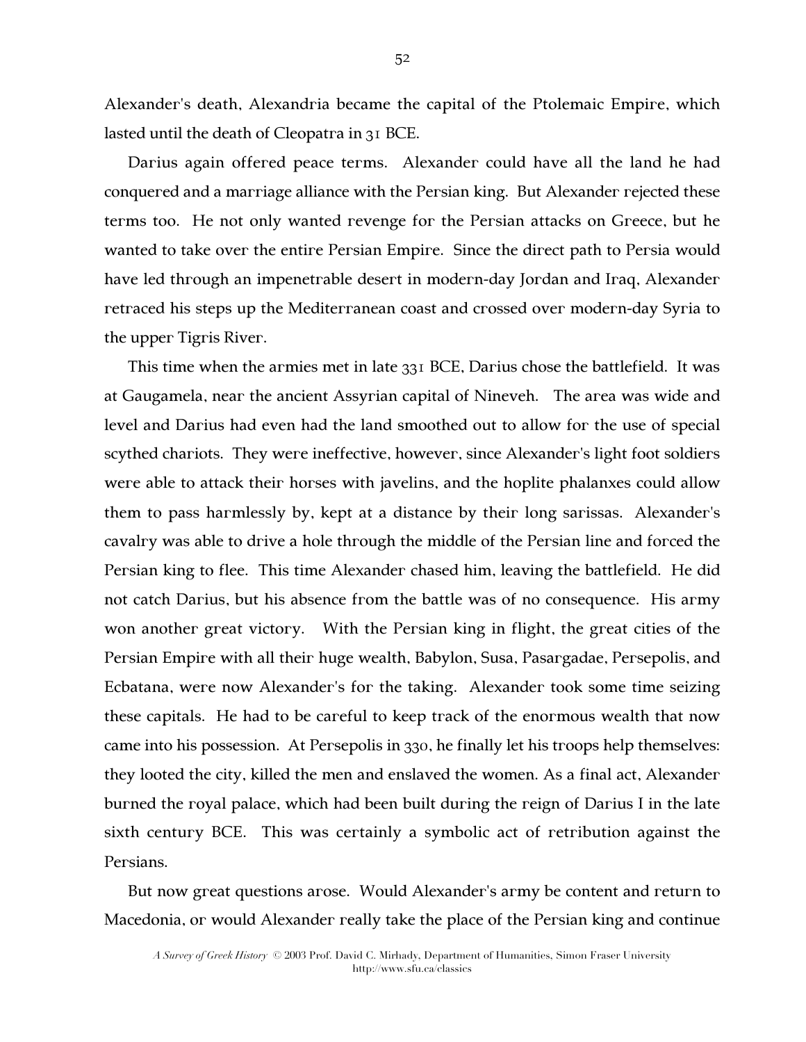Alexander's death, Alexandria became the capital of the Ptolemaic Empire, which lasted until the death of Cleopatra in 31 BCE.

Darius again offered peace terms. Alexander could have all the land he had conquered and a marriage alliance with the Persian king. But Alexander rejected these terms too. He not only wanted revenge for the Persian attacks on Greece, but he wanted to take over the entire Persian Empire. Since the direct path to Persia would have led through an impenetrable desert in modern-day Jordan and Iraq, Alexander retraced his steps up the Mediterranean coast and crossed over modern-day Syria to the upper Tigris River.

This time when the armies met in late 331 BCE, Darius chose the battlefield. It was at Gaugamela, near the ancient Assyrian capital of Nineveh. The area was wide and level and Darius had even had the land smoothed out to allow for the use of special scythed chariots. They were ineffective, however, since Alexander's light foot soldiers were able to attack their horses with javelins, and the hoplite phalanxes could allow them to pass harmlessly by, kept at a distance by their long sarissas. Alexander's cavalry was able to drive a hole through the middle of the Persian line and forced the Persian king to flee. This time Alexander chased him, leaving the battlefield. He did not catch Darius, but his absence from the battle was of no consequence. His army won another great victory. With the Persian king in flight, the great cities of the Persian Empire with all their huge wealth, Babylon, Susa, Pasargadae, Persepolis, and Ecbatana, were now Alexander's for the taking. Alexander took some time seizing these capitals. He had to be careful to keep track of the enormous wealth that now came into his possession. At Persepolis in 330, he finally let his troops help themselves: they looted the city, killed the men and enslaved the women. As a final act, Alexander burned the royal palace, which had been built during the reign of Darius I in the late sixth century BCE. This was certainly a symbolic act of retribution against the Persians.

But now great questions arose. Would Alexander's army be content and return to Macedonia, or would Alexander really take the place of the Persian king and continue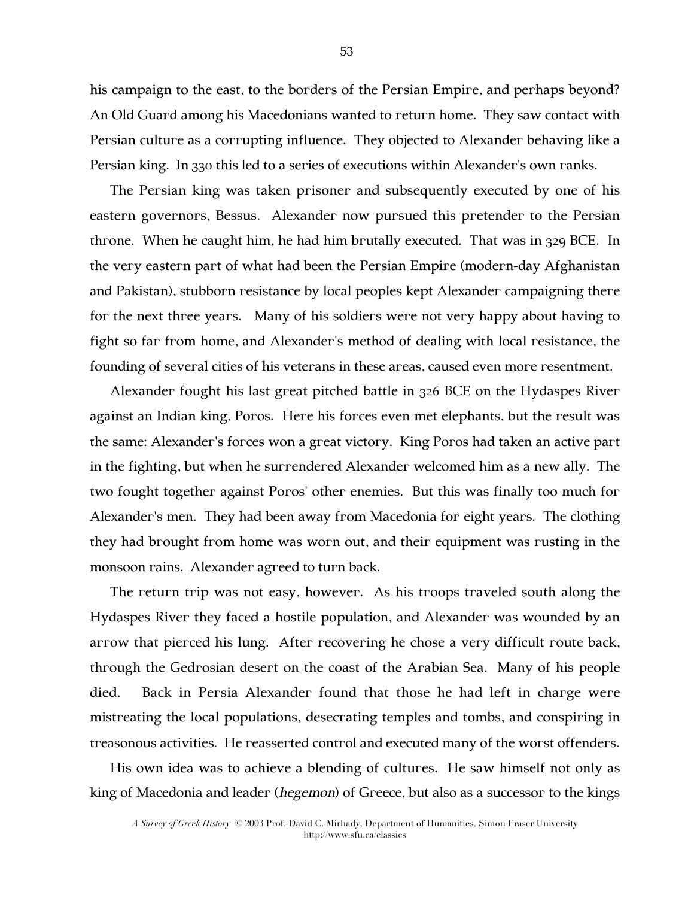his campaign to the east, to the borders of the Persian Empire, and perhaps beyond? An Old Guard among his Macedonians wanted to return home. They saw contact with Persian culture as a corrupting influence. They objected to Alexander behaving like a Persian king. In 330 this led to a series of executions within Alexander's own ranks.

The Persian king was taken prisoner and subsequently executed by one of his eastern governors, Bessus. Alexander now pursued this pretender to the Persian throne. When he caught him, he had him brutally executed. That was in 329 BCE. In the very eastern part of what had been the Persian Empire (modern-day Afghanistan and Pakistan), stubborn resistance by local peoples kept Alexander campaigning there for the next three years. Many of his soldiers were not very happy about having to fight so far from home, and Alexander's method of dealing with local resistance, the founding of several cities of his veterans in these areas, caused even more resentment.

Alexander fought his last great pitched battle in 326 BCE on the Hydaspes River against an Indian king, Poros. Here his forces even met elephants, but the result was the same: Alexander's forces won a great victory. King Poros had taken an active part in the fighting, but when he surrendered Alexander welcomed him as a new ally. The two fought together against Poros' other enemies. But this was finally too much for Alexander's men. They had been away from Macedonia for eight years. The clothing they had brought from home was worn out, and their equipment was rusting in the monsoon rains. Alexander agreed to turn back.

The return trip was not easy, however. As his troops traveled south along the Hydaspes River they faced a hostile population, and Alexander was wounded by an arrow that pierced his lung. After recovering he chose a very difficult route back, through the Gedrosian desert on the coast of the Arabian Sea. Many of his people died. Back in Persia Alexander found that those he had left in charge were mistreating the local populations, desecrating temples and tombs, and conspiring in treasonous activities. He reasserted control and executed many of the worst offenders.

His own idea was to achieve a blending of cultures. He saw himself not only as king of Macedonia and leader (*hegemon*) of Greece, but also as a successor to the kings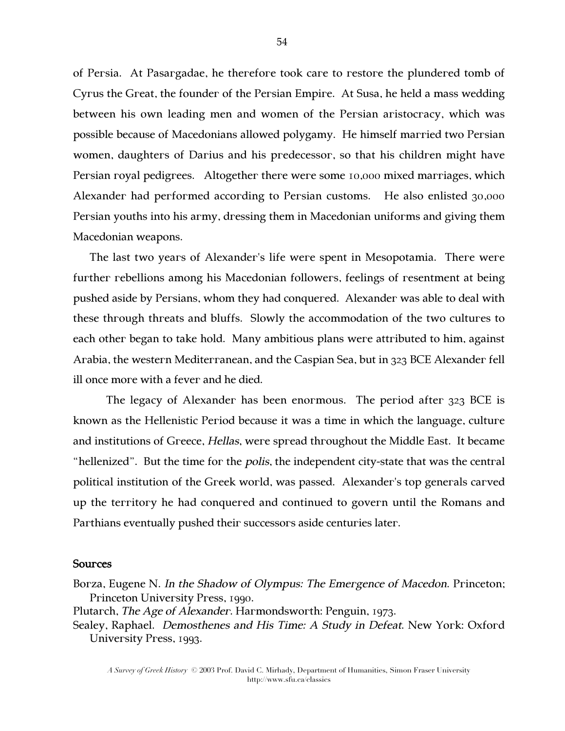of Persia. At Pasargadae, he therefore took care to restore the plundered tomb of Cyrus the Great, the founder of the Persian Empire. At Susa, he held a mass wedding between his own leading men and women of the Persian aristocracy, which was possible because of Macedonians allowed polygamy. He himself married two Persian women, daughters of Darius and his predecessor, so that his children might have Persian royal pedigrees. Altogether there were some 10,000 mixed marriages, which Alexander had performed according to Persian customs. He also enlisted 30,000 Persian youths into his army, dressing them in Macedonian uniforms and giving them Macedonian weapons.

The last two years of Alexander's life were spent in Mesopotamia. There were further rebellions among his Macedonian followers, feelings of resentment at being pushed aside by Persians, whom they had conquered. Alexander was able to deal with these through threats and bluffs. Slowly the accommodation of the two cultures to each other began to take hold. Many ambitious plans were attributed to him, against Arabia, the western Mediterranean, and the Caspian Sea, but in 323 BCE Alexander fell ill once more with a fever and he died.

The legacy of Alexander has been enormous. The period after 323 BCE is known as the Hellenistic Period because it was a time in which the language, culture and institutions of Greece, *Hellas*, were spread throughout the Middle East. It became "hellenized". But the time for the *polis*, the independent city-state that was the central political institution of the Greek world, was passed. Alexander's top generals carved up the territory he had conquered and continued to govern until the Romans and Parthians eventually pushed their successors aside centuries later.

### Sources

Borza, Eugene N. *In the Shadow of Olympus: The Emergence of Macedon*. Princeton; Princeton University Press, 1990.

Plutarch, *The Age of Alexander*. Harmondsworth: Penguin, 1973.

Sealey, Raphael. *Demosthenes and His Time: A Study in Defeat*. New York: Oxford University Press, 1993.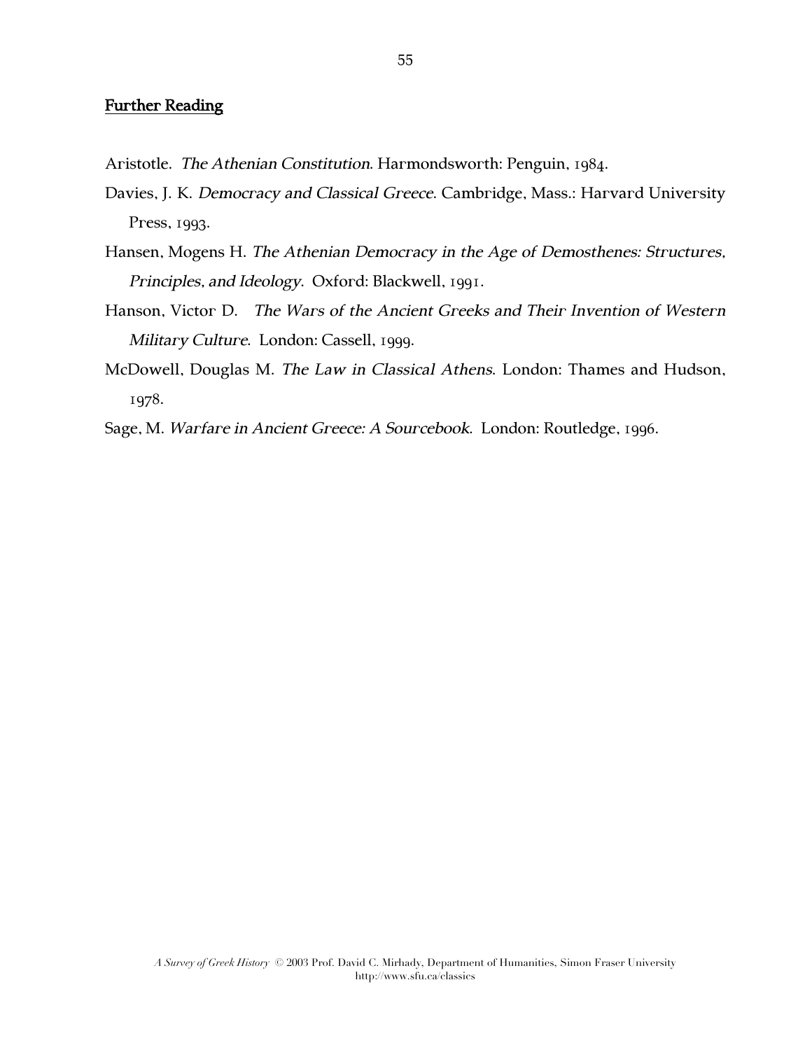## Further Reading

Aristotle. *The Athenian Constitution*. Harmondsworth: Penguin, 1984.

Davies, J. K. *Democracy and Classical Greece*. Cambridge, Mass.: Harvard University Press, 1993.

Hansen, Mogens H. *The Athenian Democracy in the Age of Demosthenes: Structures, Principles, and Ideology*. Oxford: Blackwell, 1991.

Hanson, Victor D. *The Wars of the Ancient Greeks and Their Invention of Western Military Culture*. London: Cassell, 1999.

McDowell, Douglas M. *The Law in Classical Athens*. London: Thames and Hudson, 1978.

Sage, M. *Warfare in Ancient Greece: A Sourcebook*. London: Routledge, 1996.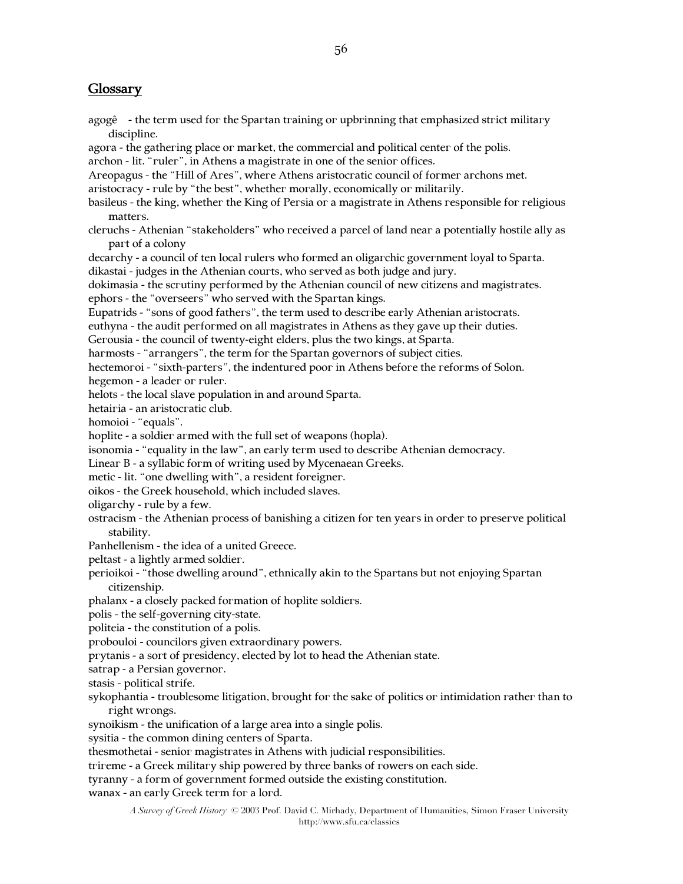## Glossary

agogê - the term used for the Spartan training or upbrinning that emphasized strict military discipline.

agora - the gathering place or market, the commercial and political center of the polis.

archon - lit. "ruler", in Athens a magistrate in one of the senior offices.

Areopagus - the "Hill of Ares", where Athens aristocratic council of former archons met.

aristocracy - rule by "the best", whether morally, economically or militarily.

basileus - the king, whether the King of Persia or a magistrate in Athens responsible for religious matters.

cleruchs - Athenian "stakeholders" who received a parcel of land near a potentially hostile ally as part of a colony

decarchy - a council of ten local rulers who formed an oligarchic government loyal to Sparta.

dikastai - judges in the Athenian courts, who served as both judge and jury.

dokimasia - the scrutiny performed by the Athenian council of new citizens and magistrates.

ephors - the "overseers" who served with the Spartan kings.

Eupatrids - "sons of good fathers", the term used to describe early Athenian aristocrats.

euthyna - the audit performed on all magistrates in Athens as they gave up their duties.

Gerousia - the council of twenty-eight elders, plus the two kings, at Sparta.

harmosts - "arrangers", the term for the Spartan governors of subject cities.

hectemoroi - "sixth-parters", the indentured poor in Athens before the reforms of Solon.

hegemon - a leader or ruler.

helots - the local slave population in and around Sparta.

hetairia - an aristocratic club.

homoioi - "equals".

hoplite - a soldier armed with the full set of weapons (hopla).

isonomia - "equality in the law", an early term used to describe Athenian democracy.

Linear B - a syllabic form of writing used by Mycenaean Greeks.

metic - lit. "one dwelling with", a resident foreigner.

oikos - the Greek household, which included slaves.

oligarchy - rule by a few.

ostracism - the Athenian process of banishing a citizen for ten years in order to preserve political stability.

Panhellenism - the idea of a united Greece.

peltast - a lightly armed soldier.

perioikoi - "those dwelling around", ethnically akin to the Spartans but not enjoying Spartan citizenship.

phalanx - a closely packed formation of hoplite soldiers.

polis - the self-governing city-state.

politeia - the constitution of a polis.

probouloi - councilors given extraordinary powers.

prytanis - a sort of presidency, elected by lot to head the Athenian state.

satrap - a Persian governor.

stasis - political strife.

sykophantia - troublesome litigation, brought for the sake of politics or intimidation rather than to right wrongs.

synoikism - the unification of a large area into a single polis.

sysitia - the common dining centers of Sparta.

thesmothetai - senior magistrates in Athens with judicial responsibilities.

trireme - a Greek military ship powered by three banks of rowers on each side.

tyranny - a form of government formed outside the existing constitution.

wanax - an early Greek term for a lord.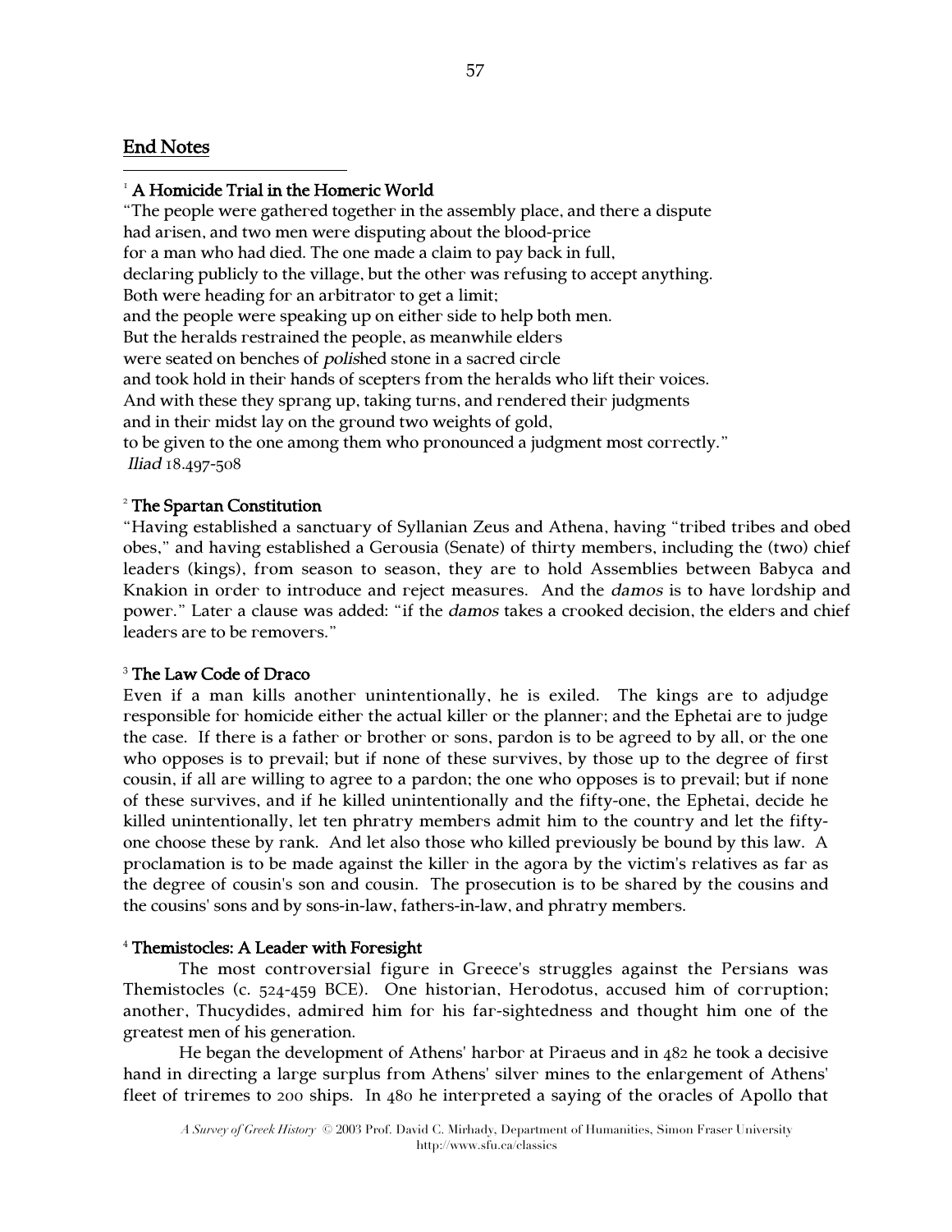## End Notes

[1] **A Homicide Trial in the Homeric World**

"The people were gathered together in the assembly place, and there a dispute
had arisen, and two men were disputing about the blood-price
for a man who had died. The one made a claim to pay back in full,
declaring publicly to the village, but the other was refusing to accept anything.
Both were heading for an arbitrator to get a limit;
and the people were speaking up on either side to help both men.
But the heralds restrained the people, as meanwhile elders
were seated on benches of *polis*hed stone in a sacred circle
and took hold in their hands of scepters from the heralds who lift their voices.
And with these they sprang up, taking turns, and rendered their judgments
and in their midst lay on the ground two weights of gold,
to be given to the one among them who pronounced a judgment most correctly."
*Iliad* 18.497-508

[2] **The Spartan Constitution**

"Having established a sanctuary of Syllanian Zeus and Athena, having "tribed tribes and obed obes," and having established a Gerousia (Senate) of thirty members, including the (two) chief leaders (kings), from season to season, they are to hold Assemblies between Babyca and Knakion in order to introduce and reject measures. And the *damos* is to have lordship and power." Later a clause was added: "if the *damos* takes a crooked decision, the elders and chief leaders are to be removers."

[3] **The Law Code of Draco**

Even if a man kills another unintentionally, he is exiled. The kings are to adjudge responsible for homicide either the actual killer or the planner; and the Ephetai are to judge the case. If there is a father or brother or sons, pardon is to be agreed to by all, or the one who opposes is to prevail; but if none of these survives, by those up to the degree of first cousin, if all are willing to agree to a pardon; the one who opposes is to prevail; but if none of these survives, and if he killed unintentionally and the fifty-one, the Ephetai, decide he killed unintentionally, let ten phratry members admit him to the country and let the fifty-one choose these by rank. And let also those who killed previously be bound by this law. A proclamation is to be made against the killer in the agora by the victim's relatives as far as the degree of cousin's son and cousin. The prosecution is to be shared by the cousins and the cousins' sons and by sons-in-law, fathers-in-law, and phratry members.

[4] **Themistocles: A Leader with Foresight**

The most controversial figure in Greece's struggles against the Persians was Themistocles (c. 524-459 BCE). One historian, Herodotus, accused him of corruption; another, Thucydides, admired him for his far-sightedness and thought him one of the greatest men of his generation.

He began the development of Athens' harbor at Piraeus and in 482 he took a decisive hand in directing a large surplus from Athens' silver mines to the enlargement of Athens' fleet of triremes to 200 ships. In 480 he interpreted a saying of the oracles of Apollo that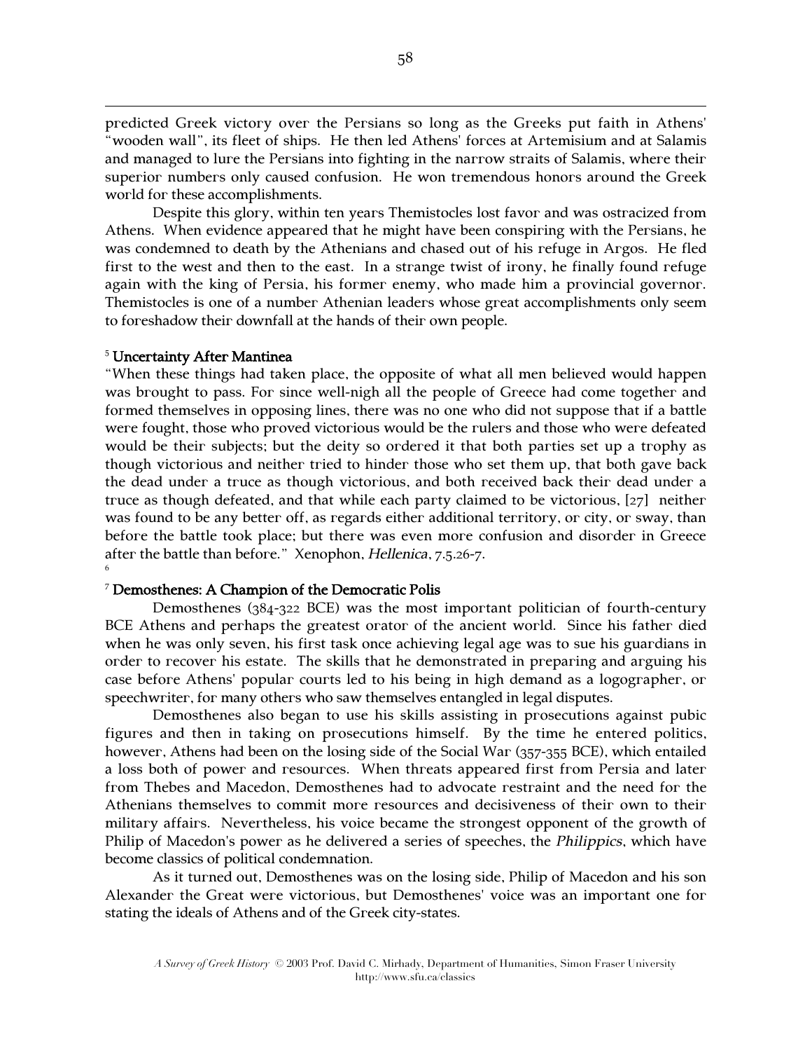predicted Greek victory over the Persians so long as the Greeks put faith in Athens' "wooden wall", its fleet of ships. He then led Athens' forces at Artemisium and at Salamis and managed to lure the Persians into fighting in the narrow straits of Salamis, where their superior numbers only caused confusion. He won tremendous honors around the Greek world for these accomplishments.

Despite this glory, within ten years Themistocles lost favor and was ostracized from Athens. When evidence appeared that he might have been conspiring with the Persians, he was condemned to death by the Athenians and chased out of his refuge in Argos. He fled first to the west and then to the east. In a strange twist of irony, he finally found refuge again with the king of Persia, his former enemy, who made him a provincial governor. Themistocles is one of a number Athenian leaders whose great accomplishments only seem to foreshadow their downfall at the hands of their own people.

[5] **Uncertainty After Mantinea**

"When these things had taken place, the opposite of what all men believed would happen was brought to pass. For since well-nigh all the people of Greece had come together and formed themselves in opposing lines, there was no one who did not suppose that if a battle were fought, those who proved victorious would be the rulers and those who were defeated would be their subjects; but the deity so ordered it that both parties set up a trophy as though victorious and neither tried to hinder those who set them up, that both gave back the dead under a truce as though victorious, and both received back their dead under a truce as though defeated, and that while each party claimed to be victorious, [27] neither was found to be any better off, as regards either additional territory, or city, or sway, than before the battle took place; but there was even more confusion and disorder in Greece after the battle than before." Xenophon, *Hellenica*, 7.5.26-7.

[6]

[7] **Demosthenes: A Champion of the Democratic Polis**

Demosthenes (384-322 BCE) was the most important politician of fourth-century BCE Athens and perhaps the greatest orator of the ancient world. Since his father died when he was only seven, his first task once achieving legal age was to sue his guardians in order to recover his estate. The skills that he demonstrated in preparing and arguing his case before Athens' popular courts led to his being in high demand as a logographer, or speechwriter, for many others who saw themselves entangled in legal disputes.

Demosthenes also began to use his skills assisting in prosecutions against pubic figures and then in taking on prosecutions himself. By the time he entered politics, however, Athens had been on the losing side of the Social War (357-355 BCE), which entailed a loss both of power and resources. When threats appeared first from Persia and later from Thebes and Macedon, Demosthenes had to advocate restraint and the need for the Athenians themselves to commit more resources and decisiveness of their own to their military affairs. Nevertheless, his voice became the strongest opponent of the growth of Philip of Macedon's power as he delivered a series of speeches, the *Philippics*, which have become classics of political condemnation.

As it turned out, Demosthenes was on the losing side, Philip of Macedon and his son Alexander the Great were victorious, but Demosthenes' voice was an important one for stating the ideals of Athens and of the Greek city-states.